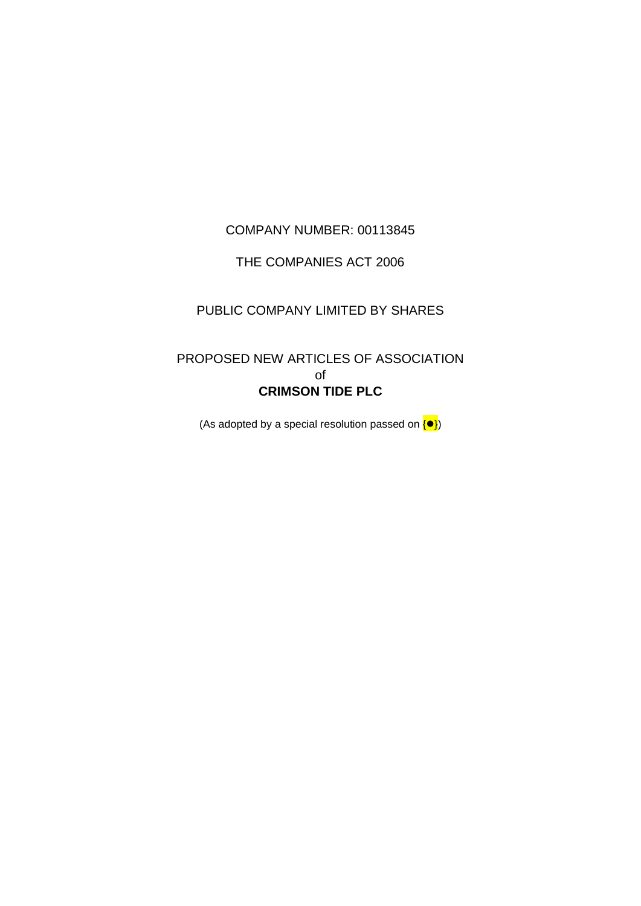COMPANY NUMBER: 00113845

THE COMPANIES ACT 2006

PUBLIC COMPANY LIMITED BY SHARES

PROPOSED NEW ARTICLES OF ASSOCIATION
of
**CRIMSON TIDE PLC**

(As adopted by a special resolution passed on {●})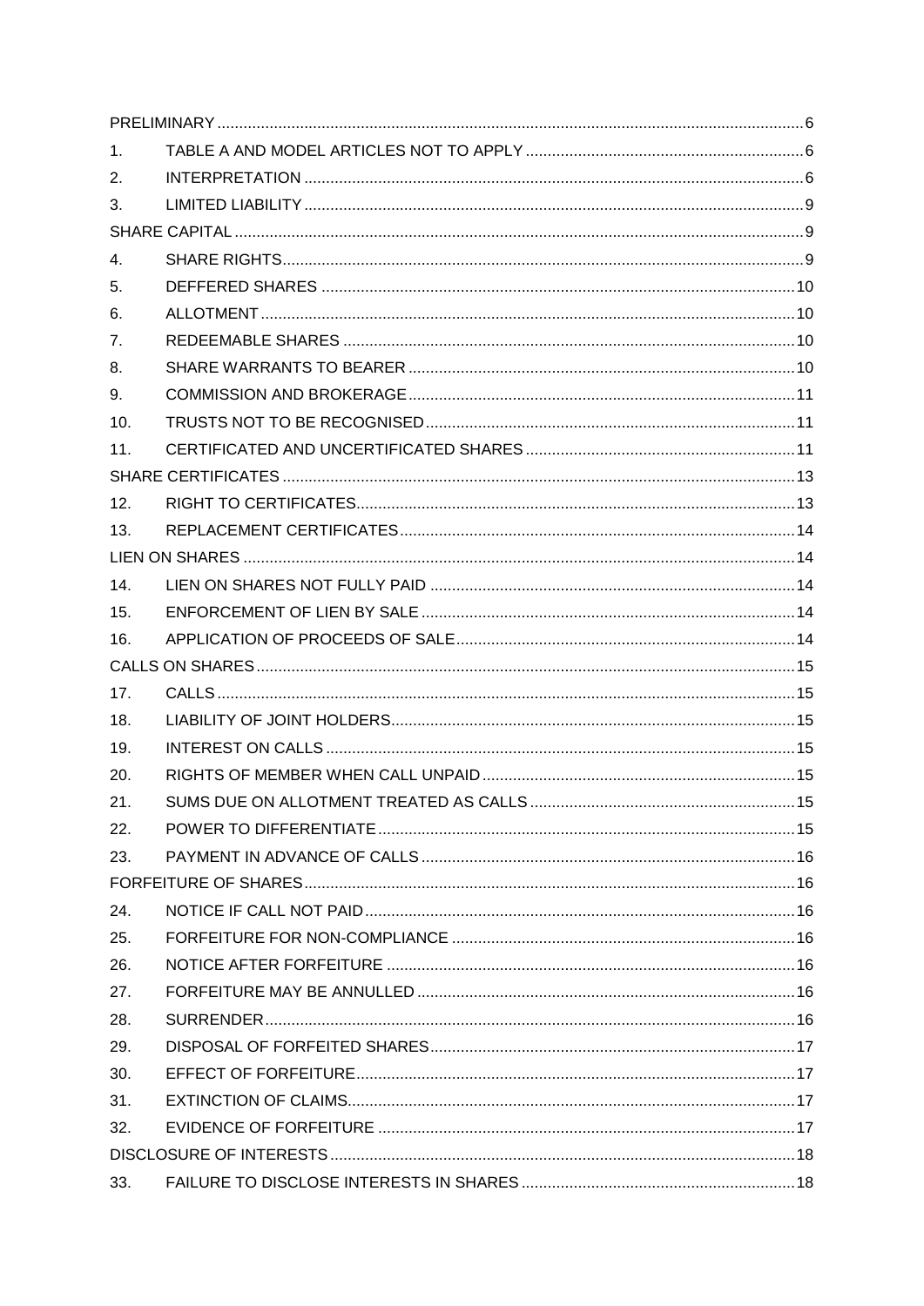| | | |
|---|---|---|
| PRELIMINARY | | 6 |
| 1. | TABLE A AND MODEL ARTICLES NOT TO APPLY | 6 |
| 2. | INTERPRETATION | 6 |
| 3. | LIMITED LIABILITY | 9 |
| SHARE CAPITAL | | 9 |
| 4. | SHARE RIGHTS | 9 |
| 5. | DEFFERED SHARES | 10 |
| 6. | ALLOTMENT | 10 |
| 7. | REDEEMABLE SHARES | 10 |
| 8. | SHARE WARRANTS TO BEARER | 10 |
| 9. | COMMISSION AND BROKERAGE | 11 |
| 10. | TRUSTS NOT TO BE RECOGNISED | 11 |
| 11. | CERTIFICATED AND UNCERTIFICATED SHARES | 11 |
| SHARE CERTIFICATES | | 13 |
| 12. | RIGHT TO CERTIFICATES | 13 |
| 13. | REPLACEMENT CERTIFICATES | 14 |
| LIEN ON SHARES | | 14 |
| 14. | LIEN ON SHARES NOT FULLY PAID | 14 |
| 15. | ENFORCEMENT OF LIEN BY SALE | 14 |
| 16. | APPLICATION OF PROCEEDS OF SALE | 14 |
| CALLS ON SHARES | | 15 |
| 17. | CALLS | 15 |
| 18. | LIABILITY OF JOINT HOLDERS | 15 |
| 19. | INTEREST ON CALLS | 15 |
| 20. | RIGHTS OF MEMBER WHEN CALL UNPAID | 15 |
| 21. | SUMS DUE ON ALLOTMENT TREATED AS CALLS | 15 |
| 22. | POWER TO DIFFERENTIATE | 15 |
| 23. | PAYMENT IN ADVANCE OF CALLS | 16 |
| FORFEITURE OF SHARES | | 16 |
| 24. | NOTICE IF CALL NOT PAID | 16 |
| 25. | FORFEITURE FOR NON-COMPLIANCE | 16 |
| 26. | NOTICE AFTER FORFEITURE | 16 |
| 27. | FORFEITURE MAY BE ANNULLED | 16 |
| 28. | SURRENDER | 16 |
| 29. | DISPOSAL OF FORFEITED SHARES | 17 |
| 30. | EFFECT OF FORFEITURE | 17 |
| 31. | EXTINCTION OF CLAIMS | 17 |
| 32. | EVIDENCE OF FORFEITURE | 17 |
| DISCLOSURE OF INTERESTS | | 18 |
| 33. | FAILURE TO DISCLOSE INTERESTS IN SHARES | 18 |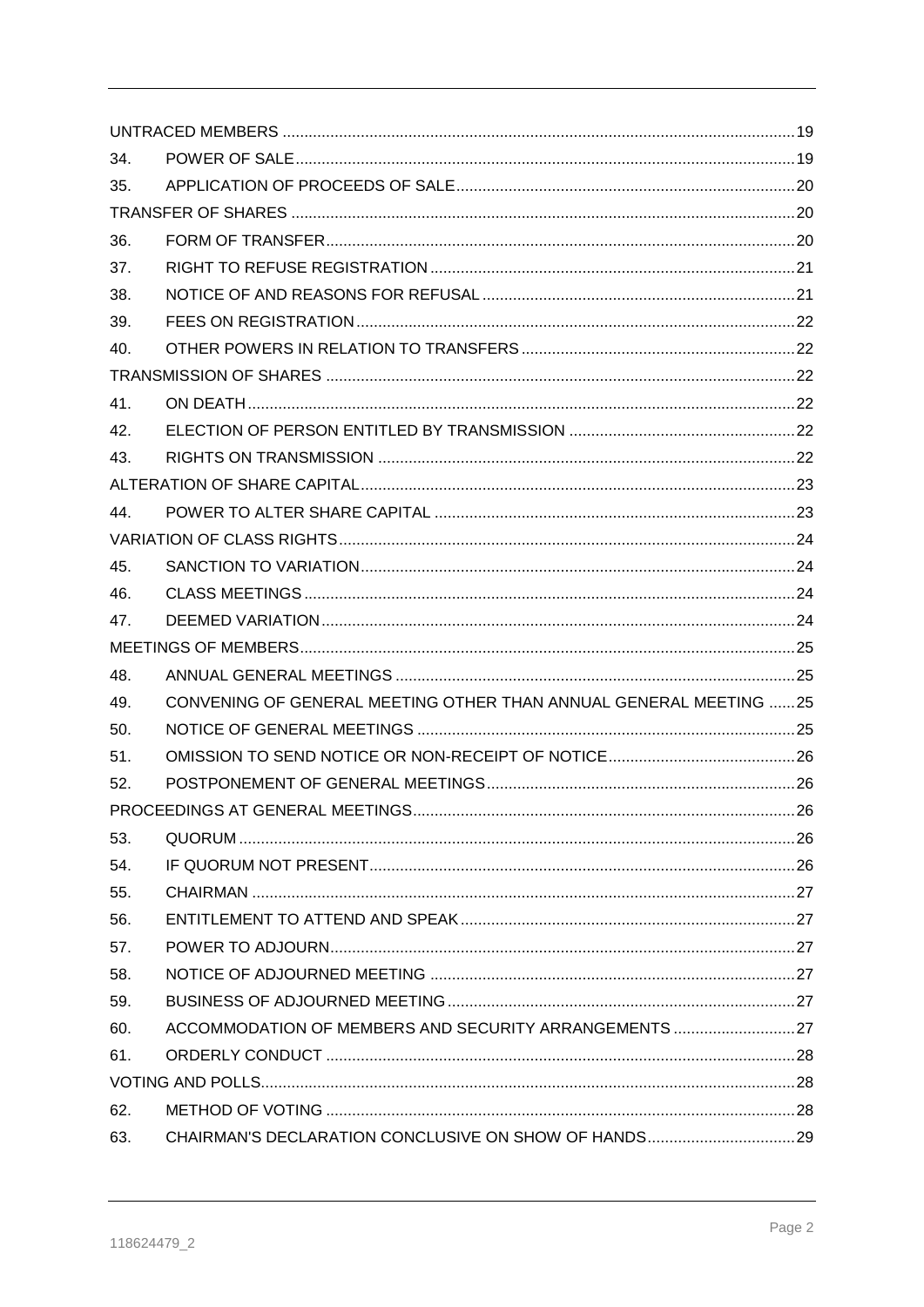| | | |
|---|---|---|
| UNTRACED MEMBERS | | 19 |
| 34. | POWER OF SALE | 19 |
| 35. | APPLICATION OF PROCEEDS OF SALE | 20 |
| TRANSFER OF SHARES | | 20 |
| 36. | FORM OF TRANSFER | 20 |
| 37. | RIGHT TO REFUSE REGISTRATION | 21 |
| 38. | NOTICE OF AND REASONS FOR REFUSAL | 21 |
| 39. | FEES ON REGISTRATION | 22 |
| 40. | OTHER POWERS IN RELATION TO TRANSFERS | 22 |
| TRANSMISSION OF SHARES | | 22 |
| 41. | ON DEATH | 22 |
| 42. | ELECTION OF PERSON ENTITLED BY TRANSMISSION | 22 |
| 43. | RIGHTS ON TRANSMISSION | 22 |
| ALTERATION OF SHARE CAPITAL | | 23 |
| 44. | POWER TO ALTER SHARE CAPITAL | 23 |
| VARIATION OF CLASS RIGHTS | | 24 |
| 45. | SANCTION TO VARIATION | 24 |
| 46. | CLASS MEETINGS | 24 |
| 47. | DEEMED VARIATION | 24 |
| MEETINGS OF MEMBERS | | 25 |
| 48. | ANNUAL GENERAL MEETINGS | 25 |
| 49. | CONVENING OF GENERAL MEETING OTHER THAN ANNUAL GENERAL MEETING | 25 |
| 50. | NOTICE OF GENERAL MEETINGS | 25 |
| 51. | OMISSION TO SEND NOTICE OR NON-RECEIPT OF NOTICE | 26 |
| 52. | POSTPONEMENT OF GENERAL MEETINGS | 26 |
| PROCEEDINGS AT GENERAL MEETINGS | | 26 |
| 53. | QUORUM | 26 |
| 54. | IF QUORUM NOT PRESENT | 26 |
| 55. | CHAIRMAN | 27 |
| 56. | ENTITLEMENT TO ATTEND AND SPEAK | 27 |
| 57. | POWER TO ADJOURN | 27 |
| 58. | NOTICE OF ADJOURNED MEETING | 27 |
| 59. | BUSINESS OF ADJOURNED MEETING | 27 |
| 60. | ACCOMMODATION OF MEMBERS AND SECURITY ARRANGEMENTS | 27 |
| 61. | ORDERLY CONDUCT | 28 |
| VOTING AND POLLS | | 28 |
| 62. | METHOD OF VOTING | 28 |
| 63. | CHAIRMAN'S DECLARATION CONCLUSIVE ON SHOW OF HANDS | 29 |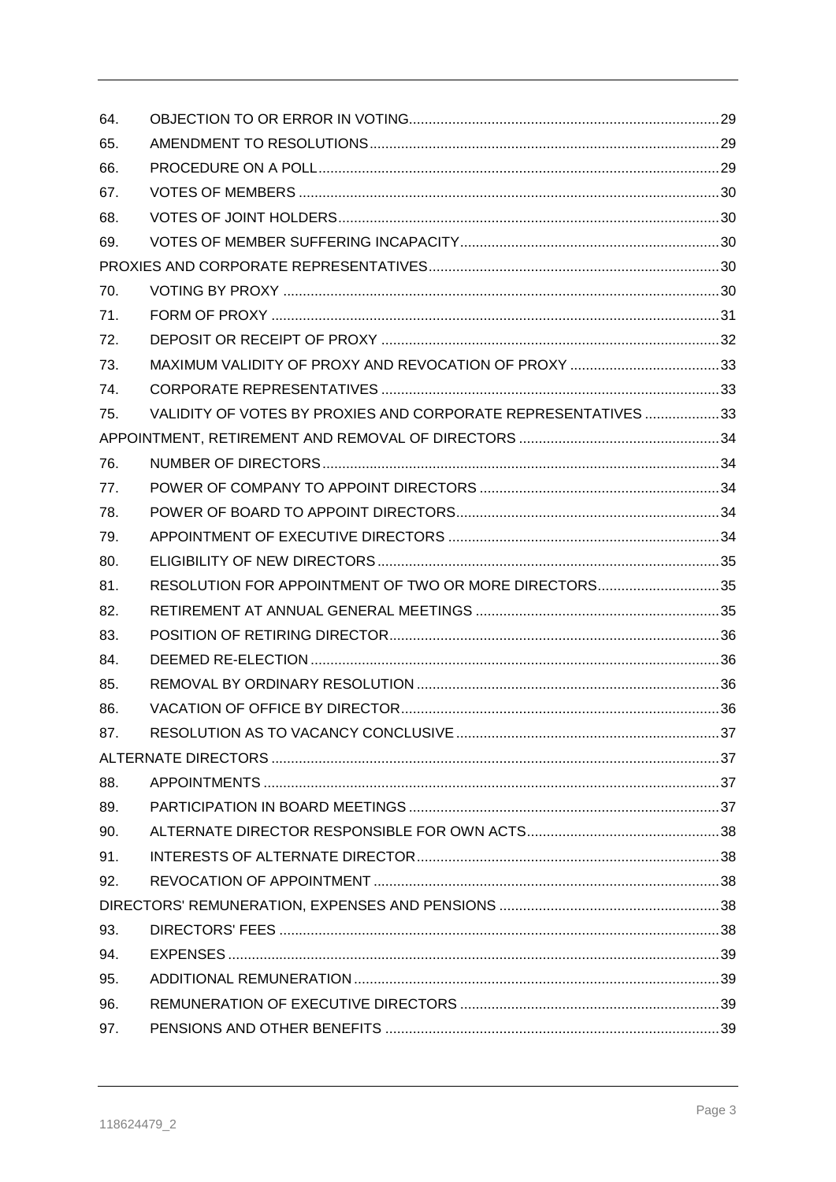| | | |
|---|---|---|
| 64. | OBJECTION TO OR ERROR IN VOTING | 29 |
| 65. | AMENDMENT TO RESOLUTIONS | 29 |
| 66. | PROCEDURE ON A POLL | 29 |
| 67. | VOTES OF MEMBERS | 30 |
| 68. | VOTES OF JOINT HOLDERS | 30 |
| 69. | VOTES OF MEMBER SUFFERING INCAPACITY | 30 |
| PROXIES AND CORPORATE REPRESENTATIVES | | 30 |
| 70. | VOTING BY PROXY | 30 |
| 71. | FORM OF PROXY | 31 |
| 72. | DEPOSIT OR RECEIPT OF PROXY | 32 |
| 73. | MAXIMUM VALIDITY OF PROXY AND REVOCATION OF PROXY | 33 |
| 74. | CORPORATE REPRESENTATIVES | 33 |
| 75. | VALIDITY OF VOTES BY PROXIES AND CORPORATE REPRESENTATIVES | 33 |
| APPOINTMENT, RETIREMENT AND REMOVAL OF DIRECTORS | | 34 |
| 76. | NUMBER OF DIRECTORS | 34 |
| 77. | POWER OF COMPANY TO APPOINT DIRECTORS | 34 |
| 78. | POWER OF BOARD TO APPOINT DIRECTORS | 34 |
| 79. | APPOINTMENT OF EXECUTIVE DIRECTORS | 34 |
| 80. | ELIGIBILITY OF NEW DIRECTORS | 35 |
| 81. | RESOLUTION FOR APPOINTMENT OF TWO OR MORE DIRECTORS | 35 |
| 82. | RETIREMENT AT ANNUAL GENERAL MEETINGS | 35 |
| 83. | POSITION OF RETIRING DIRECTOR | 36 |
| 84. | DEEMED RE-ELECTION | 36 |
| 85. | REMOVAL BY ORDINARY RESOLUTION | 36 |
| 86. | VACATION OF OFFICE BY DIRECTOR | 36 |
| 87. | RESOLUTION AS TO VACANCY CONCLUSIVE | 37 |
| ALTERNATE DIRECTORS | | 37 |
| 88. | APPOINTMENTS | 37 |
| 89. | PARTICIPATION IN BOARD MEETINGS | 37 |
| 90. | ALTERNATE DIRECTOR RESPONSIBLE FOR OWN ACTS | 38 |
| 91. | INTERESTS OF ALTERNATE DIRECTOR | 38 |
| 92. | REVOCATION OF APPOINTMENT | 38 |
| DIRECTORS' REMUNERATION, EXPENSES AND PENSIONS | | 38 |
| 93. | DIRECTORS' FEES | 38 |
| 94. | EXPENSES | 39 |
| 95. | ADDITIONAL REMUNERATION | 39 |
| 96. | REMUNERATION OF EXECUTIVE DIRECTORS | 39 |
| 97. | PENSIONS AND OTHER BENEFITS | 39 |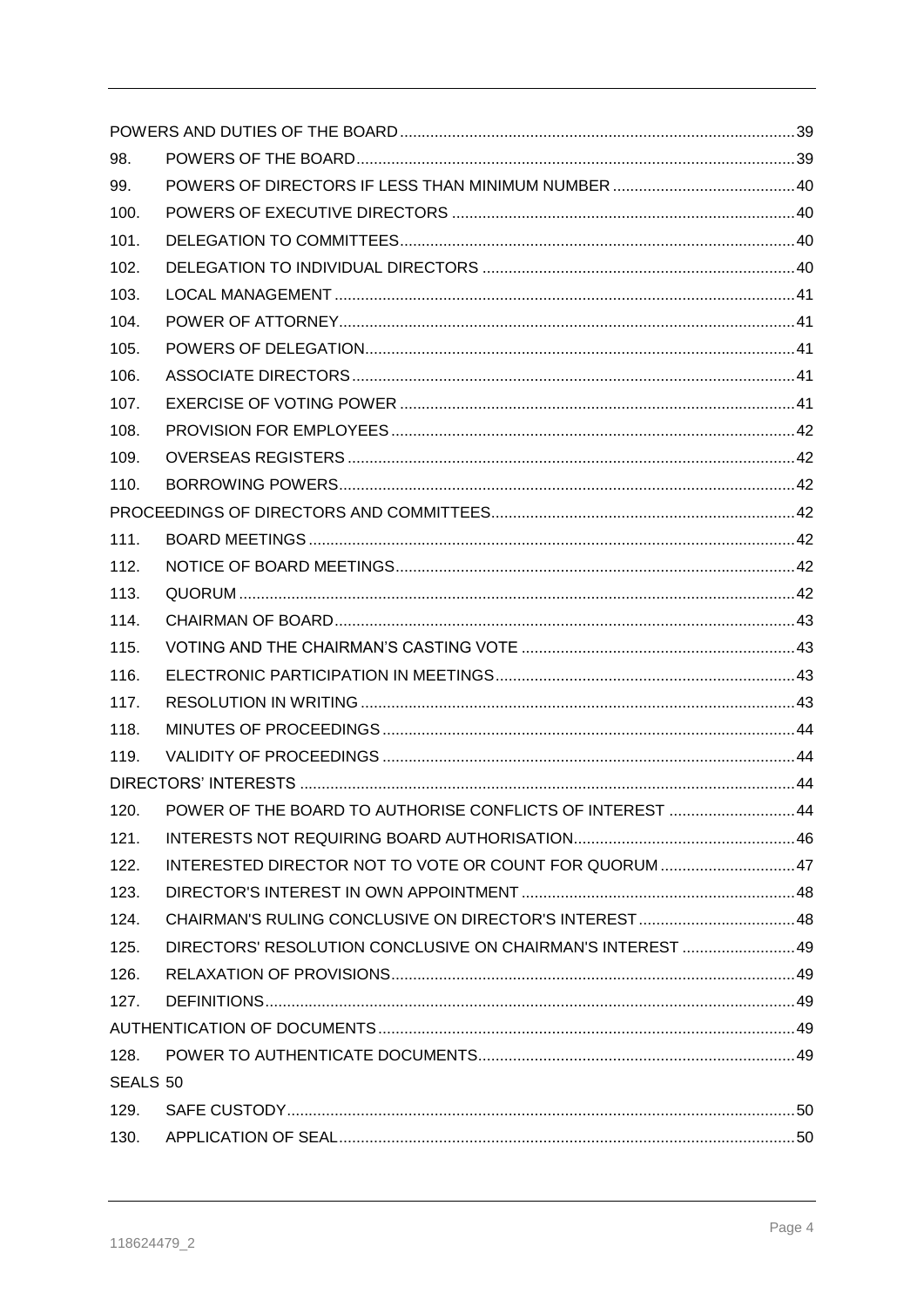| | | |
|---|---|---|
| POWERS AND DUTIES OF THE BOARD | | 39 |
| 98. | POWERS OF THE BOARD | 39 |
| 99. | POWERS OF DIRECTORS IF LESS THAN MINIMUM NUMBER | 40 |
| 100. | POWERS OF EXECUTIVE DIRECTORS | 40 |
| 101. | DELEGATION TO COMMITTEES | 40 |
| 102. | DELEGATION TO INDIVIDUAL DIRECTORS | 40 |
| 103. | LOCAL MANAGEMENT | 41 |
| 104. | POWER OF ATTORNEY | 41 |
| 105. | POWERS OF DELEGATION | 41 |
| 106. | ASSOCIATE DIRECTORS | 41 |
| 107. | EXERCISE OF VOTING POWER | 41 |
| 108. | PROVISION FOR EMPLOYEES | 42 |
| 109. | OVERSEAS REGISTERS | 42 |
| 110. | BORROWING POWERS | 42 |
| PROCEEDINGS OF DIRECTORS AND COMMITTEES | | 42 |
| 111. | BOARD MEETINGS | 42 |
| 112. | NOTICE OF BOARD MEETINGS | 42 |
| 113. | QUORUM | 42 |
| 114. | CHAIRMAN OF BOARD | 43 |
| 115. | VOTING AND THE CHAIRMAN'S CASTING VOTE | 43 |
| 116. | ELECTRONIC PARTICIPATION IN MEETINGS | 43 |
| 117. | RESOLUTION IN WRITING | 43 |
| 118. | MINUTES OF PROCEEDINGS | 44 |
| 119. | VALIDITY OF PROCEEDINGS | 44 |
| DIRECTORS' INTERESTS | | 44 |
| 120. | POWER OF THE BOARD TO AUTHORISE CONFLICTS OF INTEREST | 44 |
| 121. | INTERESTS NOT REQUIRING BOARD AUTHORISATION | 46 |
| 122. | INTERESTED DIRECTOR NOT TO VOTE OR COUNT FOR QUORUM | 47 |
| 123. | DIRECTOR'S INTEREST IN OWN APPOINTMENT | 48 |
| 124. | CHAIRMAN'S RULING CONCLUSIVE ON DIRECTOR'S INTEREST | 48 |
| 125. | DIRECTORS' RESOLUTION CONCLUSIVE ON CHAIRMAN'S INTEREST | 49 |
| 126. | RELAXATION OF PROVISIONS | 49 |
| 127. | DEFINITIONS | 49 |
| AUTHENTICATION OF DOCUMENTS | | 49 |
| 128. | POWER TO AUTHENTICATE DOCUMENTS | 49 |
| SEALS 50 | | |
| 129. | SAFE CUSTODY | 50 |
| 130. | APPLICATION OF SEAL | 50 |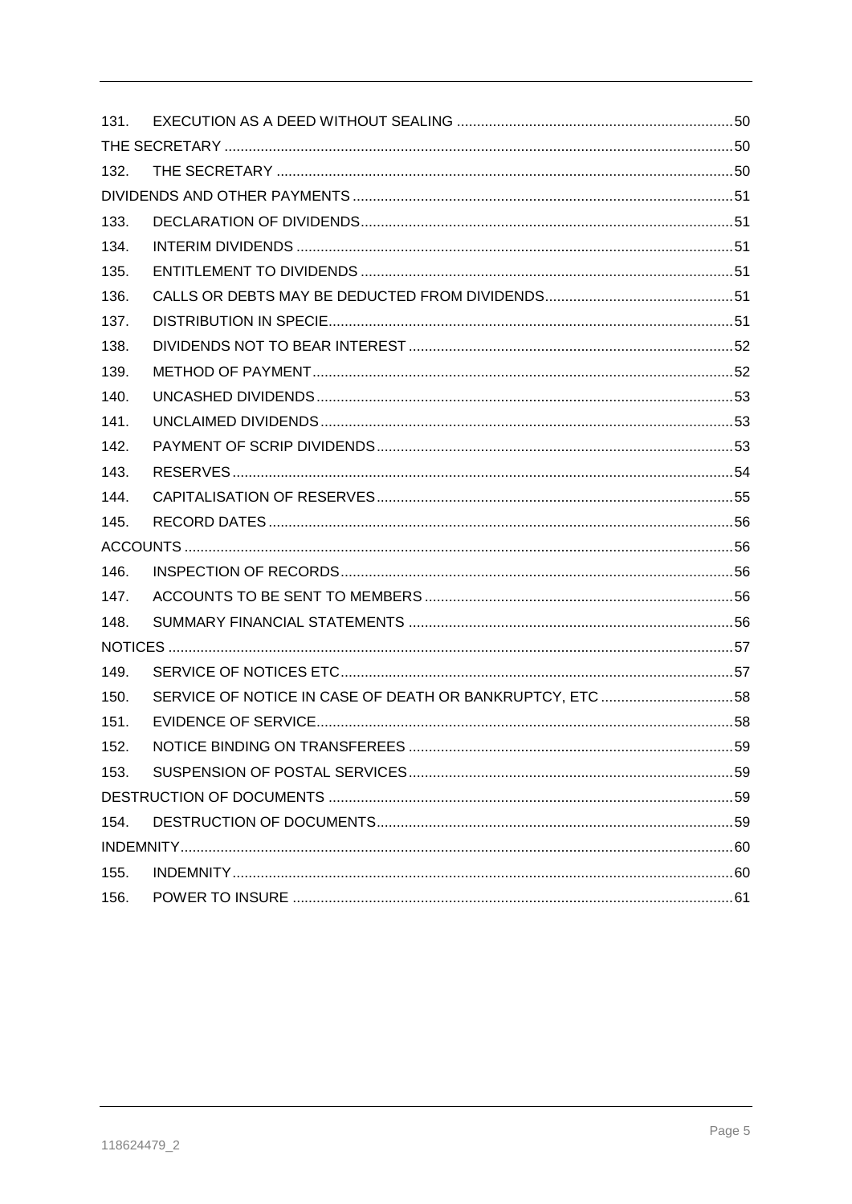| | | |
|---|---|---|
| 131. | EXECUTION AS A DEED WITHOUT SEALING | 50 |
| THE SECRETARY | | 50 |
| 132. | THE SECRETARY | 50 |
| DIVIDENDS AND OTHER PAYMENTS | | 51 |
| 133. | DECLARATION OF DIVIDENDS | 51 |
| 134. | INTERIM DIVIDENDS | 51 |
| 135. | ENTITLEMENT TO DIVIDENDS | 51 |
| 136. | CALLS OR DEBTS MAY BE DEDUCTED FROM DIVIDENDS | 51 |
| 137. | DISTRIBUTION IN SPECIE | 51 |
| 138. | DIVIDENDS NOT TO BEAR INTEREST | 52 |
| 139. | METHOD OF PAYMENT | 52 |
| 140. | UNCASHED DIVIDENDS | 53 |
| 141. | UNCLAIMED DIVIDENDS | 53 |
| 142. | PAYMENT OF SCRIP DIVIDENDS | 53 |
| 143. | RESERVES | 54 |
| 144. | CAPITALISATION OF RESERVES | 55 |
| 145. | RECORD DATES | 56 |
| ACCOUNTS | | 56 |
| 146. | INSPECTION OF RECORDS | 56 |
| 147. | ACCOUNTS TO BE SENT TO MEMBERS | 56 |
| 148. | SUMMARY FINANCIAL STATEMENTS | 56 |
| NOTICES | | 57 |
| 149. | SERVICE OF NOTICES ETC | 57 |
| 150. | SERVICE OF NOTICE IN CASE OF DEATH OR BANKRUPTCY, ETC | 58 |
| 151. | EVIDENCE OF SERVICE | 58 |
| 152. | NOTICE BINDING ON TRANSFEREES | 59 |
| 153. | SUSPENSION OF POSTAL SERVICES | 59 |
| DESTRUCTION OF DOCUMENTS | | 59 |
| 154. | DESTRUCTION OF DOCUMENTS | 59 |
| INDEMNITY | | 60 |
| 155. | INDEMNITY | 60 |
| 156. | POWER TO INSURE | 61 |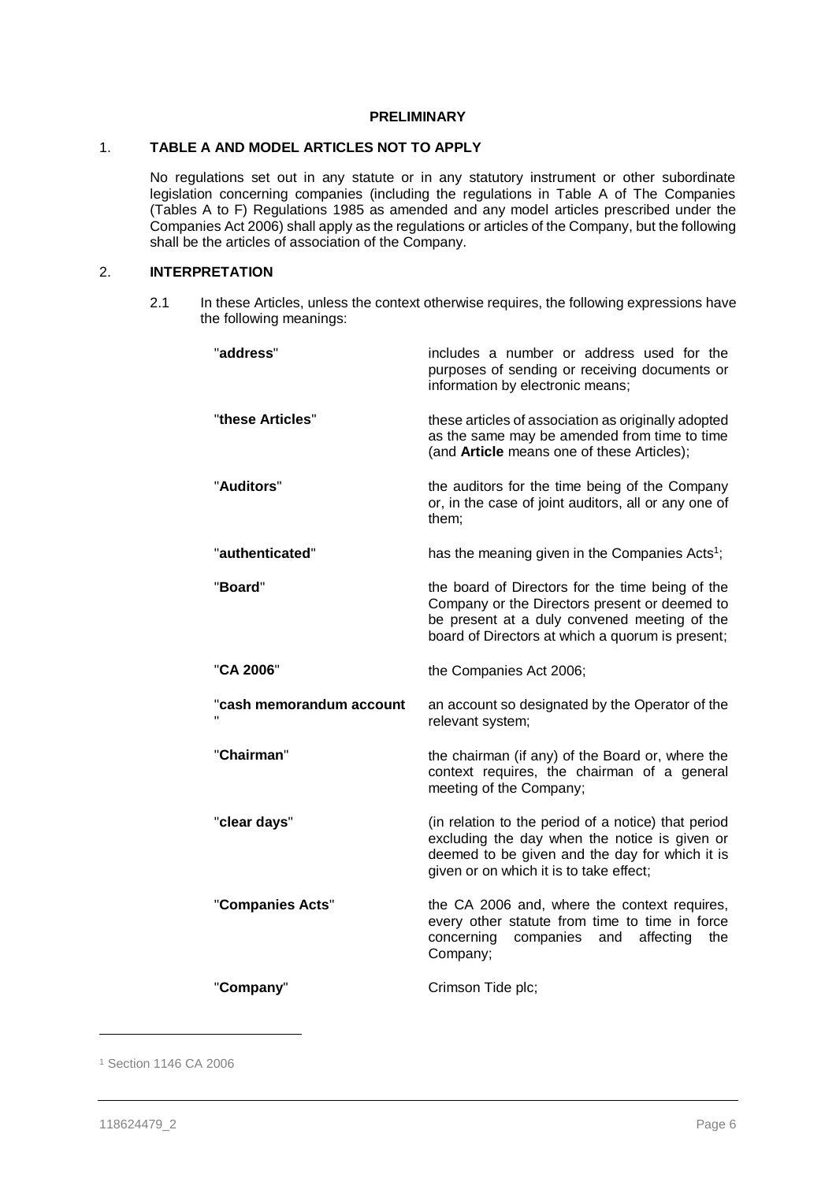**PRELIMINARY**

## 1. TABLE A AND MODEL ARTICLES NOT TO APPLY

No regulations set out in any statute or in any statutory instrument or other subordinate legislation concerning companies (including the regulations in Table A of The Companies (Tables A to F) Regulations 1985 as amended and any model articles prescribed under the Companies Act 2006) shall apply as the regulations or articles of the Company, but the following shall be the articles of association of the Company.

## 2. INTERPRETATION

2.1 In these Articles, unless the context otherwise requires, the following expressions have the following meanings:

| | |
|---|---|
| "**address**" | includes a number or address used for the purposes of sending or receiving documents or information by electronic means; |
| "**these Articles**" | these articles of association as originally adopted as the same may be amended from time to time (and **Article** means one of these Articles); |
| "**Auditors**" | the auditors for the time being of the Company or, in the case of joint auditors, all or any one of them; |
| "**authenticated**" | has the meaning given in the Companies Acts[1]; |
| "**Board**" | the board of Directors for the time being of the Company or the Directors present or deemed to be present at a duly convened meeting of the board of Directors at which a quorum is present; |
| "**CA 2006**" | the Companies Act 2006; |
| "**cash memorandum account**" | an account so designated by the Operator of the relevant system; |
| "**Chairman**" | the chairman (if any) of the Board or, where the context requires, the chairman of a general meeting of the Company; |
| "**clear days**" | (in relation to the period of a notice) that period excluding the day when the notice is given or deemed to be given and the day for which it is given or on which it is to take effect; |
| "**Companies Acts**" | the CA 2006 and, where the context requires, every other statute from time to time in force concerning companies and affecting the Company; |
| "**Company**" | Crimson Tide plc; |

[1] Section 1146 CA 2006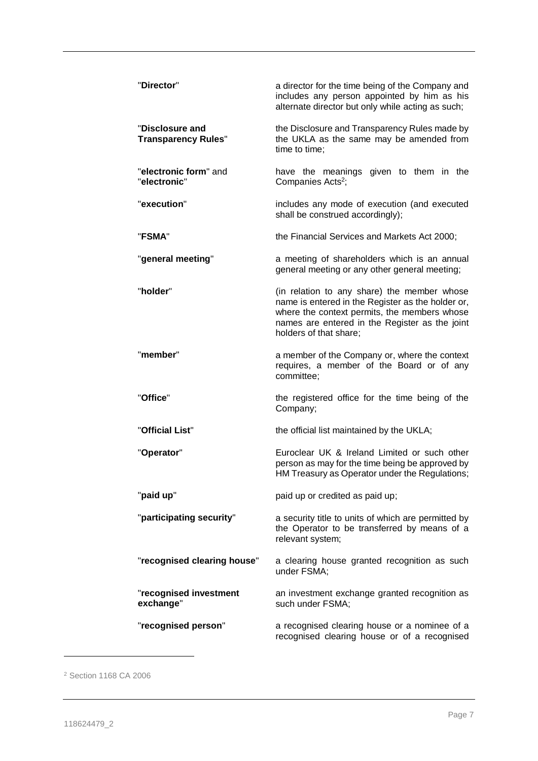| | |
|---|---|
| "**Director**" | a director for the time being of the Company and includes any person appointed by him as his alternate director but only while acting as such; |
| "**Disclosure and Transparency Rules**" | the Disclosure and Transparency Rules made by the UKLA as the same may be amended from time to time; |
| "**electronic form**" and "**electronic**" | have the meanings given to them in the Companies Acts[2]; |
| "**execution**" | includes any mode of execution (and executed shall be construed accordingly); |
| "**FSMA**" | the Financial Services and Markets Act 2000; |
| "**general meeting**" | a meeting of shareholders which is an annual general meeting or any other general meeting; |
| "**holder**" | (in relation to any share) the member whose name is entered in the Register as the holder or, where the context permits, the members whose names are entered in the Register as the joint holders of that share; |
| "**member**" | a member of the Company or, where the context requires, a member of the Board or of any committee; |
| "**Office**" | the registered office for the time being of the Company; |
| "**Official List**" | the official list maintained by the UKLA; |
| "**Operator**" | Euroclear UK & Ireland Limited or such other person as may for the time being be approved by HM Treasury as Operator under the Regulations; |
| "**paid up**" | paid up or credited as paid up; |
| "**participating security**" | a security title to units of which are permitted by the Operator to be transferred by means of a relevant system; |
| "**recognised clearing house**" | a clearing house granted recognition as such under FSMA; |
| "**recognised investment exchange**" | an investment exchange granted recognition as such under FSMA; |
| "**recognised person**" | a recognised clearing house or a nominee of a recognised clearing house or of a recognised |

[2] Section 1168 CA 2006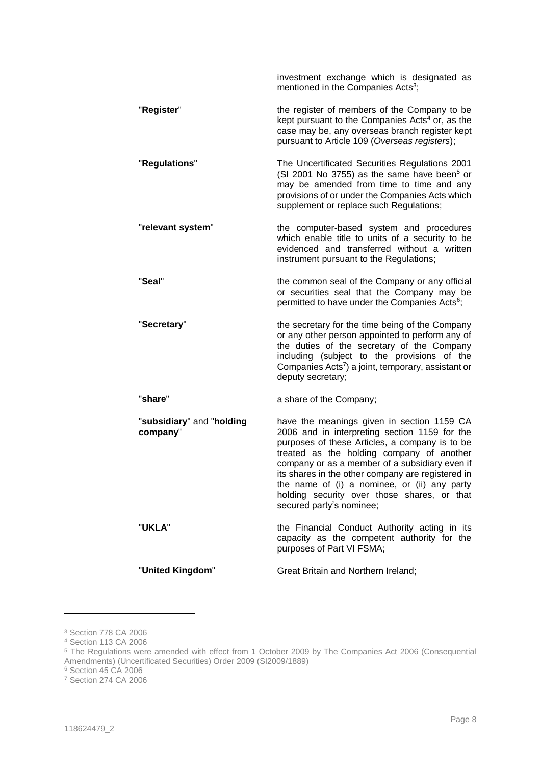| | |
|---|---|
| | investment exchange which is designated as mentioned in the Companies Acts[3]; |
| "**Register**" | the register of members of the Company to be kept pursuant to the Companies Acts[4] or, as the case may be, any overseas branch register kept pursuant to Article 109 (*Overseas registers*); |
| "**Regulations**" | The Uncertificated Securities Regulations 2001 (SI 2001 No 3755) as the same have been[5] or may be amended from time to time and any provisions of or under the Companies Acts which supplement or replace such Regulations; |
| "**relevant system**" | the computer-based system and procedures which enable title to units of a security to be evidenced and transferred without a written instrument pursuant to the Regulations; |
| "**Seal**" | the common seal of the Company or any official or securities seal that the Company may be permitted to have under the Companies Acts[6]; |
| "**Secretary**" | the secretary for the time being of the Company or any other person appointed to perform any of the duties of the secretary of the Company including (subject to the provisions of the Companies Acts[7]) a joint, temporary, assistant or deputy secretary; |
| "**share**" | a share of the Company; |
| "**subsidiary**" and "**holding company**" | have the meanings given in section 1159 CA 2006 and in interpreting section 1159 for the purposes of these Articles, a company is to be treated as the holding company of another company or as a member of a subsidiary even if its shares in the other company are registered in the name of (i) a nominee, or (ii) any party holding security over those shares, or that secured party's nominee; |
| "**UKLA**" | the Financial Conduct Authority acting in its capacity as the competent authority for the purposes of Part VI FSMA; |
| "**United Kingdom**" | Great Britain and Northern Ireland; |

[3] Section 778 CA 2006

[4] Section 113 CA 2006

[5] The Regulations were amended with effect from 1 October 2009 by The Companies Act 2006 (Consequential Amendments) (Uncertificated Securities) Order 2009 (SI2009/1889)

[6] Section 45 CA 2006

[7] Section 274 CA 2006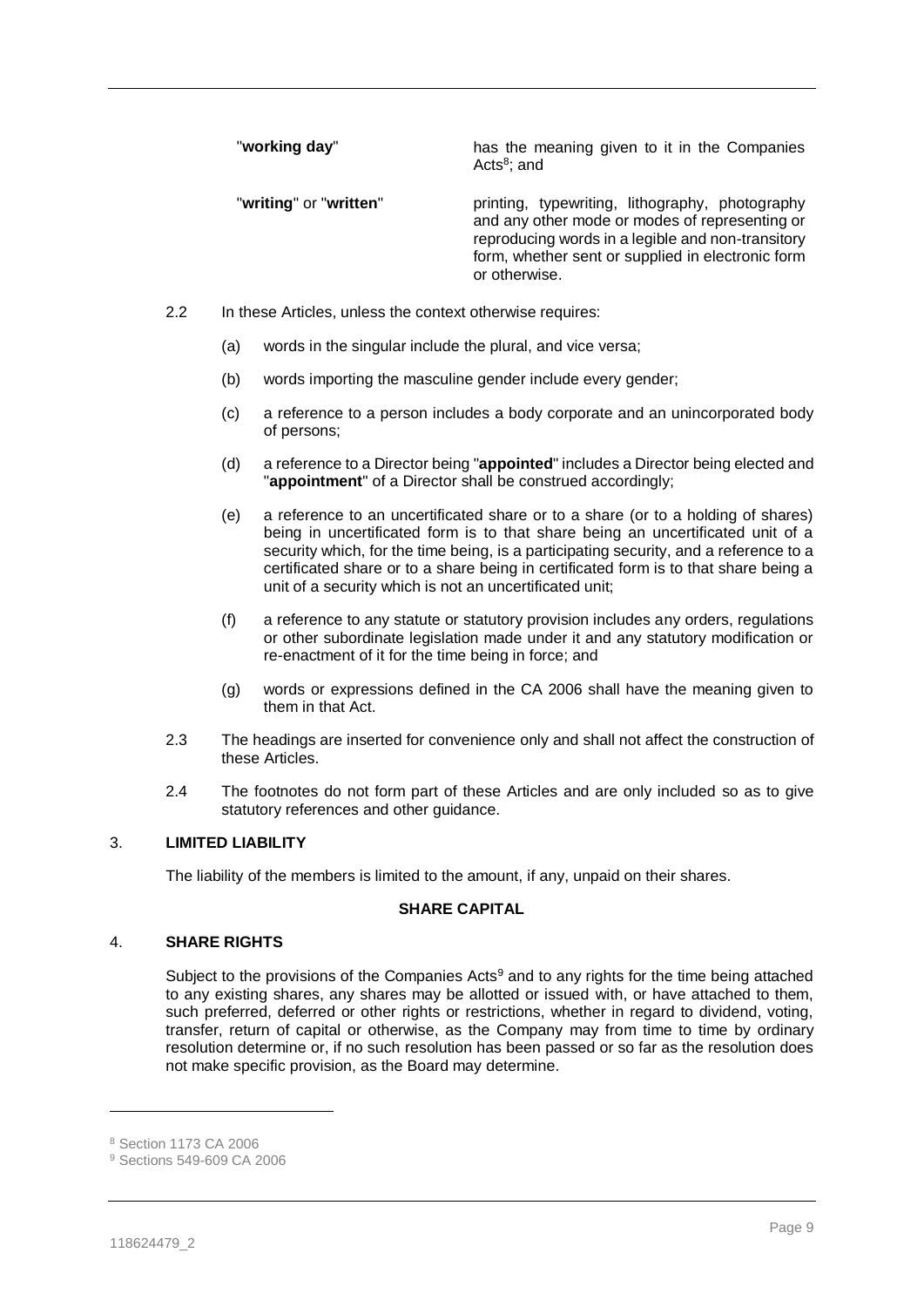| | |
|---|---|
| "**working day**" | has the meaning given to it in the Companies Acts[8]; and |
| "**writing**" or "**written**" | printing, typewriting, lithography, photography and any other mode or modes of representing or reproducing words in a legible and non-transitory form, whether sent or supplied in electronic form or otherwise. |

2.2 In these Articles, unless the context otherwise requires:

(a) words in the singular include the plural, and vice versa;

(b) words importing the masculine gender include every gender;

(c) a reference to a person includes a body corporate and an unincorporated body of persons;

(d) a reference to a Director being "**appointed**" includes a Director being elected and "**appointment**" of a Director shall be construed accordingly;

(e) a reference to an uncertificated share or to a share (or to a holding of shares) being in uncertificated form is to that share being an uncertificated unit of a security which, for the time being, is a participating security, and a reference to a certificated share or to a share being in certificated form is to that share being a unit of a security which is not an uncertificated unit;

(f) a reference to any statute or statutory provision includes any orders, regulations or other subordinate legislation made under it and any statutory modification or re-enactment of it for the time being in force; and

(g) words or expressions defined in the CA 2006 shall have the meaning given to them in that Act.

2.3 The headings are inserted for convenience only and shall not affect the construction of these Articles.

2.4 The footnotes do not form part of these Articles and are only included so as to give statutory references and other guidance.

## 3. LIMITED LIABILITY

The liability of the members is limited to the amount, if any, unpaid on their shares.

## SHARE CAPITAL

## 4. SHARE RIGHTS

Subject to the provisions of the Companies Acts[9] and to any rights for the time being attached to any existing shares, any shares may be allotted or issued with, or have attached to them, such preferred, deferred or other rights or restrictions, whether in regard to dividend, voting, transfer, return of capital or otherwise, as the Company may from time to time by ordinary resolution determine or, if no such resolution has been passed or so far as the resolution does not make specific provision, as the Board may determine.

---

[8] Section 1173 CA 2006

[9] Sections 549-609 CA 2006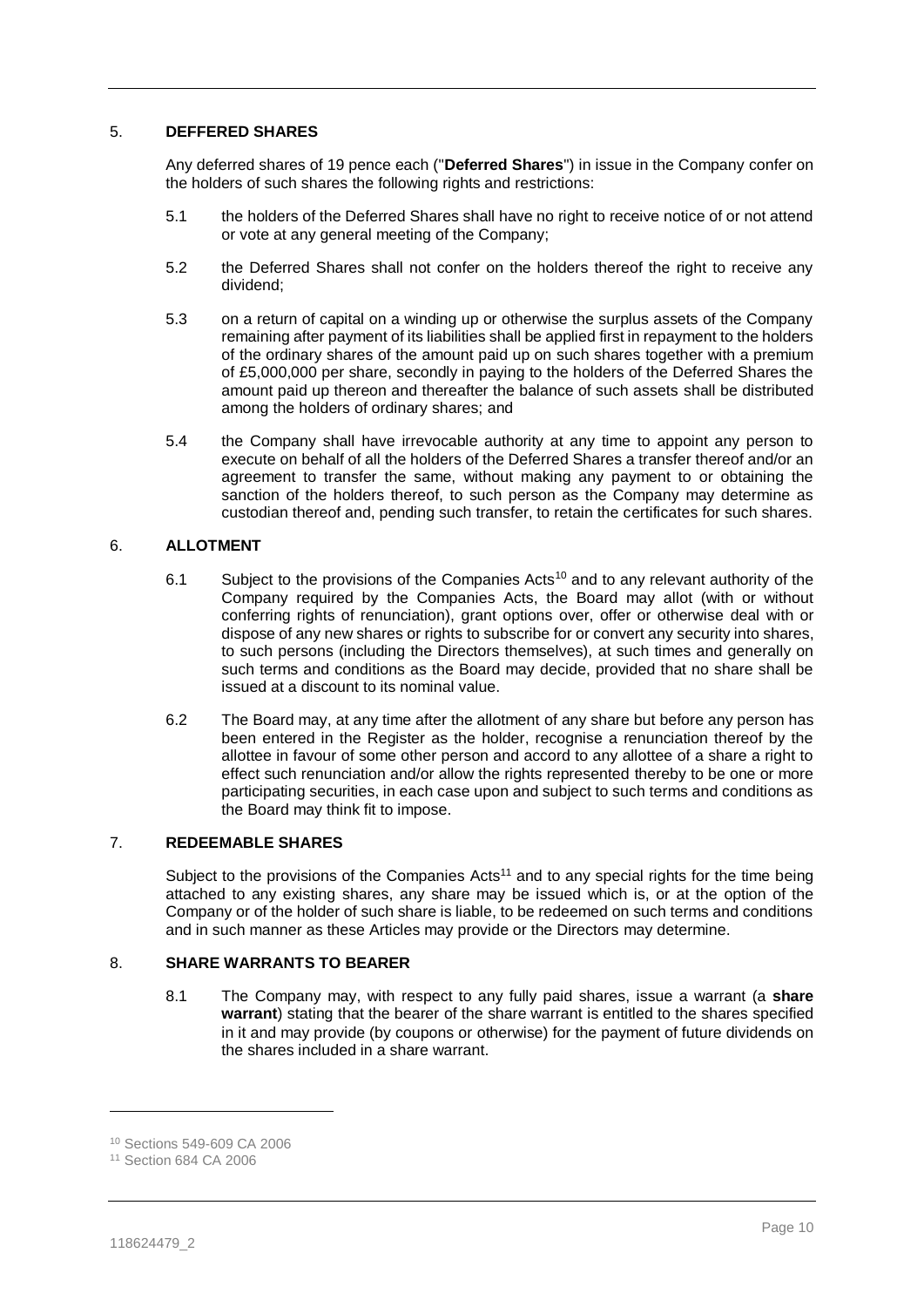## 5. DEFFERED SHARES

Any deferred shares of 19 pence each ("**Deferred Shares**") in issue in the Company confer on the holders of such shares the following rights and restrictions:

5.1 the holders of the Deferred Shares shall have no right to receive notice of or not attend or vote at any general meeting of the Company;

5.2 the Deferred Shares shall not confer on the holders thereof the right to receive any dividend;

5.3 on a return of capital on a winding up or otherwise the surplus assets of the Company remaining after payment of its liabilities shall be applied first in repayment to the holders of the ordinary shares of the amount paid up on such shares together with a premium of £5,000,000 per share, secondly in paying to the holders of the Deferred Shares the amount paid up thereon and thereafter the balance of such assets shall be distributed among the holders of ordinary shares; and

5.4 the Company shall have irrevocable authority at any time to appoint any person to execute on behalf of all the holders of the Deferred Shares a transfer thereof and/or an agreement to transfer the same, without making any payment to or obtaining the sanction of the holders thereof, to such person as the Company may determine as custodian thereof and, pending such transfer, to retain the certificates for such shares.

## 6. ALLOTMENT

6.1 Subject to the provisions of the Companies Acts[10] and to any relevant authority of the Company required by the Companies Acts, the Board may allot (with or without conferring rights of renunciation), grant options over, offer or otherwise deal with or dispose of any new shares or rights to subscribe for or convert any security into shares, to such persons (including the Directors themselves), at such times and generally on such terms and conditions as the Board may decide, provided that no share shall be issued at a discount to its nominal value.

6.2 The Board may, at any time after the allotment of any share but before any person has been entered in the Register as the holder, recognise a renunciation thereof by the allottee in favour of some other person and accord to any allottee of a share a right to effect such renunciation and/or allow the rights represented thereby to be one or more participating securities, in each case upon and subject to such terms and conditions as the Board may think fit to impose.

## 7. REDEEMABLE SHARES

Subject to the provisions of the Companies Acts[11] and to any special rights for the time being attached to any existing shares, any share may be issued which is, or at the option of the Company or of the holder of such share is liable, to be redeemed on such terms and conditions and in such manner as these Articles may provide or the Directors may determine.

## 8. SHARE WARRANTS TO BEARER

8.1 The Company may, with respect to any fully paid shares, issue a warrant (a **share warrant**) stating that the bearer of the share warrant is entitled to the shares specified in it and may provide (by coupons or otherwise) for the payment of future dividends on the shares included in a share warrant.

---

[10] Sections 549-609 CA 2006

[11] Section 684 CA 2006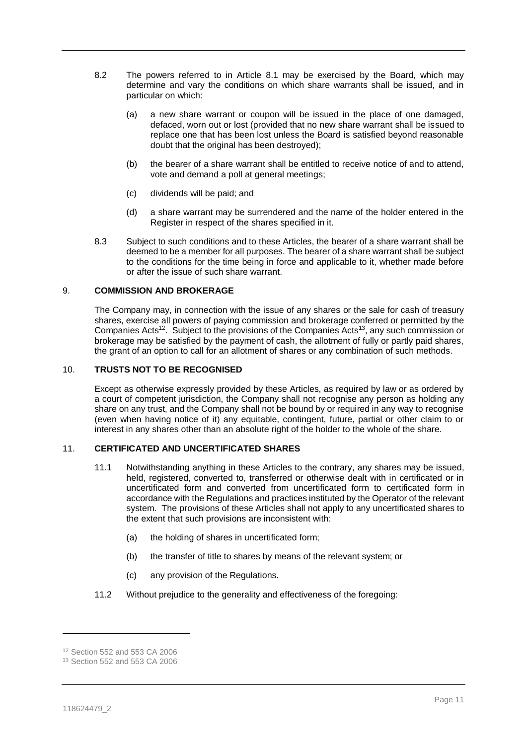8.2 The powers referred to in Article 8.1 may be exercised by the Board, which may determine and vary the conditions on which share warrants shall be issued, and in particular on which:

(a) a new share warrant or coupon will be issued in the place of one damaged, defaced, worn out or lost (provided that no new share warrant shall be issued to replace one that has been lost unless the Board is satisfied beyond reasonable doubt that the original has been destroyed);

(b) the bearer of a share warrant shall be entitled to receive notice of and to attend, vote and demand a poll at general meetings;

(c) dividends will be paid; and

(d) a share warrant may be surrendered and the name of the holder entered in the Register in respect of the shares specified in it.

8.3 Subject to such conditions and to these Articles, the bearer of a share warrant shall be deemed to be a member for all purposes. The bearer of a share warrant shall be subject to the conditions for the time being in force and applicable to it, whether made before or after the issue of such share warrant.

## 9. COMMISSION AND BROKERAGE

The Company may, in connection with the issue of any shares or the sale for cash of treasury shares, exercise all powers of paying commission and brokerage conferred or permitted by the Companies Acts[12]. Subject to the provisions of the Companies Acts[13], any such commission or brokerage may be satisfied by the payment of cash, the allotment of fully or partly paid shares, the grant of an option to call for an allotment of shares or any combination of such methods.

## 10. TRUSTS NOT TO BE RECOGNISED

Except as otherwise expressly provided by these Articles, as required by law or as ordered by a court of competent jurisdiction, the Company shall not recognise any person as holding any share on any trust, and the Company shall not be bound by or required in any way to recognise (even when having notice of it) any equitable, contingent, future, partial or other claim to or interest in any shares other than an absolute right of the holder to the whole of the share.

## 11. CERTIFICATED AND UNCERTIFICATED SHARES

11.1 Notwithstanding anything in these Articles to the contrary, any shares may be issued, held, registered, converted to, transferred or otherwise dealt with in certificated or in uncertificated form and converted from uncertificated form to certificated form in accordance with the Regulations and practices instituted by the Operator of the relevant system. The provisions of these Articles shall not apply to any uncertificated shares to the extent that such provisions are inconsistent with:

(a) the holding of shares in uncertificated form;

(b) the transfer of title to shares by means of the relevant system; or

(c) any provision of the Regulations.

11.2 Without prejudice to the generality and effectiveness of the foregoing:

---

[12] Section 552 and 553 CA 2006

[13] Section 552 and 553 CA 2006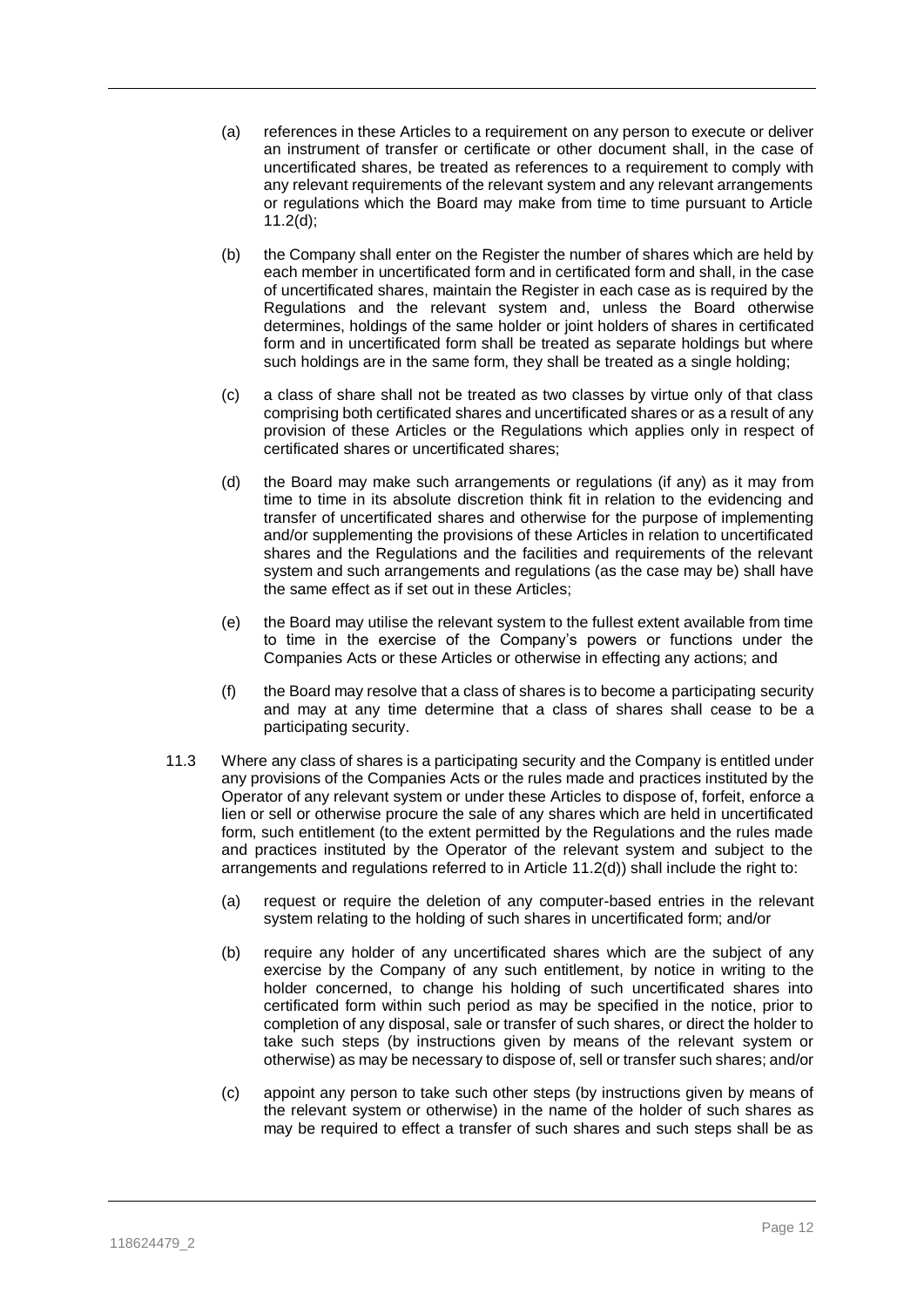(a) references in these Articles to a requirement on any person to execute or deliver an instrument of transfer or certificate or other document shall, in the case of uncertificated shares, be treated as references to a requirement to comply with any relevant requirements of the relevant system and any relevant arrangements or regulations which the Board may make from time to time pursuant to Article 11.2(d);

(b) the Company shall enter on the Register the number of shares which are held by each member in uncertificated form and in certificated form and shall, in the case of uncertificated shares, maintain the Register in each case as is required by the Regulations and the relevant system and, unless the Board otherwise determines, holdings of the same holder or joint holders of shares in certificated form and in uncertificated form shall be treated as separate holdings but where such holdings are in the same form, they shall be treated as a single holding;

(c) a class of share shall not be treated as two classes by virtue only of that class comprising both certificated shares and uncertificated shares or as a result of any provision of these Articles or the Regulations which applies only in respect of certificated shares or uncertificated shares;

(d) the Board may make such arrangements or regulations (if any) as it may from time to time in its absolute discretion think fit in relation to the evidencing and transfer of uncertificated shares and otherwise for the purpose of implementing and/or supplementing the provisions of these Articles in relation to uncertificated shares and the Regulations and the facilities and requirements of the relevant system and such arrangements and regulations (as the case may be) shall have the same effect as if set out in these Articles;

(e) the Board may utilise the relevant system to the fullest extent available from time to time in the exercise of the Company's powers or functions under the Companies Acts or these Articles or otherwise in effecting any actions; and

(f) the Board may resolve that a class of shares is to become a participating security and may at any time determine that a class of shares shall cease to be a participating security.

11.3 Where any class of shares is a participating security and the Company is entitled under any provisions of the Companies Acts or the rules made and practices instituted by the Operator of any relevant system or under these Articles to dispose of, forfeit, enforce a lien or sell or otherwise procure the sale of any shares which are held in uncertificated form, such entitlement (to the extent permitted by the Regulations and the rules made and practices instituted by the Operator of the relevant system and subject to the arrangements and regulations referred to in Article 11.2(d)) shall include the right to:

(a) request or require the deletion of any computer-based entries in the relevant system relating to the holding of such shares in uncertificated form; and/or

(b) require any holder of any uncertificated shares which are the subject of any exercise by the Company of any such entitlement, by notice in writing to the holder concerned, to change his holding of such uncertificated shares into certificated form within such period as may be specified in the notice, prior to completion of any disposal, sale or transfer of such shares, or direct the holder to take such steps (by instructions given by means of the relevant system or otherwise) as may be necessary to dispose of, sell or transfer such shares; and/or

(c) appoint any person to take such other steps (by instructions given by means of the relevant system or otherwise) in the name of the holder of such shares as may be required to effect a transfer of such shares and such steps shall be as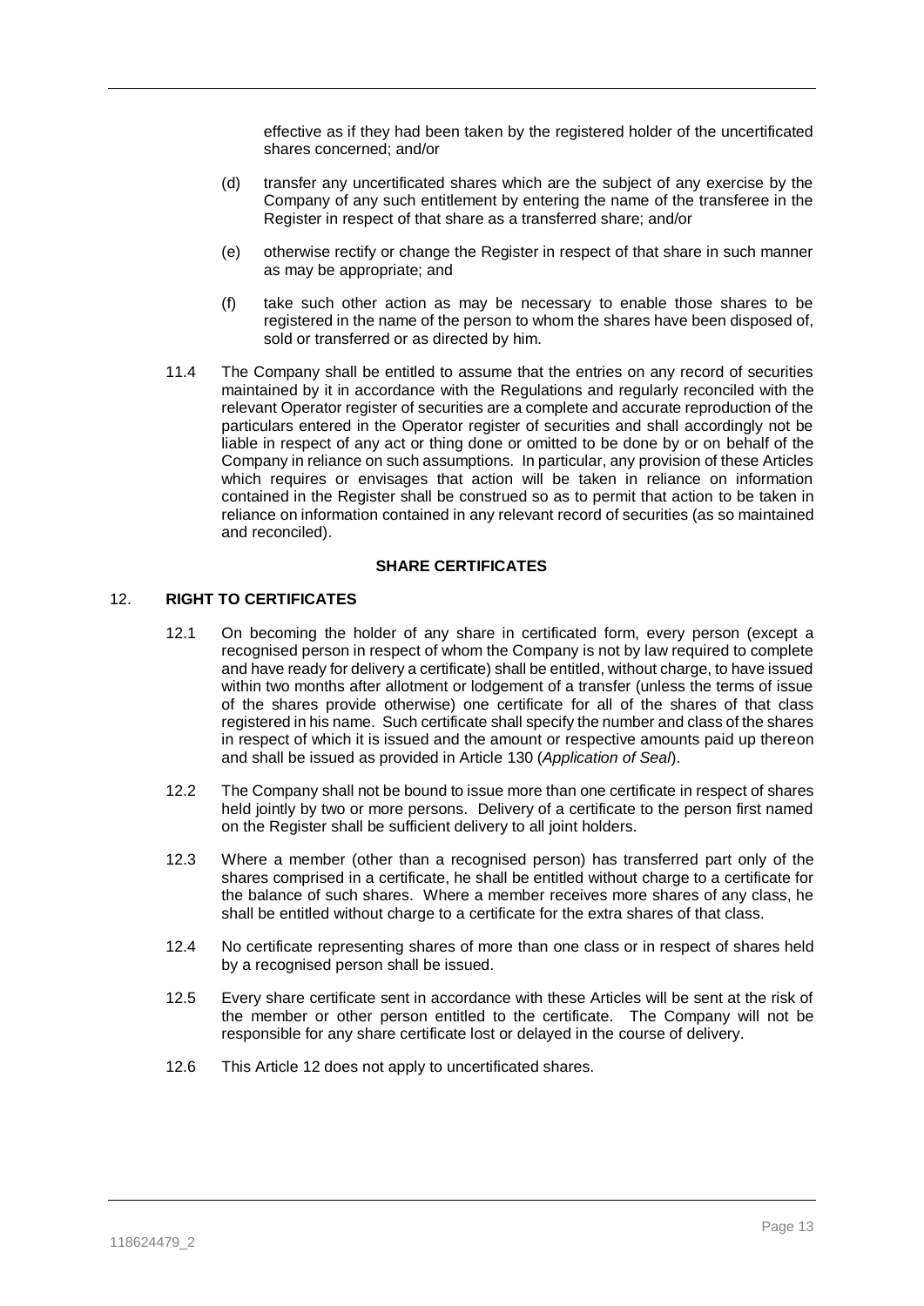effective as if they had been taken by the registered holder of the uncertificated shares concerned; and/or

(d) transfer any uncertificated shares which are the subject of any exercise by the Company of any such entitlement by entering the name of the transferee in the Register in respect of that share as a transferred share; and/or

(e) otherwise rectify or change the Register in respect of that share in such manner as may be appropriate; and

(f) take such other action as may be necessary to enable those shares to be registered in the name of the person to whom the shares have been disposed of, sold or transferred or as directed by him.

11.4 The Company shall be entitled to assume that the entries on any record of securities maintained by it in accordance with the Regulations and regularly reconciled with the relevant Operator register of securities are a complete and accurate reproduction of the particulars entered in the Operator register of securities and shall accordingly not be liable in respect of any act or thing done or omitted to be done by or on behalf of the Company in reliance on such assumptions. In particular, any provision of these Articles which requires or envisages that action will be taken in reliance on information contained in the Register shall be construed so as to permit that action to be taken in reliance on information contained in any relevant record of securities (as so maintained and reconciled).

## SHARE CERTIFICATES

### 12. RIGHT TO CERTIFICATES

12.1 On becoming the holder of any share in certificated form, every person (except a recognised person in respect of whom the Company is not by law required to complete and have ready for delivery a certificate) shall be entitled, without charge, to have issued within two months after allotment or lodgement of a transfer (unless the terms of issue of the shares provide otherwise) one certificate for all of the shares of that class registered in his name. Such certificate shall specify the number and class of the shares in respect of which it is issued and the amount or respective amounts paid up thereon and shall be issued as provided in Article 130 (*Application of Seal*).

12.2 The Company shall not be bound to issue more than one certificate in respect of shares held jointly by two or more persons. Delivery of a certificate to the person first named on the Register shall be sufficient delivery to all joint holders.

12.3 Where a member (other than a recognised person) has transferred part only of the shares comprised in a certificate, he shall be entitled without charge to a certificate for the balance of such shares. Where a member receives more shares of any class, he shall be entitled without charge to a certificate for the extra shares of that class.

12.4 No certificate representing shares of more than one class or in respect of shares held by a recognised person shall be issued.

12.5 Every share certificate sent in accordance with these Articles will be sent at the risk of the member or other person entitled to the certificate. The Company will not be responsible for any share certificate lost or delayed in the course of delivery.

12.6 This Article 12 does not apply to uncertificated shares.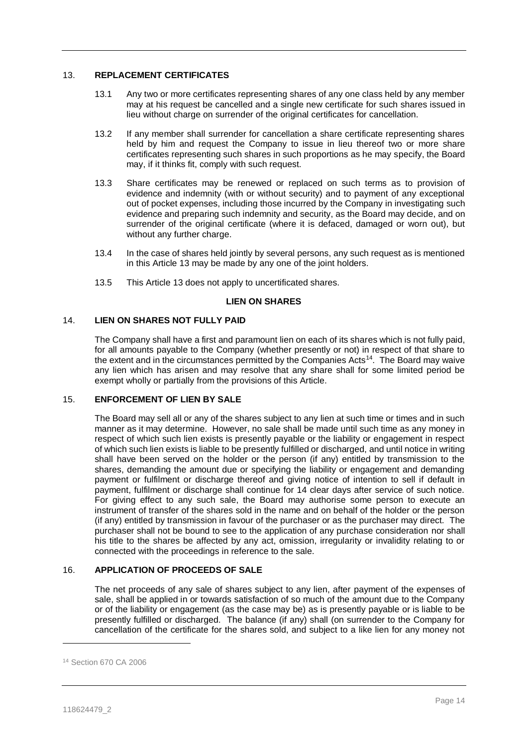## 13. REPLACEMENT CERTIFICATES

13.1 Any two or more certificates representing shares of any one class held by any member may at his request be cancelled and a single new certificate for such shares issued in lieu without charge on surrender of the original certificates for cancellation.

13.2 If any member shall surrender for cancellation a share certificate representing shares held by him and request the Company to issue in lieu thereof two or more share certificates representing such shares in such proportions as he may specify, the Board may, if it thinks fit, comply with such request.

13.3 Share certificates may be renewed or replaced on such terms as to provision of evidence and indemnity (with or without security) and to payment of any exceptional out of pocket expenses, including those incurred by the Company in investigating such evidence and preparing such indemnity and security, as the Board may decide, and on surrender of the original certificate (where it is defaced, damaged or worn out), but without any further charge.

13.4 In the case of shares held jointly by several persons, any such request as is mentioned in this Article 13 may be made by any one of the joint holders.

13.5 This Article 13 does not apply to uncertificated shares.

**LIEN ON SHARES**

## 14. LIEN ON SHARES NOT FULLY PAID

The Company shall have a first and paramount lien on each of its shares which is not fully paid, for all amounts payable to the Company (whether presently or not) in respect of that share to the extent and in the circumstances permitted by the Companies Acts[14]. The Board may waive any lien which has arisen and may resolve that any share shall for some limited period be exempt wholly or partially from the provisions of this Article.

## 15. ENFORCEMENT OF LIEN BY SALE

The Board may sell all or any of the shares subject to any lien at such time or times and in such manner as it may determine. However, no sale shall be made until such time as any money in respect of which such lien exists is presently payable or the liability or engagement in respect of which such lien exists is liable to be presently fulfilled or discharged, and until notice in writing shall have been served on the holder or the person (if any) entitled by transmission to the shares, demanding the amount due or specifying the liability or engagement and demanding payment or fulfilment or discharge thereof and giving notice of intention to sell if default in payment, fulfilment or discharge shall continue for 14 clear days after service of such notice. For giving effect to any such sale, the Board may authorise some person to execute an instrument of transfer of the shares sold in the name and on behalf of the holder or the person (if any) entitled by transmission in favour of the purchaser or as the purchaser may direct. The purchaser shall not be bound to see to the application of any purchase consideration nor shall his title to the shares be affected by any act, omission, irregularity or invalidity relating to or connected with the proceedings in reference to the sale.

## 16. APPLICATION OF PROCEEDS OF SALE

The net proceeds of any sale of shares subject to any lien, after payment of the expenses of sale, shall be applied in or towards satisfaction of so much of the amount due to the Company or of the liability or engagement (as the case may be) as is presently payable or is liable to be presently fulfilled or discharged. The balance (if any) shall (on surrender to the Company for cancellation of the certificate for the shares sold, and subject to a like lien for any money not

[14] Section 670 CA 2006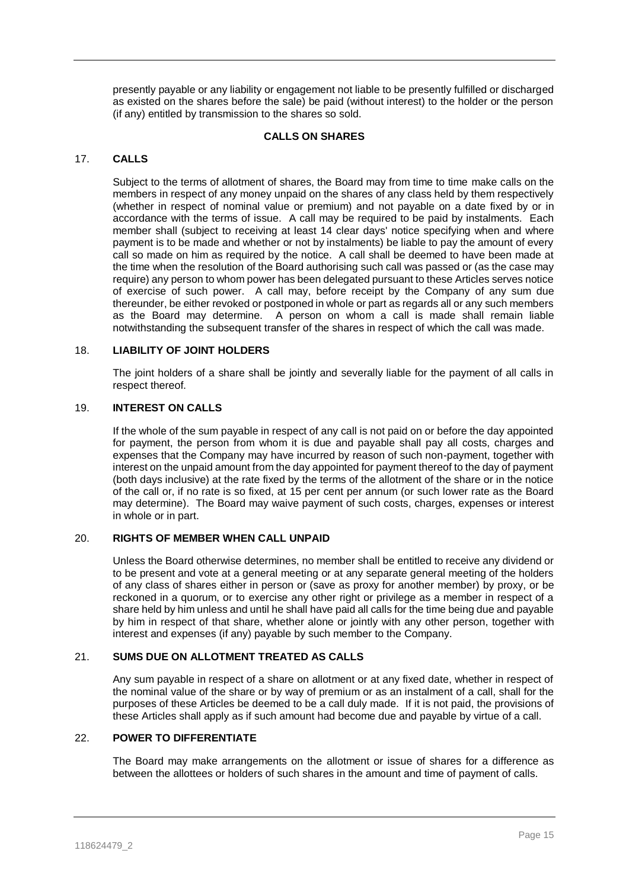presently payable or any liability or engagement not liable to be presently fulfilled or discharged as existed on the shares before the sale) be paid (without interest) to the holder or the person (if any) entitled by transmission to the shares so sold.

## CALLS ON SHARES

### 17. CALLS

Subject to the terms of allotment of shares, the Board may from time to time make calls on the members in respect of any money unpaid on the shares of any class held by them respectively (whether in respect of nominal value or premium) and not payable on a date fixed by or in accordance with the terms of issue. A call may be required to be paid by instalments. Each member shall (subject to receiving at least 14 clear days' notice specifying when and where payment is to be made and whether or not by instalments) be liable to pay the amount of every call so made on him as required by the notice. A call shall be deemed to have been made at the time when the resolution of the Board authorising such call was passed or (as the case may require) any person to whom power has been delegated pursuant to these Articles serves notice of exercise of such power. A call may, before receipt by the Company of any sum due thereunder, be either revoked or postponed in whole or part as regards all or any such members as the Board may determine. A person on whom a call is made shall remain liable notwithstanding the subsequent transfer of the shares in respect of which the call was made.

### 18. LIABILITY OF JOINT HOLDERS

The joint holders of a share shall be jointly and severally liable for the payment of all calls in respect thereof.

### 19. INTEREST ON CALLS

If the whole of the sum payable in respect of any call is not paid on or before the day appointed for payment, the person from whom it is due and payable shall pay all costs, charges and expenses that the Company may have incurred by reason of such non-payment, together with interest on the unpaid amount from the day appointed for payment thereof to the day of payment (both days inclusive) at the rate fixed by the terms of the allotment of the share or in the notice of the call or, if no rate is so fixed, at 15 per cent per annum (or such lower rate as the Board may determine). The Board may waive payment of such costs, charges, expenses or interest in whole or in part.

### 20. RIGHTS OF MEMBER WHEN CALL UNPAID

Unless the Board otherwise determines, no member shall be entitled to receive any dividend or to be present and vote at a general meeting or at any separate general meeting of the holders of any class of shares either in person or (save as proxy for another member) by proxy, or be reckoned in a quorum, or to exercise any other right or privilege as a member in respect of a share held by him unless and until he shall have paid all calls for the time being due and payable by him in respect of that share, whether alone or jointly with any other person, together with interest and expenses (if any) payable by such member to the Company.

### 21. SUMS DUE ON ALLOTMENT TREATED AS CALLS

Any sum payable in respect of a share on allotment or at any fixed date, whether in respect of the nominal value of the share or by way of premium or as an instalment of a call, shall for the purposes of these Articles be deemed to be a call duly made. If it is not paid, the provisions of these Articles shall apply as if such amount had become due and payable by virtue of a call.

### 22. POWER TO DIFFERENTIATE

The Board may make arrangements on the allotment or issue of shares for a difference as between the allottees or holders of such shares in the amount and time of payment of calls.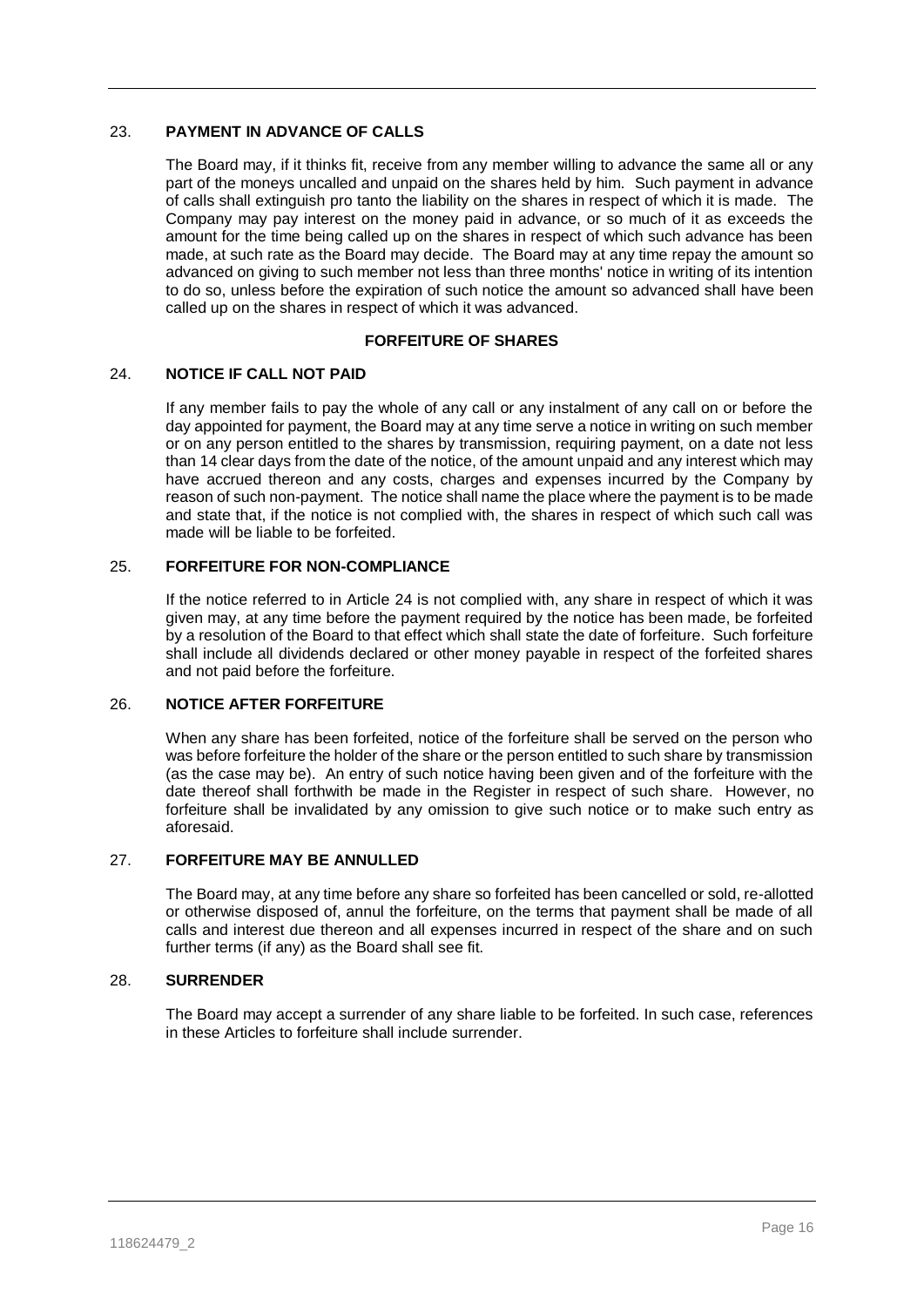### 23. PAYMENT IN ADVANCE OF CALLS

The Board may, if it thinks fit, receive from any member willing to advance the same all or any part of the moneys uncalled and unpaid on the shares held by him. Such payment in advance of calls shall extinguish pro tanto the liability on the shares in respect of which it is made. The Company may pay interest on the money paid in advance, or so much of it as exceeds the amount for the time being called up on the shares in respect of which such advance has been made, at such rate as the Board may decide. The Board may at any time repay the amount so advanced on giving to such member not less than three months' notice in writing of its intention to do so, unless before the expiration of such notice the amount so advanced shall have been called up on the shares in respect of which it was advanced.

## FORFEITURE OF SHARES

### 24. NOTICE IF CALL NOT PAID

If any member fails to pay the whole of any call or any instalment of any call on or before the day appointed for payment, the Board may at any time serve a notice in writing on such member or on any person entitled to the shares by transmission, requiring payment, on a date not less than 14 clear days from the date of the notice, of the amount unpaid and any interest which may have accrued thereon and any costs, charges and expenses incurred by the Company by reason of such non-payment. The notice shall name the place where the payment is to be made and state that, if the notice is not complied with, the shares in respect of which such call was made will be liable to be forfeited.

### 25. FORFEITURE FOR NON-COMPLIANCE

If the notice referred to in Article 24 is not complied with, any share in respect of which it was given may, at any time before the payment required by the notice has been made, be forfeited by a resolution of the Board to that effect which shall state the date of forfeiture. Such forfeiture shall include all dividends declared or other money payable in respect of the forfeited shares and not paid before the forfeiture.

### 26. NOTICE AFTER FORFEITURE

When any share has been forfeited, notice of the forfeiture shall be served on the person who was before forfeiture the holder of the share or the person entitled to such share by transmission (as the case may be). An entry of such notice having been given and of the forfeiture with the date thereof shall forthwith be made in the Register in respect of such share. However, no forfeiture shall be invalidated by any omission to give such notice or to make such entry as aforesaid.

### 27. FORFEITURE MAY BE ANNULLED

The Board may, at any time before any share so forfeited has been cancelled or sold, re-allotted or otherwise disposed of, annul the forfeiture, on the terms that payment shall be made of all calls and interest due thereon and all expenses incurred in respect of the share and on such further terms (if any) as the Board shall see fit.

### 28. SURRENDER

The Board may accept a surrender of any share liable to be forfeited. In such case, references in these Articles to forfeiture shall include surrender.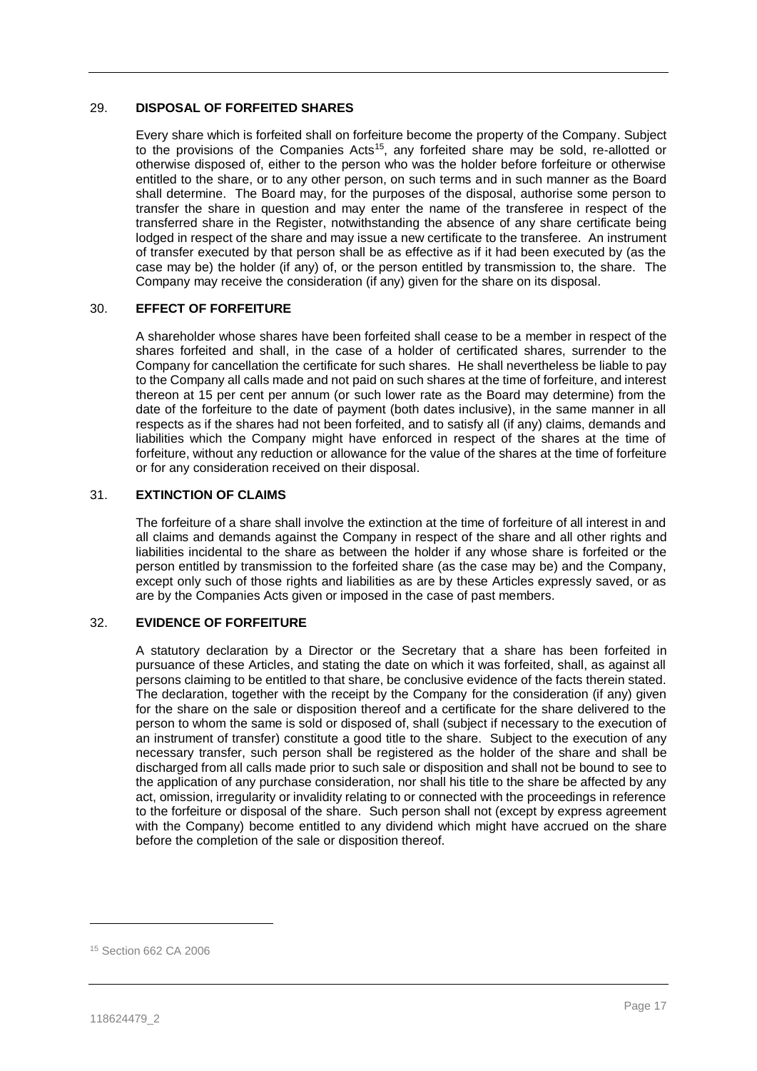## 29. DISPOSAL OF FORFEITED SHARES

Every share which is forfeited shall on forfeiture become the property of the Company. Subject to the provisions of the Companies Acts[15], any forfeited share may be sold, re-allotted or otherwise disposed of, either to the person who was the holder before forfeiture or otherwise entitled to the share, or to any other person, on such terms and in such manner as the Board shall determine. The Board may, for the purposes of the disposal, authorise some person to transfer the share in question and may enter the name of the transferee in respect of the transferred share in the Register, notwithstanding the absence of any share certificate being lodged in respect of the share and may issue a new certificate to the transferee. An instrument of transfer executed by that person shall be as effective as if it had been executed by (as the case may be) the holder (if any) of, or the person entitled by transmission to, the share. The Company may receive the consideration (if any) given for the share on its disposal.

## 30. EFFECT OF FORFEITURE

A shareholder whose shares have been forfeited shall cease to be a member in respect of the shares forfeited and shall, in the case of a holder of certificated shares, surrender to the Company for cancellation the certificate for such shares. He shall nevertheless be liable to pay to the Company all calls made and not paid on such shares at the time of forfeiture, and interest thereon at 15 per cent per annum (or such lower rate as the Board may determine) from the date of the forfeiture to the date of payment (both dates inclusive), in the same manner in all respects as if the shares had not been forfeited, and to satisfy all (if any) claims, demands and liabilities which the Company might have enforced in respect of the shares at the time of forfeiture, without any reduction or allowance for the value of the shares at the time of forfeiture or for any consideration received on their disposal.

## 31. EXTINCTION OF CLAIMS

The forfeiture of a share shall involve the extinction at the time of forfeiture of all interest in and all claims and demands against the Company in respect of the share and all other rights and liabilities incidental to the share as between the holder if any whose share is forfeited or the person entitled by transmission to the forfeited share (as the case may be) and the Company, except only such of those rights and liabilities as are by these Articles expressly saved, or as are by the Companies Acts given or imposed in the case of past members.

## 32. EVIDENCE OF FORFEITURE

A statutory declaration by a Director or the Secretary that a share has been forfeited in pursuance of these Articles, and stating the date on which it was forfeited, shall, as against all persons claiming to be entitled to that share, be conclusive evidence of the facts therein stated. The declaration, together with the receipt by the Company for the consideration (if any) given for the share on the sale or disposition thereof and a certificate for the share delivered to the person to whom the same is sold or disposed of, shall (subject if necessary to the execution of an instrument of transfer) constitute a good title to the share. Subject to the execution of any necessary transfer, such person shall be registered as the holder of the share and shall be discharged from all calls made prior to such sale or disposition and shall not be bound to see to the application of any purchase consideration, nor shall his title to the share be affected by any act, omission, irregularity or invalidity relating to or connected with the proceedings in reference to the forfeiture or disposal of the share. Such person shall not (except by express agreement with the Company) become entitled to any dividend which might have accrued on the share before the completion of the sale or disposition thereof.

---

[15] Section 662 CA 2006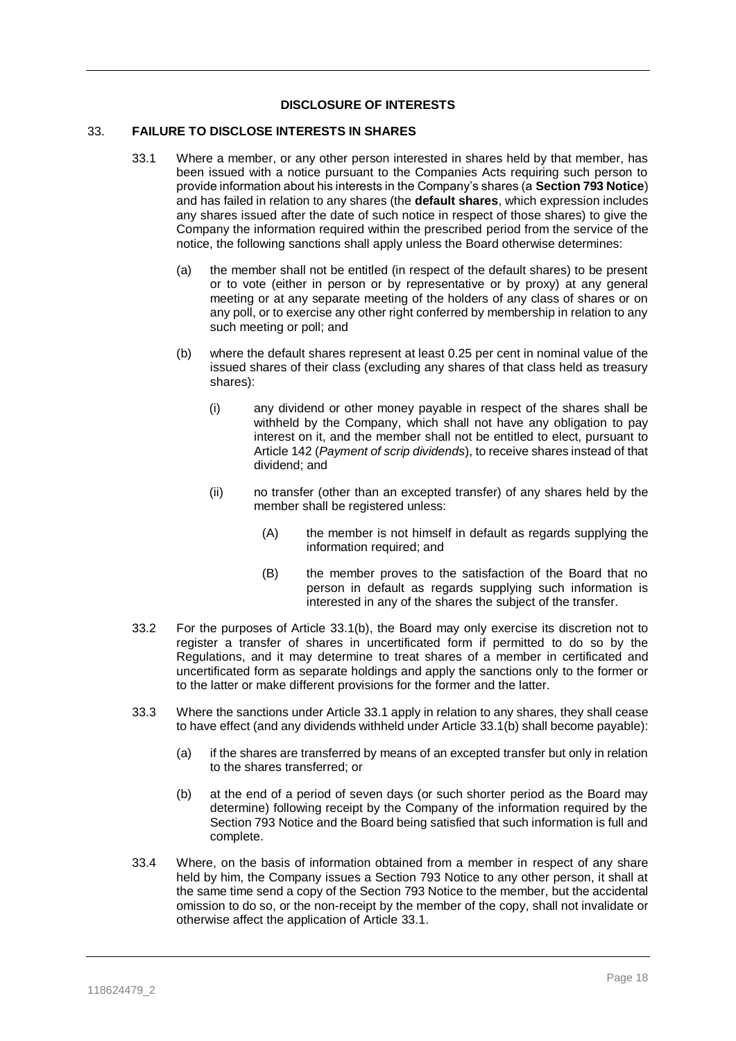## DISCLOSURE OF INTERESTS

### 33. FAILURE TO DISCLOSE INTERESTS IN SHARES

33.1 Where a member, or any other person interested in shares held by that member, has been issued with a notice pursuant to the Companies Acts requiring such person to provide information about his interests in the Company's shares (a **Section 793 Notice**) and has failed in relation to any shares (the **default shares**, which expression includes any shares issued after the date of such notice in respect of those shares) to give the Company the information required within the prescribed period from the service of the notice, the following sanctions shall apply unless the Board otherwise determines:

(a) the member shall not be entitled (in respect of the default shares) to be present or to vote (either in person or by representative or by proxy) at any general meeting or at any separate meeting of the holders of any class of shares or on any poll, or to exercise any other right conferred by membership in relation to any such meeting or poll; and

(b) where the default shares represent at least 0.25 per cent in nominal value of the issued shares of their class (excluding any shares of that class held as treasury shares):

(i) any dividend or other money payable in respect of the shares shall be withheld by the Company, which shall not have any obligation to pay interest on it, and the member shall not be entitled to elect, pursuant to Article 142 (*Payment of scrip dividends*), to receive shares instead of that dividend; and

(ii) no transfer (other than an excepted transfer) of any shares held by the member shall be registered unless:

(A) the member is not himself in default as regards supplying the information required; and

(B) the member proves to the satisfaction of the Board that no person in default as regards supplying such information is interested in any of the shares the subject of the transfer.

33.2 For the purposes of Article 33.1(b), the Board may only exercise its discretion not to register a transfer of shares in uncertificated form if permitted to do so by the Regulations, and it may determine to treat shares of a member in certificated and uncertificated form as separate holdings and apply the sanctions only to the former or to the latter or make different provisions for the former and the latter.

33.3 Where the sanctions under Article 33.1 apply in relation to any shares, they shall cease to have effect (and any dividends withheld under Article 33.1(b) shall become payable):

(a) if the shares are transferred by means of an excepted transfer but only in relation to the shares transferred; or

(b) at the end of a period of seven days (or such shorter period as the Board may determine) following receipt by the Company of the information required by the Section 793 Notice and the Board being satisfied that such information is full and complete.

33.4 Where, on the basis of information obtained from a member in respect of any share held by him, the Company issues a Section 793 Notice to any other person, it shall at the same time send a copy of the Section 793 Notice to the member, but the accidental omission to do so, or the non-receipt by the member of the copy, shall not invalidate or otherwise affect the application of Article 33.1.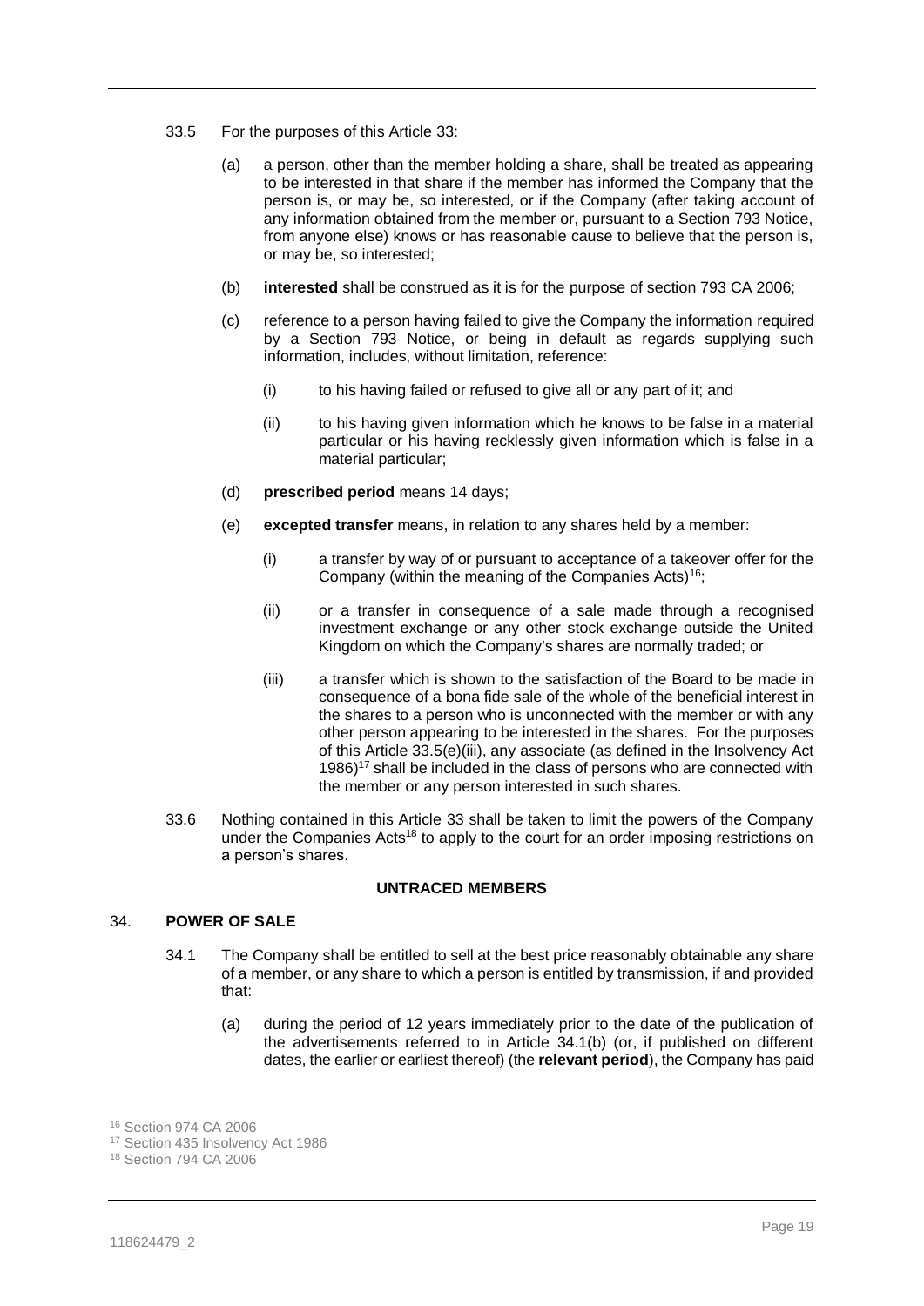33.5 For the purposes of this Article 33:

(a) a person, other than the member holding a share, shall be treated as appearing to be interested in that share if the member has informed the Company that the person is, or may be, so interested, or if the Company (after taking account of any information obtained from the member or, pursuant to a Section 793 Notice, from anyone else) knows or has reasonable cause to believe that the person is, or may be, so interested;

(b) **interested** shall be construed as it is for the purpose of section 793 CA 2006;

(c) reference to a person having failed to give the Company the information required by a Section 793 Notice, or being in default as regards supplying such information, includes, without limitation, reference:

(i) to his having failed or refused to give all or any part of it; and

(ii) to his having given information which he knows to be false in a material particular or his having recklessly given information which is false in a material particular;

(d) **prescribed period** means 14 days;

(e) **excepted transfer** means, in relation to any shares held by a member:

(i) a transfer by way of or pursuant to acceptance of a takeover offer for the Company (within the meaning of the Companies Acts)[16];

(ii) or a transfer in consequence of a sale made through a recognised investment exchange or any other stock exchange outside the United Kingdom on which the Company's shares are normally traded; or

(iii) a transfer which is shown to the satisfaction of the Board to be made in consequence of a bona fide sale of the whole of the beneficial interest in the shares to a person who is unconnected with the member or with any other person appearing to be interested in the shares. For the purposes of this Article 33.5(e)(iii), any associate (as defined in the Insolvency Act 1986)[17] shall be included in the class of persons who are connected with the member or any person interested in such shares.

33.6 Nothing contained in this Article 33 shall be taken to limit the powers of the Company under the Companies Acts[18] to apply to the court for an order imposing restrictions on a person's shares.

**UNTRACED MEMBERS**

## 34. POWER OF SALE

34.1 The Company shall be entitled to sell at the best price reasonably obtainable any share of a member, or any share to which a person is entitled by transmission, if and provided that:

(a) during the period of 12 years immediately prior to the date of the publication of the advertisements referred to in Article 34.1(b) (or, if published on different dates, the earlier or earliest thereof) (the **relevant period**), the Company has paid

---

[16] Section 974 CA 2006

[17] Section 435 Insolvency Act 1986

[18] Section 794 CA 2006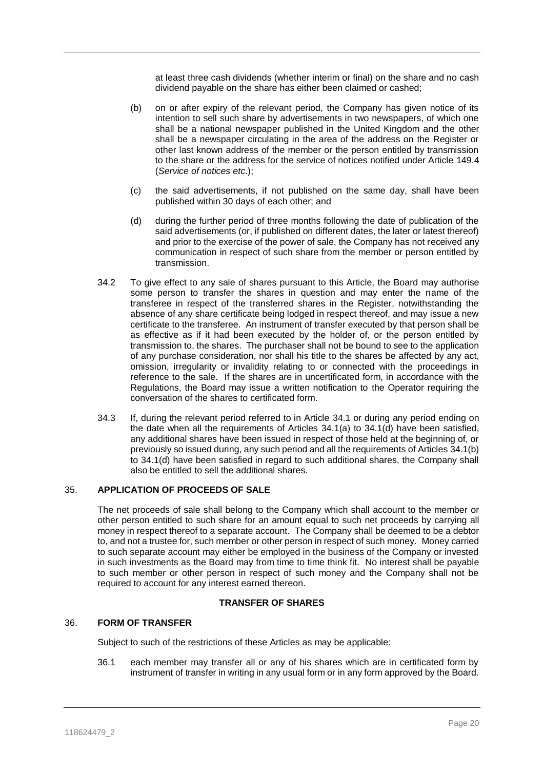at least three cash dividends (whether interim or final) on the share and no cash dividend payable on the share has either been claimed or cashed;

(b) on or after expiry of the relevant period, the Company has given notice of its intention to sell such share by advertisements in two newspapers, of which one shall be a national newspaper published in the United Kingdom and the other shall be a newspaper circulating in the area of the address on the Register or other last known address of the member or the person entitled by transmission to the share or the address for the service of notices notified under Article 149.4 (*Service of notices etc*.);

(c) the said advertisements, if not published on the same day, shall have been published within 30 days of each other; and

(d) during the further period of three months following the date of publication of the said advertisements (or, if published on different dates, the later or latest thereof) and prior to the exercise of the power of sale, the Company has not received any communication in respect of such share from the member or person entitled by transmission.

34.2 To give effect to any sale of shares pursuant to this Article, the Board may authorise some person to transfer the shares in question and may enter the name of the transferee in respect of the transferred shares in the Register, notwithstanding the absence of any share certificate being lodged in respect thereof, and may issue a new certificate to the transferee. An instrument of transfer executed by that person shall be as effective as if it had been executed by the holder of, or the person entitled by transmission to, the shares. The purchaser shall not be bound to see to the application of any purchase consideration, nor shall his title to the shares be affected by any act, omission, irregularity or invalidity relating to or connected with the proceedings in reference to the sale. If the shares are in uncertificated form, in accordance with the Regulations, the Board may issue a written notification to the Operator requiring the conversation of the shares to certificated form.

34.3 If, during the relevant period referred to in Article 34.1 or during any period ending on the date when all the requirements of Articles 34.1(a) to 34.1(d) have been satisfied, any additional shares have been issued in respect of those held at the beginning of, or previously so issued during, any such period and all the requirements of Articles 34.1(b) to 34.1(d) have been satisfied in regard to such additional shares, the Company shall also be entitled to sell the additional shares.

## 35. APPLICATION OF PROCEEDS OF SALE

The net proceeds of sale shall belong to the Company which shall account to the member or other person entitled to such share for an amount equal to such net proceeds by carrying all money in respect thereof to a separate account. The Company shall be deemed to be a debtor to, and not a trustee for, such member or other person in respect of such money. Money carried to such separate account may either be employed in the business of the Company or invested in such investments as the Board may from time to time think fit. No interest shall be payable to such member or other person in respect of such money and the Company shall not be required to account for any interest earned thereon.

## TRANSFER OF SHARES

## 36. FORM OF TRANSFER

Subject to such of the restrictions of these Articles as may be applicable:

36.1 each member may transfer all or any of his shares which are in certificated form by instrument of transfer in writing in any usual form or in any form approved by the Board.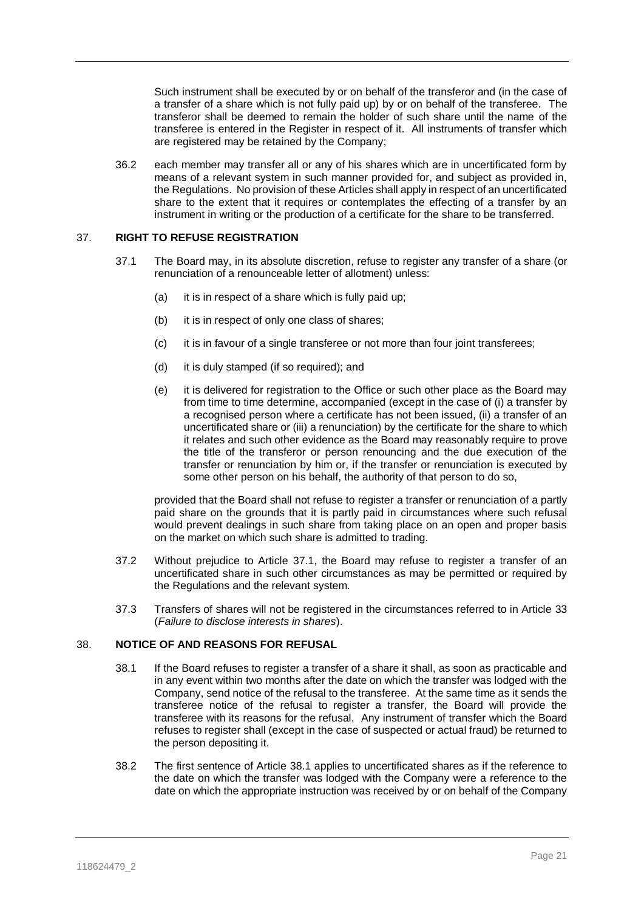Such instrument shall be executed by or on behalf of the transferor and (in the case of a transfer of a share which is not fully paid up) by or on behalf of the transferee. The transferor shall be deemed to remain the holder of such share until the name of the transferee is entered in the Register in respect of it. All instruments of transfer which are registered may be retained by the Company;

36.2 each member may transfer all or any of his shares which are in uncertificated form by means of a relevant system in such manner provided for, and subject as provided in, the Regulations. No provision of these Articles shall apply in respect of an uncertificated share to the extent that it requires or contemplates the effecting of a transfer by an instrument in writing or the production of a certificate for the share to be transferred.

## 37. RIGHT TO REFUSE REGISTRATION

37.1 The Board may, in its absolute discretion, refuse to register any transfer of a share (or renunciation of a renounceable letter of allotment) unless:

(a) it is in respect of a share which is fully paid up;

(b) it is in respect of only one class of shares;

(c) it is in favour of a single transferee or not more than four joint transferees;

(d) it is duly stamped (if so required); and

(e) it is delivered for registration to the Office or such other place as the Board may from time to time determine, accompanied (except in the case of (i) a transfer by a recognised person where a certificate has not been issued, (ii) a transfer of an uncertificated share or (iii) a renunciation) by the certificate for the share to which it relates and such other evidence as the Board may reasonably require to prove the title of the transferor or person renouncing and the due execution of the transfer or renunciation by him or, if the transfer or renunciation is executed by some other person on his behalf, the authority of that person to do so,

provided that the Board shall not refuse to register a transfer or renunciation of a partly paid share on the grounds that it is partly paid in circumstances where such refusal would prevent dealings in such share from taking place on an open and proper basis on the market on which such share is admitted to trading.

37.2 Without prejudice to Article 37.1, the Board may refuse to register a transfer of an uncertificated share in such other circumstances as may be permitted or required by the Regulations and the relevant system.

37.3 Transfers of shares will not be registered in the circumstances referred to in Article 33 (*Failure to disclose interests in shares*).

## 38. NOTICE OF AND REASONS FOR REFUSAL

38.1 If the Board refuses to register a transfer of a share it shall, as soon as practicable and in any event within two months after the date on which the transfer was lodged with the Company, send notice of the refusal to the transferee. At the same time as it sends the transferee notice of the refusal to register a transfer, the Board will provide the transferee with its reasons for the refusal. Any instrument of transfer which the Board refuses to register shall (except in the case of suspected or actual fraud) be returned to the person depositing it.

38.2 The first sentence of Article 38.1 applies to uncertificated shares as if the reference to the date on which the transfer was lodged with the Company were a reference to the date on which the appropriate instruction was received by or on behalf of the Company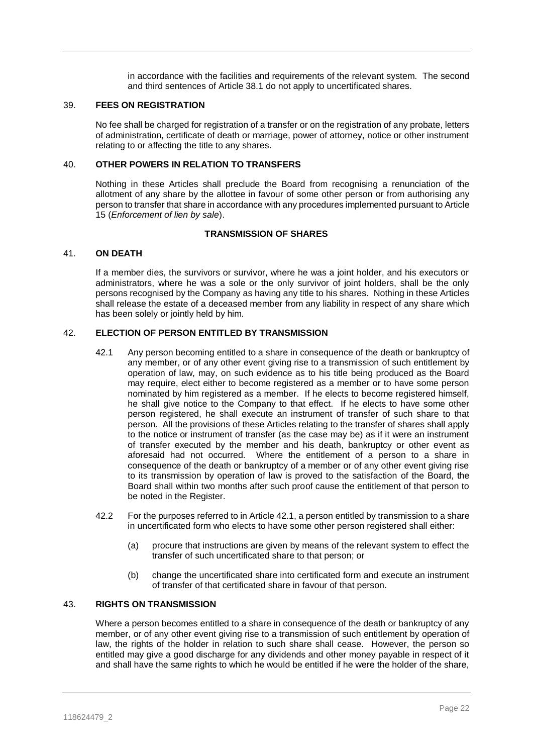in accordance with the facilities and requirements of the relevant system. The second and third sentences of Article 38.1 do not apply to uncertificated shares.

## 39. FEES ON REGISTRATION

No fee shall be charged for registration of a transfer or on the registration of any probate, letters of administration, certificate of death or marriage, power of attorney, notice or other instrument relating to or affecting the title to any shares.

## 40. OTHER POWERS IN RELATION TO TRANSFERS

Nothing in these Articles shall preclude the Board from recognising a renunciation of the allotment of any share by the allottee in favour of some other person or from authorising any person to transfer that share in accordance with any procedures implemented pursuant to Article 15 (*Enforcement of lien by sale*).

**TRANSMISSION OF SHARES**

## 41. ON DEATH

If a member dies, the survivors or survivor, where he was a joint holder, and his executors or administrators, where he was a sole or the only survivor of joint holders, shall be the only persons recognised by the Company as having any title to his shares. Nothing in these Articles shall release the estate of a deceased member from any liability in respect of any share which has been solely or jointly held by him.

## 42. ELECTION OF PERSON ENTITLED BY TRANSMISSION

42.1 Any person becoming entitled to a share in consequence of the death or bankruptcy of any member, or of any other event giving rise to a transmission of such entitlement by operation of law, may, on such evidence as to his title being produced as the Board may require, elect either to become registered as a member or to have some person nominated by him registered as a member. If he elects to become registered himself, he shall give notice to the Company to that effect. If he elects to have some other person registered, he shall execute an instrument of transfer of such share to that person. All the provisions of these Articles relating to the transfer of shares shall apply to the notice or instrument of transfer (as the case may be) as if it were an instrument of transfer executed by the member and his death, bankruptcy or other event as aforesaid had not occurred. Where the entitlement of a person to a share in consequence of the death or bankruptcy of a member or of any other event giving rise to its transmission by operation of law is proved to the satisfaction of the Board, the Board shall within two months after such proof cause the entitlement of that person to be noted in the Register.

42.2 For the purposes referred to in Article 42.1, a person entitled by transmission to a share in uncertificated form who elects to have some other person registered shall either:

(a) procure that instructions are given by means of the relevant system to effect the transfer of such uncertificated share to that person; or

(b) change the uncertificated share into certificated form and execute an instrument of transfer of that certificated share in favour of that person.

## 43. RIGHTS ON TRANSMISSION

Where a person becomes entitled to a share in consequence of the death or bankruptcy of any member, or of any other event giving rise to a transmission of such entitlement by operation of law, the rights of the holder in relation to such share shall cease. However, the person so entitled may give a good discharge for any dividends and other money payable in respect of it and shall have the same rights to which he would be entitled if he were the holder of the share,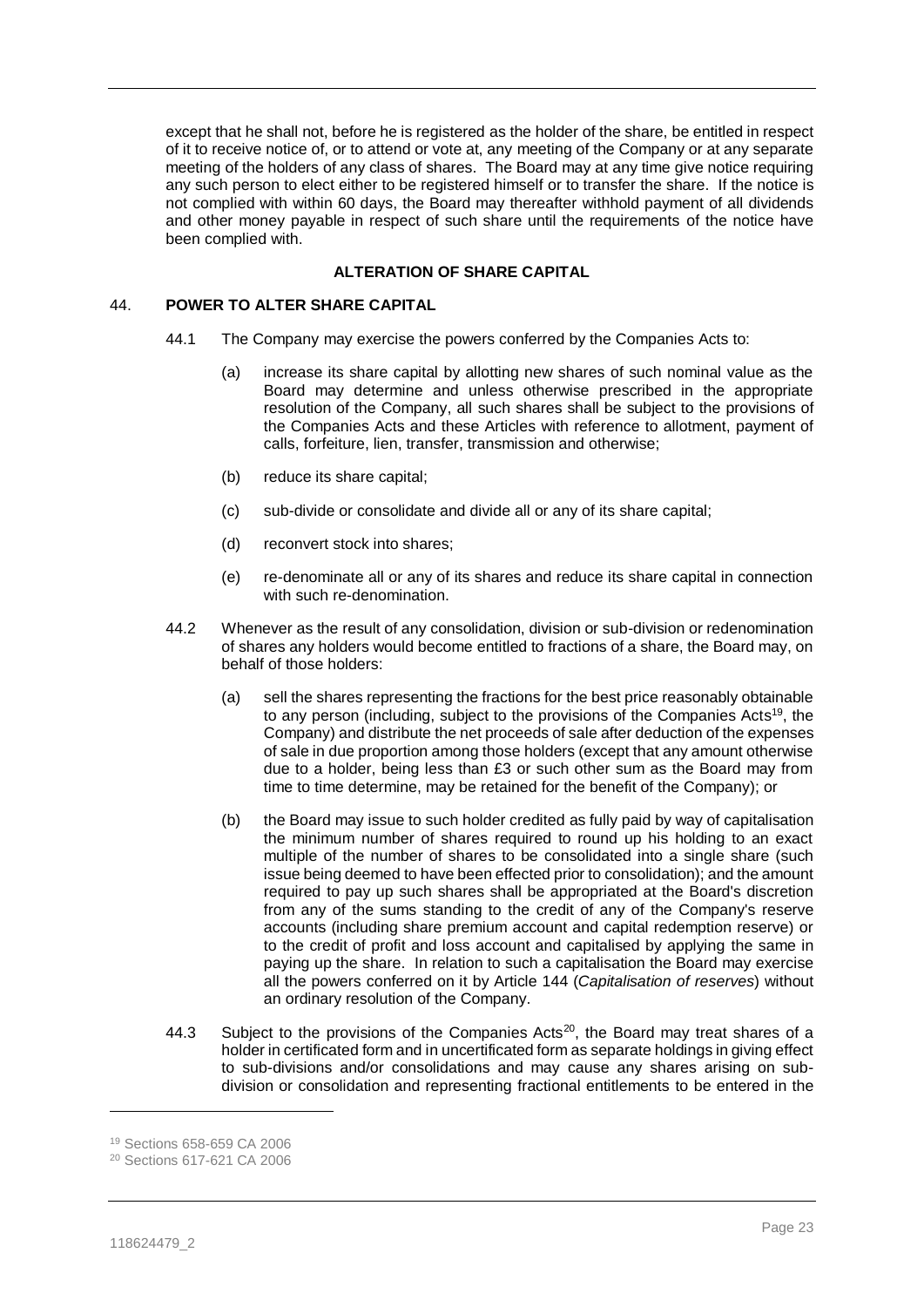except that he shall not, before he is registered as the holder of the share, be entitled in respect of it to receive notice of, or to attend or vote at, any meeting of the Company or at any separate meeting of the holders of any class of shares. The Board may at any time give notice requiring any such person to elect either to be registered himself or to transfer the share. If the notice is not complied with within 60 days, the Board may thereafter withhold payment of all dividends and other money payable in respect of such share until the requirements of the notice have been complied with.

## ALTERATION OF SHARE CAPITAL

### 44. POWER TO ALTER SHARE CAPITAL

44.1 The Company may exercise the powers conferred by the Companies Acts to:

(a) increase its share capital by allotting new shares of such nominal value as the Board may determine and unless otherwise prescribed in the appropriate resolution of the Company, all such shares shall be subject to the provisions of the Companies Acts and these Articles with reference to allotment, payment of calls, forfeiture, lien, transfer, transmission and otherwise;

(b) reduce its share capital;

(c) sub-divide or consolidate and divide all or any of its share capital;

(d) reconvert stock into shares;

(e) re-denominate all or any of its shares and reduce its share capital in connection with such re-denomination.

44.2 Whenever as the result of any consolidation, division or sub-division or redenomination of shares any holders would become entitled to fractions of a share, the Board may, on behalf of those holders:

(a) sell the shares representing the fractions for the best price reasonably obtainable to any person (including, subject to the provisions of the Companies Acts[19], the Company) and distribute the net proceeds of sale after deduction of the expenses of sale in due proportion among those holders (except that any amount otherwise due to a holder, being less than £3 or such other sum as the Board may from time to time determine, may be retained for the benefit of the Company); or

(b) the Board may issue to such holder credited as fully paid by way of capitalisation the minimum number of shares required to round up his holding to an exact multiple of the number of shares to be consolidated into a single share (such issue being deemed to have been effected prior to consolidation); and the amount required to pay up such shares shall be appropriated at the Board's discretion from any of the sums standing to the credit of any of the Company's reserve accounts (including share premium account and capital redemption reserve) or to the credit of profit and loss account and capitalised by applying the same in paying up the share. In relation to such a capitalisation the Board may exercise all the powers conferred on it by Article 144 (*Capitalisation of reserves*) without an ordinary resolution of the Company.

44.3 Subject to the provisions of the Companies Acts[20], the Board may treat shares of a holder in certificated form and in uncertificated form as separate holdings in giving effect to sub-divisions and/or consolidations and may cause any shares arising on sub-division or consolidation and representing fractional entitlements to be entered in the

[19] Sections 658-659 CA 2006

[20] Sections 617-621 CA 2006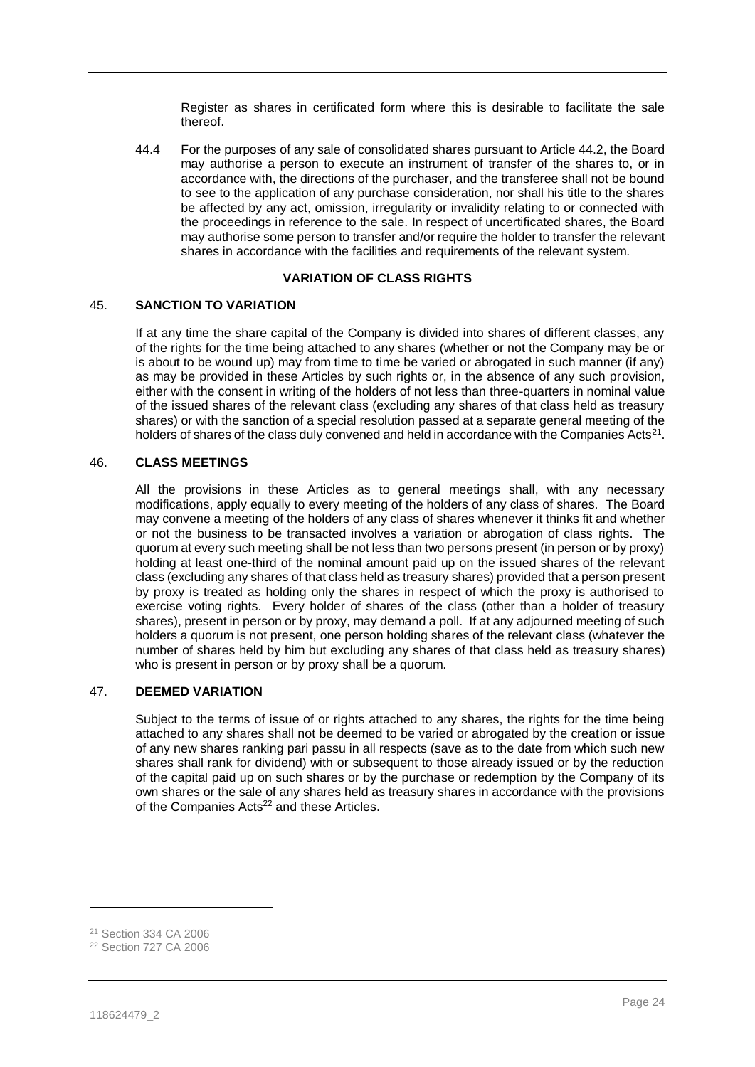Register as shares in certificated form where this is desirable to facilitate the sale thereof.

44.4 For the purposes of any sale of consolidated shares pursuant to Article 44.2, the Board may authorise a person to execute an instrument of transfer of the shares to, or in accordance with, the directions of the purchaser, and the transferee shall not be bound to see to the application of any purchase consideration, nor shall his title to the shares be affected by any act, omission, irregularity or invalidity relating to or connected with the proceedings in reference to the sale. In respect of uncertificated shares, the Board may authorise some person to transfer and/or require the holder to transfer the relevant shares in accordance with the facilities and requirements of the relevant system.

## VARIATION OF CLASS RIGHTS

### 45. SANCTION TO VARIATION

If at any time the share capital of the Company is divided into shares of different classes, any of the rights for the time being attached to any shares (whether or not the Company may be or is about to be wound up) may from time to time be varied or abrogated in such manner (if any) as may be provided in these Articles by such rights or, in the absence of any such provision, either with the consent in writing of the holders of not less than three-quarters in nominal value of the issued shares of the relevant class (excluding any shares of that class held as treasury shares) or with the sanction of a special resolution passed at a separate general meeting of the holders of shares of the class duly convened and held in accordance with the Companies Acts[21].

### 46. CLASS MEETINGS

All the provisions in these Articles as to general meetings shall, with any necessary modifications, apply equally to every meeting of the holders of any class of shares. The Board may convene a meeting of the holders of any class of shares whenever it thinks fit and whether or not the business to be transacted involves a variation or abrogation of class rights. The quorum at every such meeting shall be not less than two persons present (in person or by proxy) holding at least one-third of the nominal amount paid up on the issued shares of the relevant class (excluding any shares of that class held as treasury shares) provided that a person present by proxy is treated as holding only the shares in respect of which the proxy is authorised to exercise voting rights. Every holder of shares of the class (other than a holder of treasury shares), present in person or by proxy, may demand a poll. If at any adjourned meeting of such holders a quorum is not present, one person holding shares of the relevant class (whatever the number of shares held by him but excluding any shares of that class held as treasury shares) who is present in person or by proxy shall be a quorum.

### 47. DEEMED VARIATION

Subject to the terms of issue of or rights attached to any shares, the rights for the time being attached to any shares shall not be deemed to be varied or abrogated by the creation or issue of any new shares ranking pari passu in all respects (save as to the date from which such new shares shall rank for dividend) with or subsequent to those already issued or by the reduction of the capital paid up on such shares or by the purchase or redemption by the Company of its own shares or the sale of any shares held as treasury shares in accordance with the provisions of the Companies Acts[22] and these Articles.

---

[21] Section 334 CA 2006

[22] Section 727 CA 2006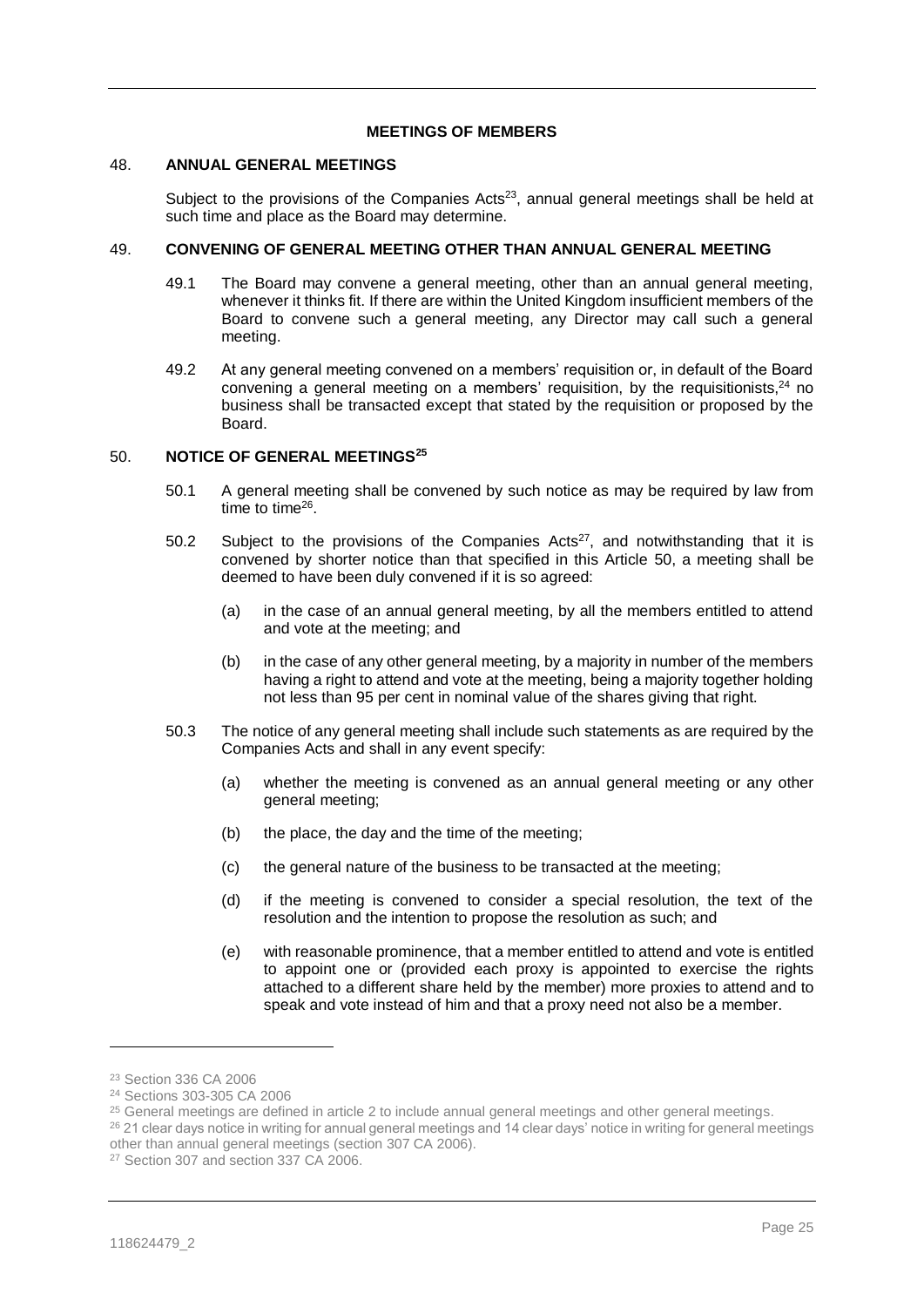## MEETINGS OF MEMBERS

### 48. ANNUAL GENERAL MEETINGS

Subject to the provisions of the Companies Acts[23], annual general meetings shall be held at such time and place as the Board may determine.

### 49. CONVENING OF GENERAL MEETING OTHER THAN ANNUAL GENERAL MEETING

49.1 The Board may convene a general meeting, other than an annual general meeting, whenever it thinks fit. If there are within the United Kingdom insufficient members of the Board to convene such a general meeting, any Director may call such a general meeting.

49.2 At any general meeting convened on a members' requisition or, in default of the Board convening a general meeting on a members' requisition, by the requisitionists,[24] no business shall be transacted except that stated by the requisition or proposed by the Board.

### 50. NOTICE OF GENERAL MEETINGS[25]

50.1 A general meeting shall be convened by such notice as may be required by law from time to time[26].

50.2 Subject to the provisions of the Companies Acts[27], and notwithstanding that it is convened by shorter notice than that specified in this Article 50, a meeting shall be deemed to have been duly convened if it is so agreed:

(a) in the case of an annual general meeting, by all the members entitled to attend and vote at the meeting; and

(b) in the case of any other general meeting, by a majority in number of the members having a right to attend and vote at the meeting, being a majority together holding not less than 95 per cent in nominal value of the shares giving that right.

50.3 The notice of any general meeting shall include such statements as are required by the Companies Acts and shall in any event specify:

(a) whether the meeting is convened as an annual general meeting or any other general meeting;

(b) the place, the day and the time of the meeting;

(c) the general nature of the business to be transacted at the meeting;

(d) if the meeting is convened to consider a special resolution, the text of the resolution and the intention to propose the resolution as such; and

(e) with reasonable prominence, that a member entitled to attend and vote is entitled to appoint one or (provided each proxy is appointed to exercise the rights attached to a different share held by the member) more proxies to attend and to speak and vote instead of him and that a proxy need not also be a member.

---

[23] Section 336 CA 2006

[24] Sections 303-305 CA 2006

[25] General meetings are defined in article 2 to include annual general meetings and other general meetings.

[26] 21 clear days notice in writing for annual general meetings and 14 clear days' notice in writing for general meetings other than annual general meetings (section 307 CA 2006).

[27] Section 307 and section 337 CA 2006.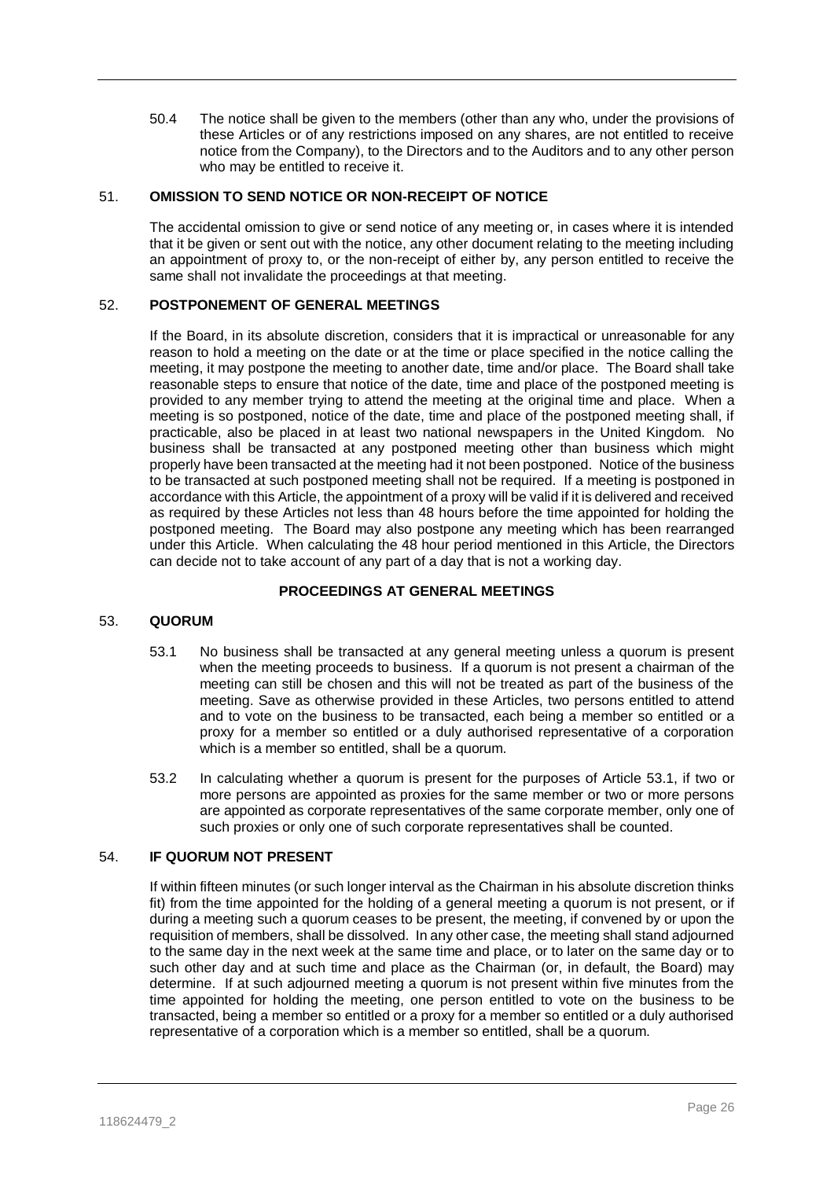50.4 The notice shall be given to the members (other than any who, under the provisions of these Articles or of any restrictions imposed on any shares, are not entitled to receive notice from the Company), to the Directors and to the Auditors and to any other person who may be entitled to receive it.

## 51. OMISSION TO SEND NOTICE OR NON-RECEIPT OF NOTICE

The accidental omission to give or send notice of any meeting or, in cases where it is intended that it be given or sent out with the notice, any other document relating to the meeting including an appointment of proxy to, or the non-receipt of either by, any person entitled to receive the same shall not invalidate the proceedings at that meeting.

## 52. POSTPONEMENT OF GENERAL MEETINGS

If the Board, in its absolute discretion, considers that it is impractical or unreasonable for any reason to hold a meeting on the date or at the time or place specified in the notice calling the meeting, it may postpone the meeting to another date, time and/or place. The Board shall take reasonable steps to ensure that notice of the date, time and place of the postponed meeting is provided to any member trying to attend the meeting at the original time and place. When a meeting is so postponed, notice of the date, time and place of the postponed meeting shall, if practicable, also be placed in at least two national newspapers in the United Kingdom. No business shall be transacted at any postponed meeting other than business which might properly have been transacted at the meeting had it not been postponed. Notice of the business to be transacted at such postponed meeting shall not be required. If a meeting is postponed in accordance with this Article, the appointment of a proxy will be valid if it is delivered and received as required by these Articles not less than 48 hours before the time appointed for holding the postponed meeting. The Board may also postpone any meeting which has been rearranged under this Article. When calculating the 48 hour period mentioned in this Article, the Directors can decide not to take account of any part of a day that is not a working day.

### PROCEEDINGS AT GENERAL MEETINGS

## 53. QUORUM

53.1 No business shall be transacted at any general meeting unless a quorum is present when the meeting proceeds to business. If a quorum is not present a chairman of the meeting can still be chosen and this will not be treated as part of the business of the meeting. Save as otherwise provided in these Articles, two persons entitled to attend and to vote on the business to be transacted, each being a member so entitled or a proxy for a member so entitled or a duly authorised representative of a corporation which is a member so entitled, shall be a quorum.

53.2 In calculating whether a quorum is present for the purposes of Article 53.1, if two or more persons are appointed as proxies for the same member or two or more persons are appointed as corporate representatives of the same corporate member, only one of such proxies or only one of such corporate representatives shall be counted.

## 54. IF QUORUM NOT PRESENT

If within fifteen minutes (or such longer interval as the Chairman in his absolute discretion thinks fit) from the time appointed for the holding of a general meeting a quorum is not present, or if during a meeting such a quorum ceases to be present, the meeting, if convened by or upon the requisition of members, shall be dissolved. In any other case, the meeting shall stand adjourned to the same day in the next week at the same time and place, or to later on the same day or to such other day and at such time and place as the Chairman (or, in default, the Board) may determine. If at such adjourned meeting a quorum is not present within five minutes from the time appointed for holding the meeting, one person entitled to vote on the business to be transacted, being a member so entitled or a proxy for a member so entitled or a duly authorised representative of a corporation which is a member so entitled, shall be a quorum.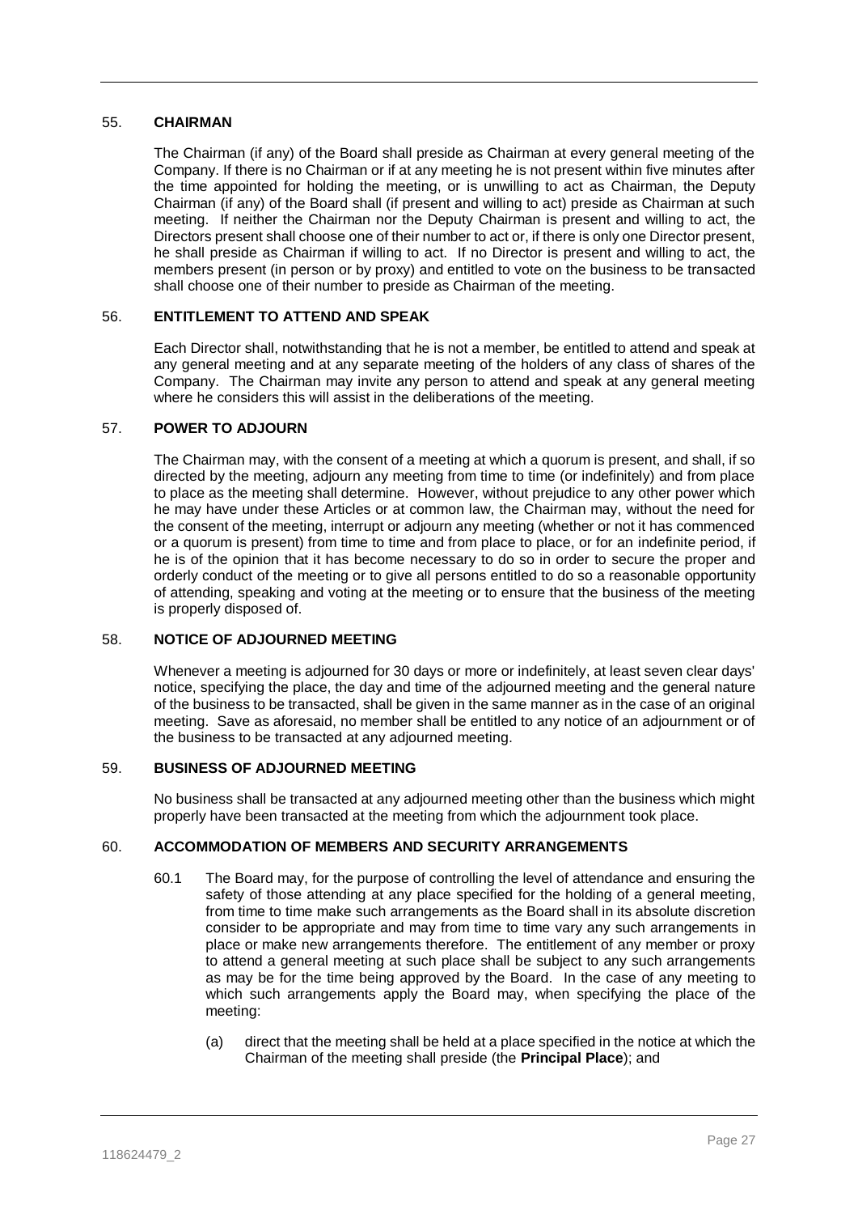## 55. CHAIRMAN

The Chairman (if any) of the Board shall preside as Chairman at every general meeting of the Company. If there is no Chairman or if at any meeting he is not present within five minutes after the time appointed for holding the meeting, or is unwilling to act as Chairman, the Deputy Chairman (if any) of the Board shall (if present and willing to act) preside as Chairman at such meeting. If neither the Chairman nor the Deputy Chairman is present and willing to act, the Directors present shall choose one of their number to act or, if there is only one Director present, he shall preside as Chairman if willing to act. If no Director is present and willing to act, the members present (in person or by proxy) and entitled to vote on the business to be transacted shall choose one of their number to preside as Chairman of the meeting.

## 56. ENTITLEMENT TO ATTEND AND SPEAK

Each Director shall, notwithstanding that he is not a member, be entitled to attend and speak at any general meeting and at any separate meeting of the holders of any class of shares of the Company. The Chairman may invite any person to attend and speak at any general meeting where he considers this will assist in the deliberations of the meeting.

## 57. POWER TO ADJOURN

The Chairman may, with the consent of a meeting at which a quorum is present, and shall, if so directed by the meeting, adjourn any meeting from time to time (or indefinitely) and from place to place as the meeting shall determine. However, without prejudice to any other power which he may have under these Articles or at common law, the Chairman may, without the need for the consent of the meeting, interrupt or adjourn any meeting (whether or not it has commenced or a quorum is present) from time to time and from place to place, or for an indefinite period, if he is of the opinion that it has become necessary to do so in order to secure the proper and orderly conduct of the meeting or to give all persons entitled to do so a reasonable opportunity of attending, speaking and voting at the meeting or to ensure that the business of the meeting is properly disposed of.

## 58. NOTICE OF ADJOURNED MEETING

Whenever a meeting is adjourned for 30 days or more or indefinitely, at least seven clear days' notice, specifying the place, the day and time of the adjourned meeting and the general nature of the business to be transacted, shall be given in the same manner as in the case of an original meeting. Save as aforesaid, no member shall be entitled to any notice of an adjournment or of the business to be transacted at any adjourned meeting.

## 59. BUSINESS OF ADJOURNED MEETING

No business shall be transacted at any adjourned meeting other than the business which might properly have been transacted at the meeting from which the adjournment took place.

## 60. ACCOMMODATION OF MEMBERS AND SECURITY ARRANGEMENTS

60.1 The Board may, for the purpose of controlling the level of attendance and ensuring the safety of those attending at any place specified for the holding of a general meeting, from time to time make such arrangements as the Board shall in its absolute discretion consider to be appropriate and may from time to time vary any such arrangements in place or make new arrangements therefore. The entitlement of any member or proxy to attend a general meeting at such place shall be subject to any such arrangements as may be for the time being approved by the Board. In the case of any meeting to which such arrangements apply the Board may, when specifying the place of the meeting:

(a) direct that the meeting shall be held at a place specified in the notice at which the Chairman of the meeting shall preside (the **Principal Place**); and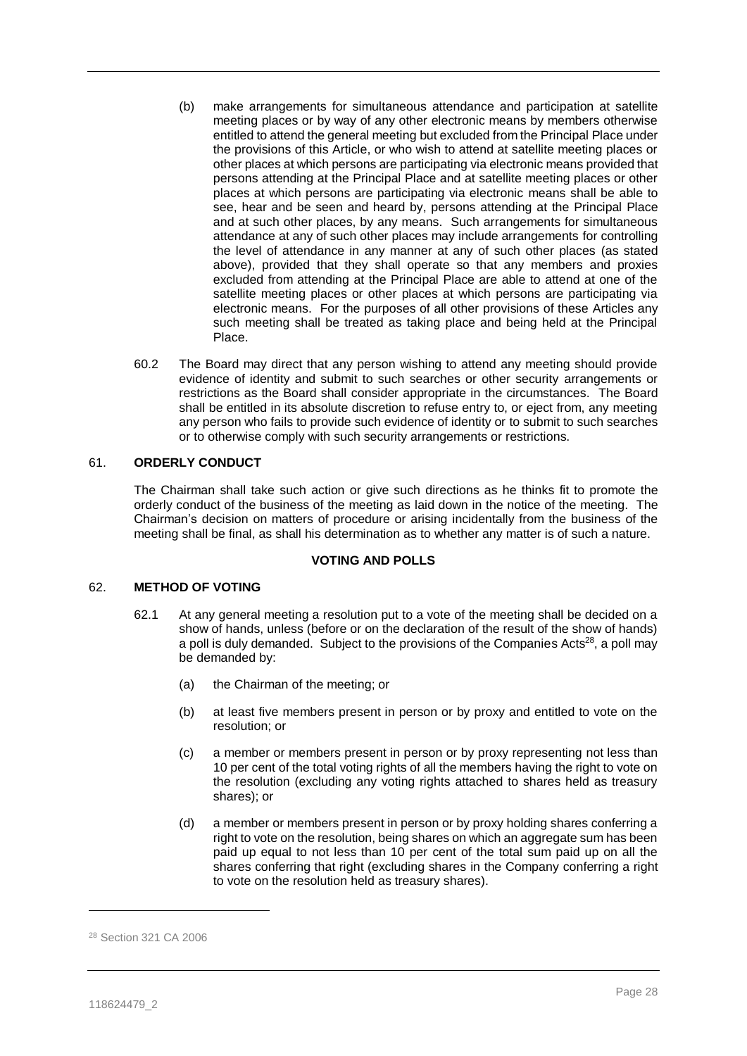(b) make arrangements for simultaneous attendance and participation at satellite meeting places or by way of any other electronic means by members otherwise entitled to attend the general meeting but excluded from the Principal Place under the provisions of this Article, or who wish to attend at satellite meeting places or other places at which persons are participating via electronic means provided that persons attending at the Principal Place and at satellite meeting places or other places at which persons are participating via electronic means shall be able to see, hear and be seen and heard by, persons attending at the Principal Place and at such other places, by any means. Such arrangements for simultaneous attendance at any of such other places may include arrangements for controlling the level of attendance in any manner at any of such other places (as stated above), provided that they shall operate so that any members and proxies excluded from attending at the Principal Place are able to attend at one of the satellite meeting places or other places at which persons are participating via electronic means. For the purposes of all other provisions of these Articles any such meeting shall be treated as taking place and being held at the Principal Place.

60.2 The Board may direct that any person wishing to attend any meeting should provide evidence of identity and submit to such searches or other security arrangements or restrictions as the Board shall consider appropriate in the circumstances. The Board shall be entitled in its absolute discretion to refuse entry to, or eject from, any meeting any person who fails to provide such evidence of identity or to submit to such searches or to otherwise comply with such security arrangements or restrictions.

## 61. ORDERLY CONDUCT

The Chairman shall take such action or give such directions as he thinks fit to promote the orderly conduct of the business of the meeting as laid down in the notice of the meeting. The Chairman's decision on matters of procedure or arising incidentally from the business of the meeting shall be final, as shall his determination as to whether any matter is of such a nature.

## VOTING AND POLLS

## 62. METHOD OF VOTING

62.1 At any general meeting a resolution put to a vote of the meeting shall be decided on a show of hands, unless (before or on the declaration of the result of the show of hands) a poll is duly demanded. Subject to the provisions of the Companies Acts[28], a poll may be demanded by:

(a) the Chairman of the meeting; or

(b) at least five members present in person or by proxy and entitled to vote on the resolution; or

(c) a member or members present in person or by proxy representing not less than 10 per cent of the total voting rights of all the members having the right to vote on the resolution (excluding any voting rights attached to shares held as treasury shares); or

(d) a member or members present in person or by proxy holding shares conferring a right to vote on the resolution, being shares on which an aggregate sum has been paid up equal to not less than 10 per cent of the total sum paid up on all the shares conferring that right (excluding shares in the Company conferring a right to vote on the resolution held as treasury shares).

[28] Section 321 CA 2006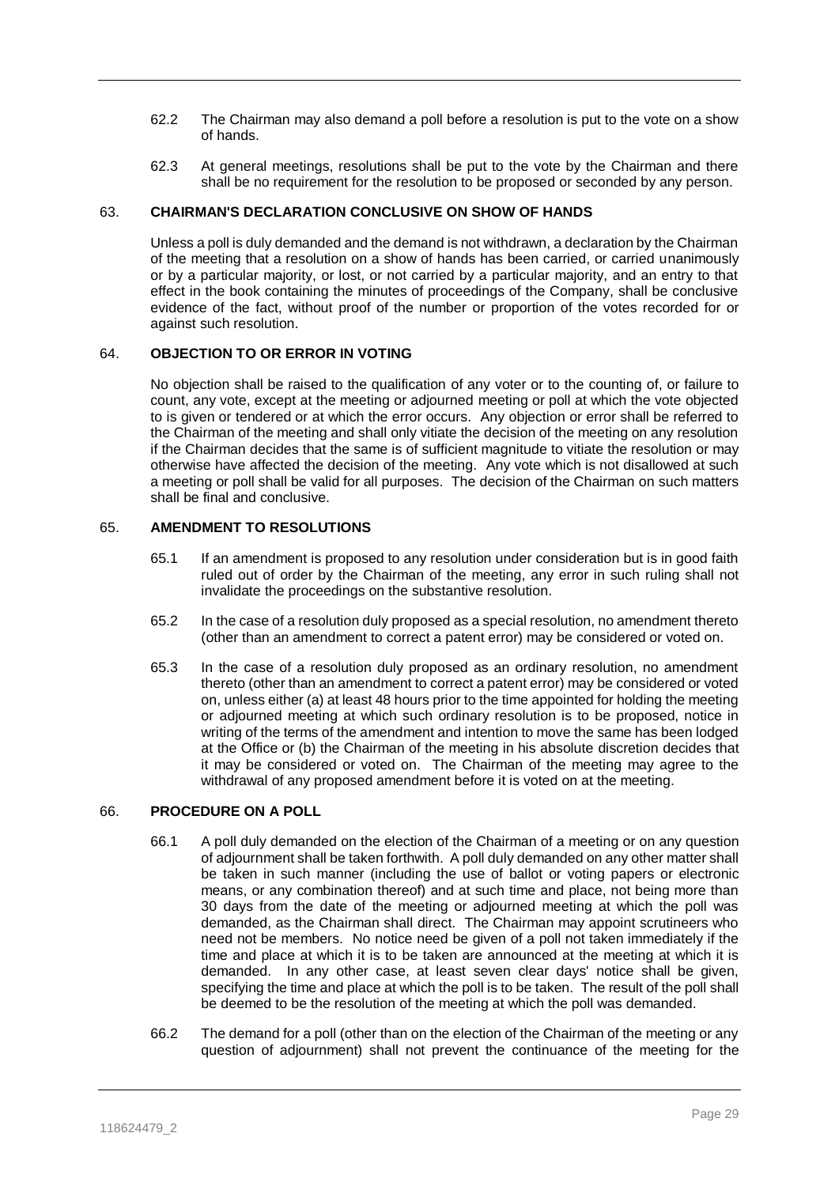62.2 The Chairman may also demand a poll before a resolution is put to the vote on a show of hands.

62.3 At general meetings, resolutions shall be put to the vote by the Chairman and there shall be no requirement for the resolution to be proposed or seconded by any person.

## 63. CHAIRMAN'S DECLARATION CONCLUSIVE ON SHOW OF HANDS

Unless a poll is duly demanded and the demand is not withdrawn, a declaration by the Chairman of the meeting that a resolution on a show of hands has been carried, or carried unanimously or by a particular majority, or lost, or not carried by a particular majority, and an entry to that effect in the book containing the minutes of proceedings of the Company, shall be conclusive evidence of the fact, without proof of the number or proportion of the votes recorded for or against such resolution.

## 64. OBJECTION TO OR ERROR IN VOTING

No objection shall be raised to the qualification of any voter or to the counting of, or failure to count, any vote, except at the meeting or adjourned meeting or poll at which the vote objected to is given or tendered or at which the error occurs. Any objection or error shall be referred to the Chairman of the meeting and shall only vitiate the decision of the meeting on any resolution if the Chairman decides that the same is of sufficient magnitude to vitiate the resolution or may otherwise have affected the decision of the meeting. Any vote which is not disallowed at such a meeting or poll shall be valid for all purposes. The decision of the Chairman on such matters shall be final and conclusive.

## 65. AMENDMENT TO RESOLUTIONS

65.1 If an amendment is proposed to any resolution under consideration but is in good faith ruled out of order by the Chairman of the meeting, any error in such ruling shall not invalidate the proceedings on the substantive resolution.

65.2 In the case of a resolution duly proposed as a special resolution, no amendment thereto (other than an amendment to correct a patent error) may be considered or voted on.

65.3 In the case of a resolution duly proposed as an ordinary resolution, no amendment thereto (other than an amendment to correct a patent error) may be considered or voted on, unless either (a) at least 48 hours prior to the time appointed for holding the meeting or adjourned meeting at which such ordinary resolution is to be proposed, notice in writing of the terms of the amendment and intention to move the same has been lodged at the Office or (b) the Chairman of the meeting in his absolute discretion decides that it may be considered or voted on. The Chairman of the meeting may agree to the withdrawal of any proposed amendment before it is voted on at the meeting.

## 66. PROCEDURE ON A POLL

66.1 A poll duly demanded on the election of the Chairman of a meeting or on any question of adjournment shall be taken forthwith. A poll duly demanded on any other matter shall be taken in such manner (including the use of ballot or voting papers or electronic means, or any combination thereof) and at such time and place, not being more than 30 days from the date of the meeting or adjourned meeting at which the poll was demanded, as the Chairman shall direct. The Chairman may appoint scrutineers who need not be members. No notice need be given of a poll not taken immediately if the time and place at which it is to be taken are announced at the meeting at which it is demanded. In any other case, at least seven clear days' notice shall be given, specifying the time and place at which the poll is to be taken. The result of the poll shall be deemed to be the resolution of the meeting at which the poll was demanded.

66.2 The demand for a poll (other than on the election of the Chairman of the meeting or any question of adjournment) shall not prevent the continuance of the meeting for the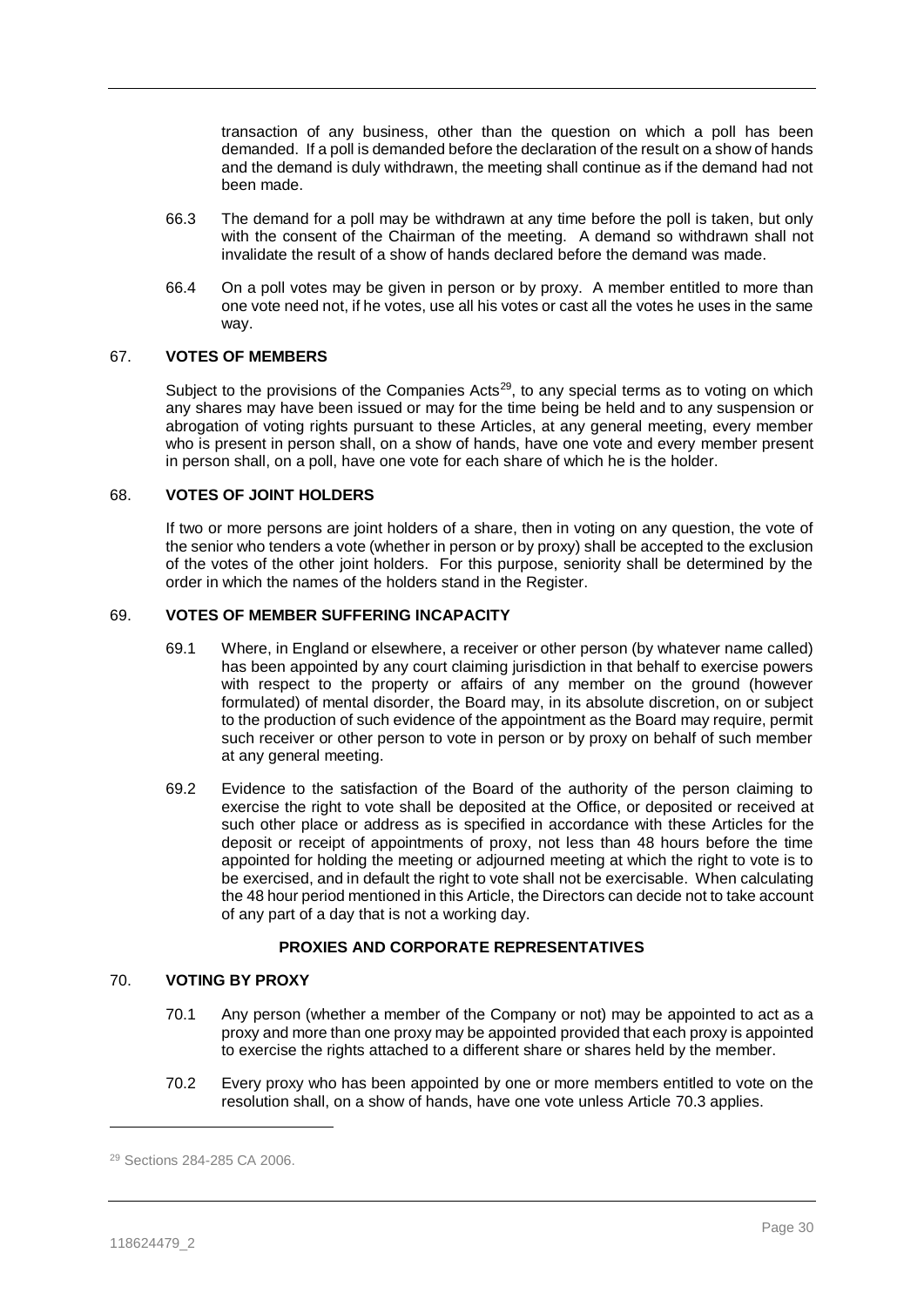transaction of any business, other than the question on which a poll has been demanded. If a poll is demanded before the declaration of the result on a show of hands and the demand is duly withdrawn, the meeting shall continue as if the demand had not been made.

66.3 The demand for a poll may be withdrawn at any time before the poll is taken, but only with the consent of the Chairman of the meeting. A demand so withdrawn shall not invalidate the result of a show of hands declared before the demand was made.

66.4 On a poll votes may be given in person or by proxy. A member entitled to more than one vote need not, if he votes, use all his votes or cast all the votes he uses in the same way.

## 67. VOTES OF MEMBERS

Subject to the provisions of the Companies Acts[29], to any special terms as to voting on which any shares may have been issued or may for the time being be held and to any suspension or abrogation of voting rights pursuant to these Articles, at any general meeting, every member who is present in person shall, on a show of hands, have one vote and every member present in person shall, on a poll, have one vote for each share of which he is the holder.

## 68. VOTES OF JOINT HOLDERS

If two or more persons are joint holders of a share, then in voting on any question, the vote of the senior who tenders a vote (whether in person or by proxy) shall be accepted to the exclusion of the votes of the other joint holders. For this purpose, seniority shall be determined by the order in which the names of the holders stand in the Register.

## 69. VOTES OF MEMBER SUFFERING INCAPACITY

69.1 Where, in England or elsewhere, a receiver or other person (by whatever name called) has been appointed by any court claiming jurisdiction in that behalf to exercise powers with respect to the property or affairs of any member on the ground (however formulated) of mental disorder, the Board may, in its absolute discretion, on or subject to the production of such evidence of the appointment as the Board may require, permit such receiver or other person to vote in person or by proxy on behalf of such member at any general meeting.

69.2 Evidence to the satisfaction of the Board of the authority of the person claiming to exercise the right to vote shall be deposited at the Office, or deposited or received at such other place or address as is specified in accordance with these Articles for the deposit or receipt of appointments of proxy, not less than 48 hours before the time appointed for holding the meeting or adjourned meeting at which the right to vote is to be exercised, and in default the right to vote shall not be exercisable. When calculating the 48 hour period mentioned in this Article, the Directors can decide not to take account of any part of a day that is not a working day.

### PROXIES AND CORPORATE REPRESENTATIVES

## 70. VOTING BY PROXY

70.1 Any person (whether a member of the Company or not) may be appointed to act as a proxy and more than one proxy may be appointed provided that each proxy is appointed to exercise the rights attached to a different share or shares held by the member.

70.2 Every proxy who has been appointed by one or more members entitled to vote on the resolution shall, on a show of hands, have one vote unless Article 70.3 applies.

[29] Sections 284-285 CA 2006.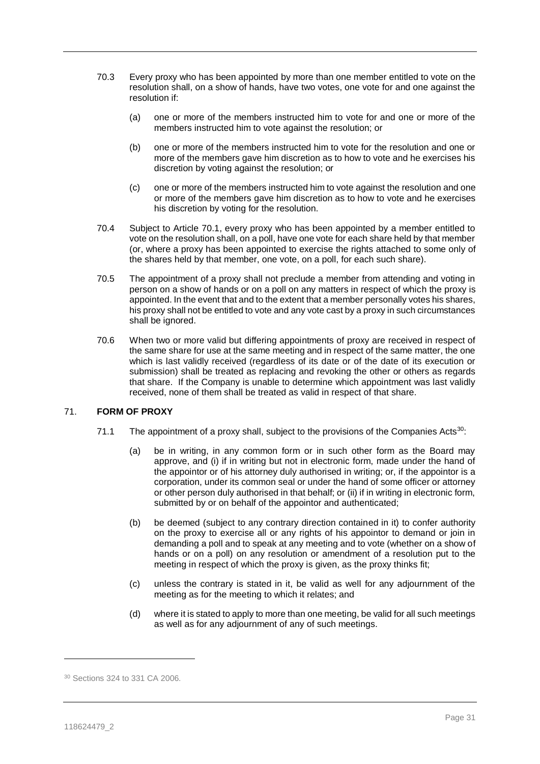70.3 Every proxy who has been appointed by more than one member entitled to vote on the resolution shall, on a show of hands, have two votes, one vote for and one against the resolution if:

(a) one or more of the members instructed him to vote for and one or more of the members instructed him to vote against the resolution; or

(b) one or more of the members instructed him to vote for the resolution and one or more of the members gave him discretion as to how to vote and he exercises his discretion by voting against the resolution; or

(c) one or more of the members instructed him to vote against the resolution and one or more of the members gave him discretion as to how to vote and he exercises his discretion by voting for the resolution.

70.4 Subject to Article 70.1, every proxy who has been appointed by a member entitled to vote on the resolution shall, on a poll, have one vote for each share held by that member (or, where a proxy has been appointed to exercise the rights attached to some only of the shares held by that member, one vote, on a poll, for each such share).

70.5 The appointment of a proxy shall not preclude a member from attending and voting in person on a show of hands or on a poll on any matters in respect of which the proxy is appointed. In the event that and to the extent that a member personally votes his shares, his proxy shall not be entitled to vote and any vote cast by a proxy in such circumstances shall be ignored.

70.6 When two or more valid but differing appointments of proxy are received in respect of the same share for use at the same meeting and in respect of the same matter, the one which is last validly received (regardless of its date or of the date of its execution or submission) shall be treated as replacing and revoking the other or others as regards that share. If the Company is unable to determine which appointment was last validly received, none of them shall be treated as valid in respect of that share.

## 71. FORM OF PROXY

71.1 The appointment of a proxy shall, subject to the provisions of the Companies Acts[30]:

(a) be in writing, in any common form or in such other form as the Board may approve, and (i) if in writing but not in electronic form, made under the hand of the appointor or of his attorney duly authorised in writing; or, if the appointor is a corporation, under its common seal or under the hand of some officer or attorney or other person duly authorised in that behalf; or (ii) if in writing in electronic form, submitted by or on behalf of the appointor and authenticated;

(b) be deemed (subject to any contrary direction contained in it) to confer authority on the proxy to exercise all or any rights of his appointor to demand or join in demanding a poll and to speak at any meeting and to vote (whether on a show of hands or on a poll) on any resolution or amendment of a resolution put to the meeting in respect of which the proxy is given, as the proxy thinks fit;

(c) unless the contrary is stated in it, be valid as well for any adjournment of the meeting as for the meeting to which it relates; and

(d) where it is stated to apply to more than one meeting, be valid for all such meetings as well as for any adjournment of any of such meetings.

[30] Sections 324 to 331 CA 2006.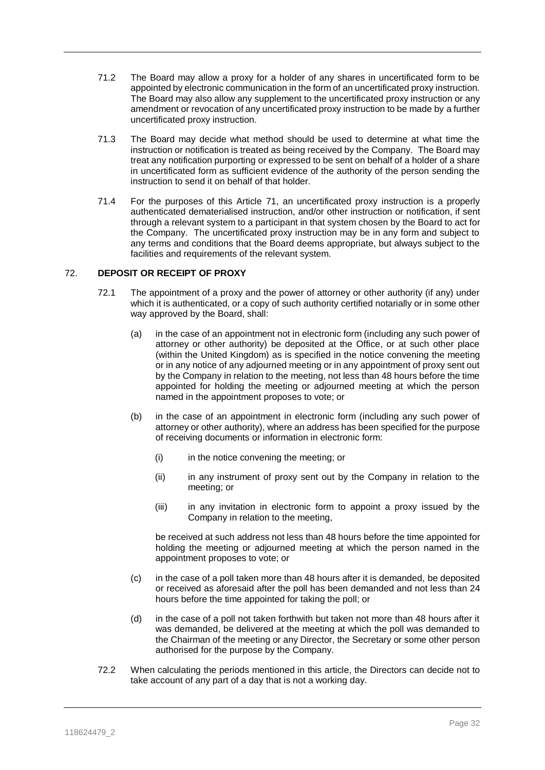71.2 The Board may allow a proxy for a holder of any shares in uncertificated form to be appointed by electronic communication in the form of an uncertificated proxy instruction. The Board may also allow any supplement to the uncertificated proxy instruction or any amendment or revocation of any uncertificated proxy instruction to be made by a further uncertificated proxy instruction.

71.3 The Board may decide what method should be used to determine at what time the instruction or notification is treated as being received by the Company. The Board may treat any notification purporting or expressed to be sent on behalf of a holder of a share in uncertificated form as sufficient evidence of the authority of the person sending the instruction to send it on behalf of that holder.

71.4 For the purposes of this Article 71, an uncertificated proxy instruction is a properly authenticated dematerialised instruction, and/or other instruction or notification, if sent through a relevant system to a participant in that system chosen by the Board to act for the Company. The uncertificated proxy instruction may be in any form and subject to any terms and conditions that the Board deems appropriate, but always subject to the facilities and requirements of the relevant system.

## 72. DEPOSIT OR RECEIPT OF PROXY

72.1 The appointment of a proxy and the power of attorney or other authority (if any) under which it is authenticated, or a copy of such authority certified notarially or in some other way approved by the Board, shall:

(a) in the case of an appointment not in electronic form (including any such power of attorney or other authority) be deposited at the Office, or at such other place (within the United Kingdom) as is specified in the notice convening the meeting or in any notice of any adjourned meeting or in any appointment of proxy sent out by the Company in relation to the meeting, not less than 48 hours before the time appointed for holding the meeting or adjourned meeting at which the person named in the appointment proposes to vote; or

(b) in the case of an appointment in electronic form (including any such power of attorney or other authority), where an address has been specified for the purpose of receiving documents or information in electronic form:

(i) in the notice convening the meeting; or

(ii) in any instrument of proxy sent out by the Company in relation to the meeting; or

(iii) in any invitation in electronic form to appoint a proxy issued by the Company in relation to the meeting,

be received at such address not less than 48 hours before the time appointed for holding the meeting or adjourned meeting at which the person named in the appointment proposes to vote; or

(c) in the case of a poll taken more than 48 hours after it is demanded, be deposited or received as aforesaid after the poll has been demanded and not less than 24 hours before the time appointed for taking the poll; or

(d) in the case of a poll not taken forthwith but taken not more than 48 hours after it was demanded, be delivered at the meeting at which the poll was demanded to the Chairman of the meeting or any Director, the Secretary or some other person authorised for the purpose by the Company.

72.2 When calculating the periods mentioned in this article, the Directors can decide not to take account of any part of a day that is not a working day.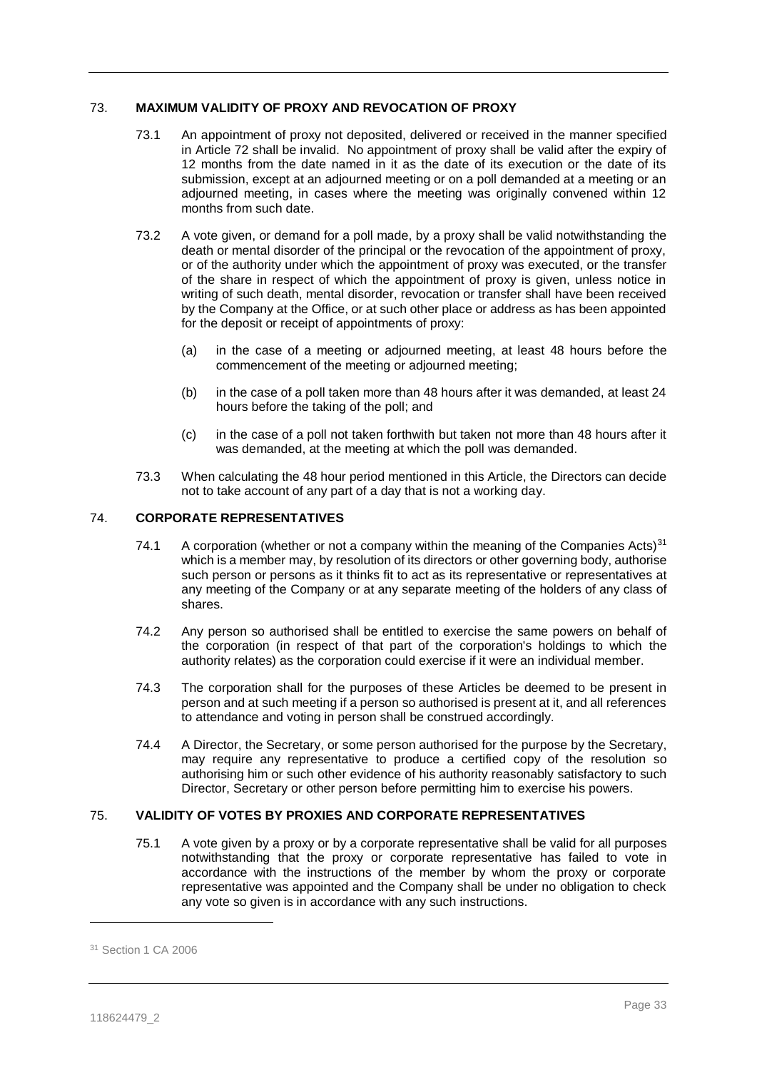## 73. MAXIMUM VALIDITY OF PROXY AND REVOCATION OF PROXY

73.1 An appointment of proxy not deposited, delivered or received in the manner specified in Article 72 shall be invalid. No appointment of proxy shall be valid after the expiry of 12 months from the date named in it as the date of its execution or the date of its submission, except at an adjourned meeting or on a poll demanded at a meeting or an adjourned meeting, in cases where the meeting was originally convened within 12 months from such date.

73.2 A vote given, or demand for a poll made, by a proxy shall be valid notwithstanding the death or mental disorder of the principal or the revocation of the appointment of proxy, or of the authority under which the appointment of proxy was executed, or the transfer of the share in respect of which the appointment of proxy is given, unless notice in writing of such death, mental disorder, revocation or transfer shall have been received by the Company at the Office, or at such other place or address as has been appointed for the deposit or receipt of appointments of proxy:

(a) in the case of a meeting or adjourned meeting, at least 48 hours before the commencement of the meeting or adjourned meeting;

(b) in the case of a poll taken more than 48 hours after it was demanded, at least 24 hours before the taking of the poll; and

(c) in the case of a poll not taken forthwith but taken not more than 48 hours after it was demanded, at the meeting at which the poll was demanded.

73.3 When calculating the 48 hour period mentioned in this Article, the Directors can decide not to take account of any part of a day that is not a working day.

## 74. CORPORATE REPRESENTATIVES

74.1 A corporation (whether or not a company within the meaning of the Companies Acts)[31] which is a member may, by resolution of its directors or other governing body, authorise such person or persons as it thinks fit to act as its representative or representatives at any meeting of the Company or at any separate meeting of the holders of any class of shares.

74.2 Any person so authorised shall be entitled to exercise the same powers on behalf of the corporation (in respect of that part of the corporation's holdings to which the authority relates) as the corporation could exercise if it were an individual member.

74.3 The corporation shall for the purposes of these Articles be deemed to be present in person and at such meeting if a person so authorised is present at it, and all references to attendance and voting in person shall be construed accordingly.

74.4 A Director, the Secretary, or some person authorised for the purpose by the Secretary, may require any representative to produce a certified copy of the resolution so authorising him or such other evidence of his authority reasonably satisfactory to such Director, Secretary or other person before permitting him to exercise his powers.

## 75. VALIDITY OF VOTES BY PROXIES AND CORPORATE REPRESENTATIVES

75.1 A vote given by a proxy or by a corporate representative shall be valid for all purposes notwithstanding that the proxy or corporate representative has failed to vote in accordance with the instructions of the member by whom the proxy or corporate representative was appointed and the Company shall be under no obligation to check any vote so given is in accordance with any such instructions.

---

[31] Section 1 CA 2006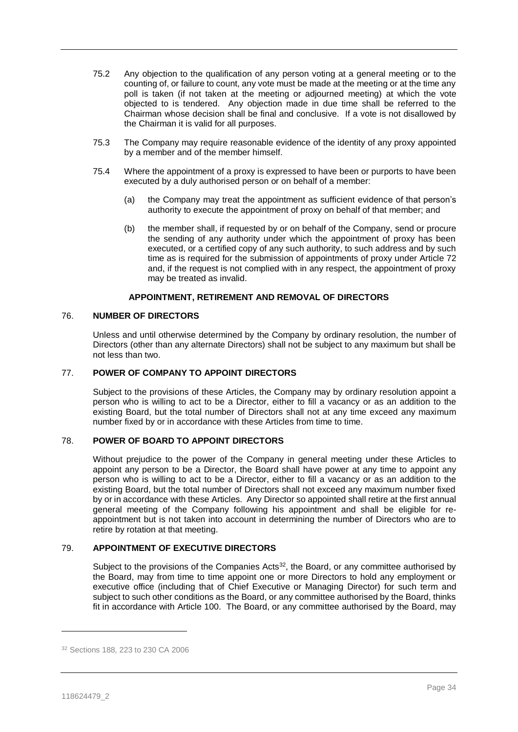75.2 Any objection to the qualification of any person voting at a general meeting or to the counting of, or failure to count, any vote must be made at the meeting or at the time any poll is taken (if not taken at the meeting or adjourned meeting) at which the vote objected to is tendered. Any objection made in due time shall be referred to the Chairman whose decision shall be final and conclusive. If a vote is not disallowed by the Chairman it is valid for all purposes.

75.3 The Company may require reasonable evidence of the identity of any proxy appointed by a member and of the member himself.

75.4 Where the appointment of a proxy is expressed to have been or purports to have been executed by a duly authorised person or on behalf of a member:

(a) the Company may treat the appointment as sufficient evidence of that person's authority to execute the appointment of proxy on behalf of that member; and

(b) the member shall, if requested by or on behalf of the Company, send or procure the sending of any authority under which the appointment of proxy has been executed, or a certified copy of any such authority, to such address and by such time as is required for the submission of appointments of proxy under Article 72 and, if the request is not complied with in any respect, the appointment of proxy may be treated as invalid.

## APPOINTMENT, RETIREMENT AND REMOVAL OF DIRECTORS

### 76. NUMBER OF DIRECTORS

Unless and until otherwise determined by the Company by ordinary resolution, the number of Directors (other than any alternate Directors) shall not be subject to any maximum but shall be not less than two.

### 77. POWER OF COMPANY TO APPOINT DIRECTORS

Subject to the provisions of these Articles, the Company may by ordinary resolution appoint a person who is willing to act to be a Director, either to fill a vacancy or as an addition to the existing Board, but the total number of Directors shall not at any time exceed any maximum number fixed by or in accordance with these Articles from time to time.

### 78. POWER OF BOARD TO APPOINT DIRECTORS

Without prejudice to the power of the Company in general meeting under these Articles to appoint any person to be a Director, the Board shall have power at any time to appoint any person who is willing to act to be a Director, either to fill a vacancy or as an addition to the existing Board, but the total number of Directors shall not exceed any maximum number fixed by or in accordance with these Articles. Any Director so appointed shall retire at the first annual general meeting of the Company following his appointment and shall be eligible for re-appointment but is not taken into account in determining the number of Directors who are to retire by rotation at that meeting.

### 79. APPOINTMENT OF EXECUTIVE DIRECTORS

Subject to the provisions of the Companies Acts[32], the Board, or any committee authorised by the Board, may from time to time appoint one or more Directors to hold any employment or executive office (including that of Chief Executive or Managing Director) for such term and subject to such other conditions as the Board, or any committee authorised by the Board, thinks fit in accordance with Article 100. The Board, or any committee authorised by the Board, may

---

[32] Sections 188, 223 to 230 CA 2006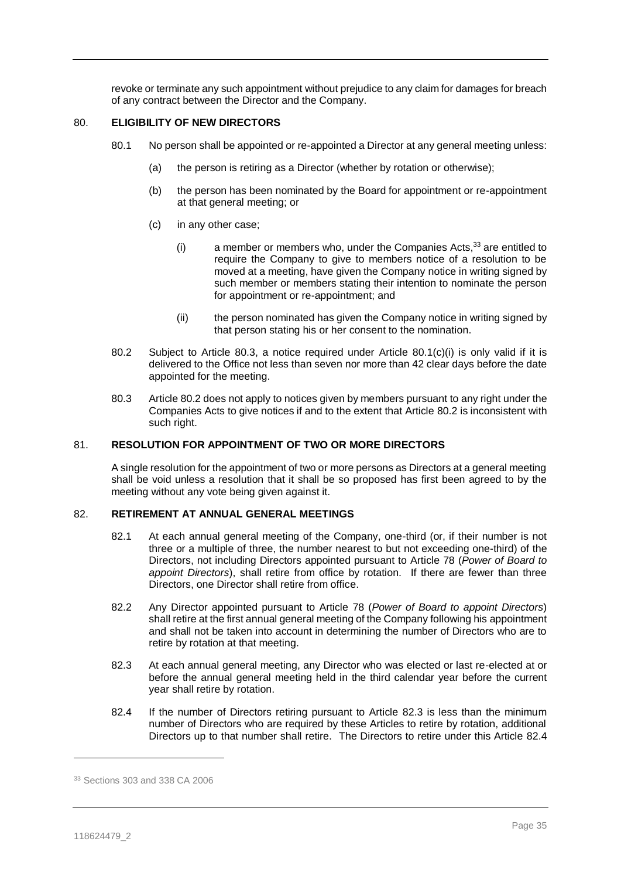revoke or terminate any such appointment without prejudice to any claim for damages for breach of any contract between the Director and the Company.

## 80. ELIGIBILITY OF NEW DIRECTORS

80.1 No person shall be appointed or re-appointed a Director at any general meeting unless:

(a) the person is retiring as a Director (whether by rotation or otherwise);

(b) the person has been nominated by the Board for appointment or re-appointment at that general meeting; or

(c) in any other case;

(i) a member or members who, under the Companies Acts,[33] are entitled to require the Company to give to members notice of a resolution to be moved at a meeting, have given the Company notice in writing signed by such member or members stating their intention to nominate the person for appointment or re-appointment; and

(ii) the person nominated has given the Company notice in writing signed by that person stating his or her consent to the nomination.

80.2 Subject to Article 80.3, a notice required under Article 80.1(c)(i) is only valid if it is delivered to the Office not less than seven nor more than 42 clear days before the date appointed for the meeting.

80.3 Article 80.2 does not apply to notices given by members pursuant to any right under the Companies Acts to give notices if and to the extent that Article 80.2 is inconsistent with such right.

## 81. RESOLUTION FOR APPOINTMENT OF TWO OR MORE DIRECTORS

A single resolution for the appointment of two or more persons as Directors at a general meeting shall be void unless a resolution that it shall be so proposed has first been agreed to by the meeting without any vote being given against it.

## 82. RETIREMENT AT ANNUAL GENERAL MEETINGS

82.1 At each annual general meeting of the Company, one-third (or, if their number is not three or a multiple of three, the number nearest to but not exceeding one-third) of the Directors, not including Directors appointed pursuant to Article 78 (*Power of Board to appoint Directors*), shall retire from office by rotation. If there are fewer than three Directors, one Director shall retire from office.

82.2 Any Director appointed pursuant to Article 78 (*Power of Board to appoint Directors*) shall retire at the first annual general meeting of the Company following his appointment and shall not be taken into account in determining the number of Directors who are to retire by rotation at that meeting.

82.3 At each annual general meeting, any Director who was elected or last re-elected at or before the annual general meeting held in the third calendar year before the current year shall retire by rotation.

82.4 If the number of Directors retiring pursuant to Article 82.3 is less than the minimum number of Directors who are required by these Articles to retire by rotation, additional Directors up to that number shall retire. The Directors to retire under this Article 82.4

[33] Sections 303 and 338 CA 2006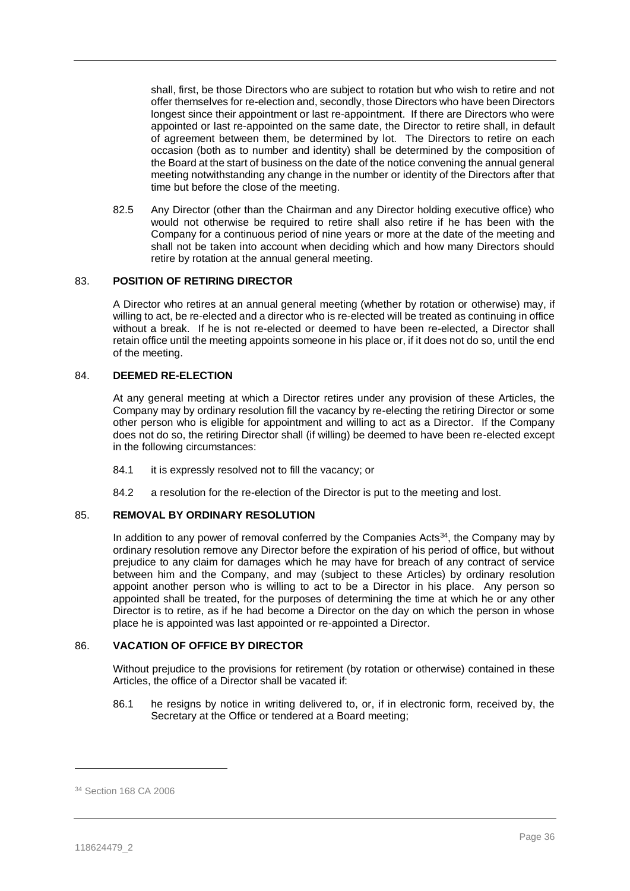shall, first, be those Directors who are subject to rotation but who wish to retire and not offer themselves for re-election and, secondly, those Directors who have been Directors longest since their appointment or last re-appointment. If there are Directors who were appointed or last re-appointed on the same date, the Director to retire shall, in default of agreement between them, be determined by lot. The Directors to retire on each occasion (both as to number and identity) shall be determined by the composition of the Board at the start of business on the date of the notice convening the annual general meeting notwithstanding any change in the number or identity of the Directors after that time but before the close of the meeting.

82.5 Any Director (other than the Chairman and any Director holding executive office) who would not otherwise be required to retire shall also retire if he has been with the Company for a continuous period of nine years or more at the date of the meeting and shall not be taken into account when deciding which and how many Directors should retire by rotation at the annual general meeting.

### 83. POSITION OF RETIRING DIRECTOR

A Director who retires at an annual general meeting (whether by rotation or otherwise) may, if willing to act, be re-elected and a director who is re-elected will be treated as continuing in office without a break. If he is not re-elected or deemed to have been re-elected, a Director shall retain office until the meeting appoints someone in his place or, if it does not do so, until the end of the meeting.

### 84. DEEMED RE-ELECTION

At any general meeting at which a Director retires under any provision of these Articles, the Company may by ordinary resolution fill the vacancy by re-electing the retiring Director or some other person who is eligible for appointment and willing to act as a Director. If the Company does not do so, the retiring Director shall (if willing) be deemed to have been re-elected except in the following circumstances:

84.1 it is expressly resolved not to fill the vacancy; or

84.2 a resolution for the re-election of the Director is put to the meeting and lost.

### 85. REMOVAL BY ORDINARY RESOLUTION

In addition to any power of removal conferred by the Companies Acts[34], the Company may by ordinary resolution remove any Director before the expiration of his period of office, but without prejudice to any claim for damages which he may have for breach of any contract of service between him and the Company, and may (subject to these Articles) by ordinary resolution appoint another person who is willing to act to be a Director in his place. Any person so appointed shall be treated, for the purposes of determining the time at which he or any other Director is to retire, as if he had become a Director on the day on which the person in whose place he is appointed was last appointed or re-appointed a Director.

### 86. VACATION OF OFFICE BY DIRECTOR

Without prejudice to the provisions for retirement (by rotation or otherwise) contained in these Articles, the office of a Director shall be vacated if:

86.1 he resigns by notice in writing delivered to, or, if in electronic form, received by, the Secretary at the Office or tendered at a Board meeting;

---

[34] Section 168 CA 2006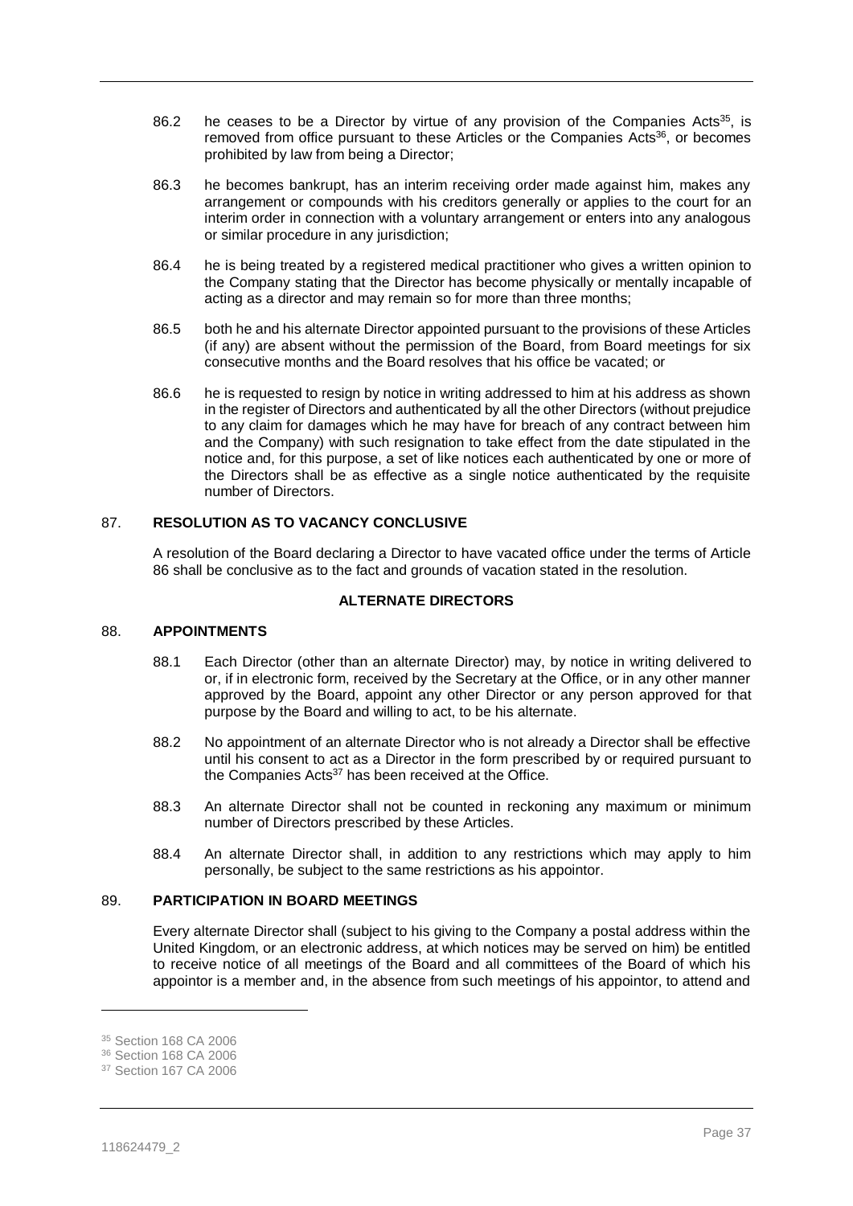86.2 he ceases to be a Director by virtue of any provision of the Companies Acts[35], is removed from office pursuant to these Articles or the Companies Acts[36], or becomes prohibited by law from being a Director;

86.3 he becomes bankrupt, has an interim receiving order made against him, makes any arrangement or compounds with his creditors generally or applies to the court for an interim order in connection with a voluntary arrangement or enters into any analogous or similar procedure in any jurisdiction;

86.4 he is being treated by a registered medical practitioner who gives a written opinion to the Company stating that the Director has become physically or mentally incapable of acting as a director and may remain so for more than three months;

86.5 both he and his alternate Director appointed pursuant to the provisions of these Articles (if any) are absent without the permission of the Board, from Board meetings for six consecutive months and the Board resolves that his office be vacated; or

86.6 he is requested to resign by notice in writing addressed to him at his address as shown in the register of Directors and authenticated by all the other Directors (without prejudice to any claim for damages which he may have for breach of any contract between him and the Company) with such resignation to take effect from the date stipulated in the notice and, for this purpose, a set of like notices each authenticated by one or more of the Directors shall be as effective as a single notice authenticated by the requisite number of Directors.

### 87. RESOLUTION AS TO VACANCY CONCLUSIVE

A resolution of the Board declaring a Director to have vacated office under the terms of Article 86 shall be conclusive as to the fact and grounds of vacation stated in the resolution.

## ALTERNATE DIRECTORS

### 88. APPOINTMENTS

88.1 Each Director (other than an alternate Director) may, by notice in writing delivered to or, if in electronic form, received by the Secretary at the Office, or in any other manner approved by the Board, appoint any other Director or any person approved for that purpose by the Board and willing to act, to be his alternate.

88.2 No appointment of an alternate Director who is not already a Director shall be effective until his consent to act as a Director in the form prescribed by or required pursuant to the Companies Acts[37] has been received at the Office.

88.3 An alternate Director shall not be counted in reckoning any maximum or minimum number of Directors prescribed by these Articles.

88.4 An alternate Director shall, in addition to any restrictions which may apply to him personally, be subject to the same restrictions as his appointor.

### 89. PARTICIPATION IN BOARD MEETINGS

Every alternate Director shall (subject to his giving to the Company a postal address within the United Kingdom, or an electronic address, at which notices may be served on him) be entitled to receive notice of all meetings of the Board and all committees of the Board of which his appointor is a member and, in the absence from such meetings of his appointor, to attend and

---

[35] Section 168 CA 2006

[36] Section 168 CA 2006

[37] Section 167 CA 2006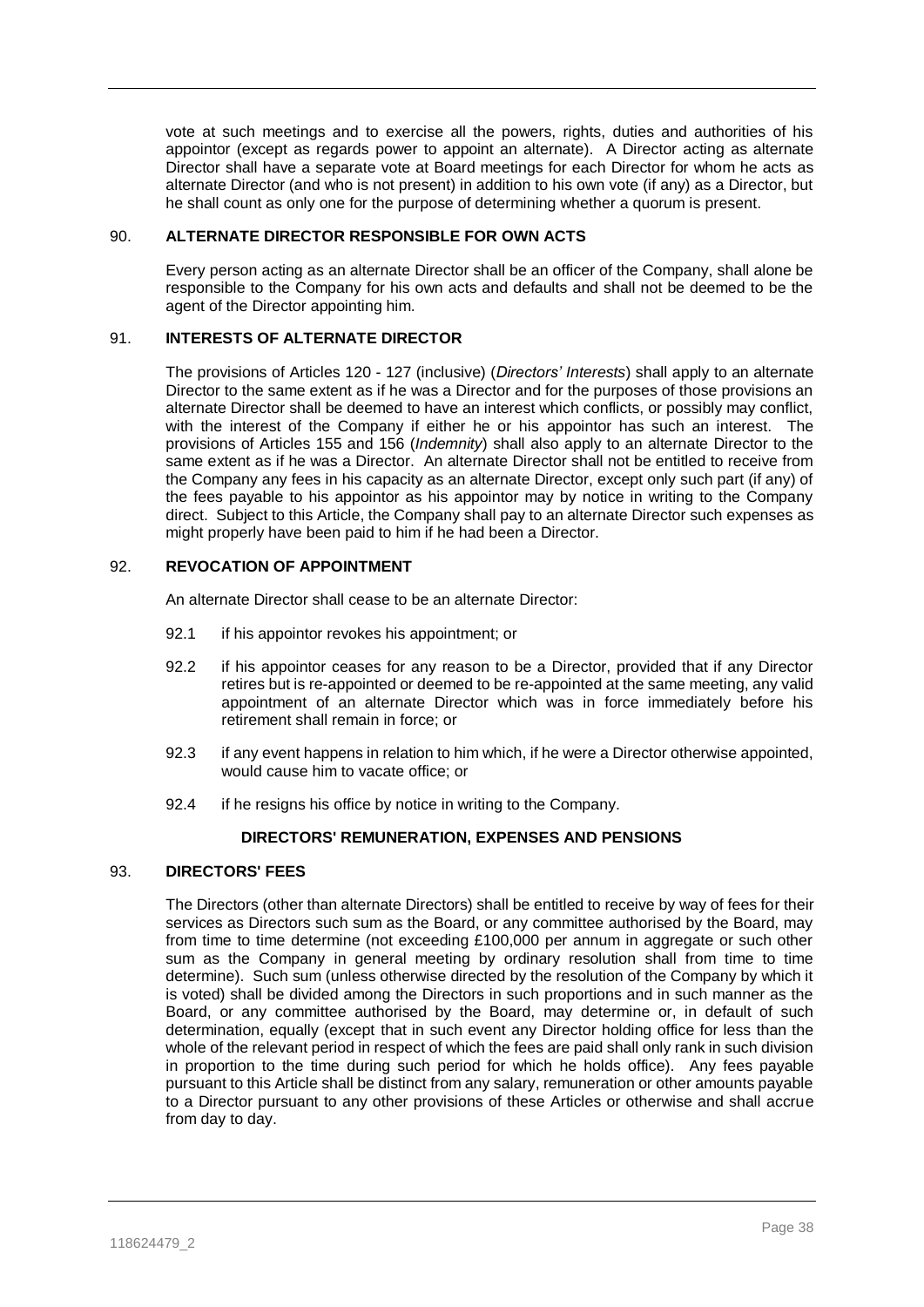vote at such meetings and to exercise all the powers, rights, duties and authorities of his appointor (except as regards power to appoint an alternate). A Director acting as alternate Director shall have a separate vote at Board meetings for each Director for whom he acts as alternate Director (and who is not present) in addition to his own vote (if any) as a Director, but he shall count as only one for the purpose of determining whether a quorum is present.

### 90. ALTERNATE DIRECTOR RESPONSIBLE FOR OWN ACTS

Every person acting as an alternate Director shall be an officer of the Company, shall alone be responsible to the Company for his own acts and defaults and shall not be deemed to be the agent of the Director appointing him.

### 91. INTERESTS OF ALTERNATE DIRECTOR

The provisions of Articles 120 - 127 (inclusive) (*Directors' Interests*) shall apply to an alternate Director to the same extent as if he was a Director and for the purposes of those provisions an alternate Director shall be deemed to have an interest which conflicts, or possibly may conflict, with the interest of the Company if either he or his appointor has such an interest. The provisions of Articles 155 and 156 (*Indemnity*) shall also apply to an alternate Director to the same extent as if he was a Director. An alternate Director shall not be entitled to receive from the Company any fees in his capacity as an alternate Director, except only such part (if any) of the fees payable to his appointor as his appointor may by notice in writing to the Company direct. Subject to this Article, the Company shall pay to an alternate Director such expenses as might properly have been paid to him if he had been a Director.

### 92. REVOCATION OF APPOINTMENT

An alternate Director shall cease to be an alternate Director:

92.1 if his appointor revokes his appointment; or

92.2 if his appointor ceases for any reason to be a Director, provided that if any Director retires but is re-appointed or deemed to be re-appointed at the same meeting, any valid appointment of an alternate Director which was in force immediately before his retirement shall remain in force; or

92.3 if any event happens in relation to him which, if he were a Director otherwise appointed, would cause him to vacate office; or

92.4 if he resigns his office by notice in writing to the Company.

## DIRECTORS' REMUNERATION, EXPENSES AND PENSIONS

### 93. DIRECTORS' FEES

The Directors (other than alternate Directors) shall be entitled to receive by way of fees for their services as Directors such sum as the Board, or any committee authorised by the Board, may from time to time determine (not exceeding £100,000 per annum in aggregate or such other sum as the Company in general meeting by ordinary resolution shall from time to time determine). Such sum (unless otherwise directed by the resolution of the Company by which it is voted) shall be divided among the Directors in such proportions and in such manner as the Board, or any committee authorised by the Board, may determine or, in default of such determination, equally (except that in such event any Director holding office for less than the whole of the relevant period in respect of which the fees are paid shall only rank in such division in proportion to the time during such period for which he holds office). Any fees payable pursuant to this Article shall be distinct from any salary, remuneration or other amounts payable to a Director pursuant to any other provisions of these Articles or otherwise and shall accrue from day to day.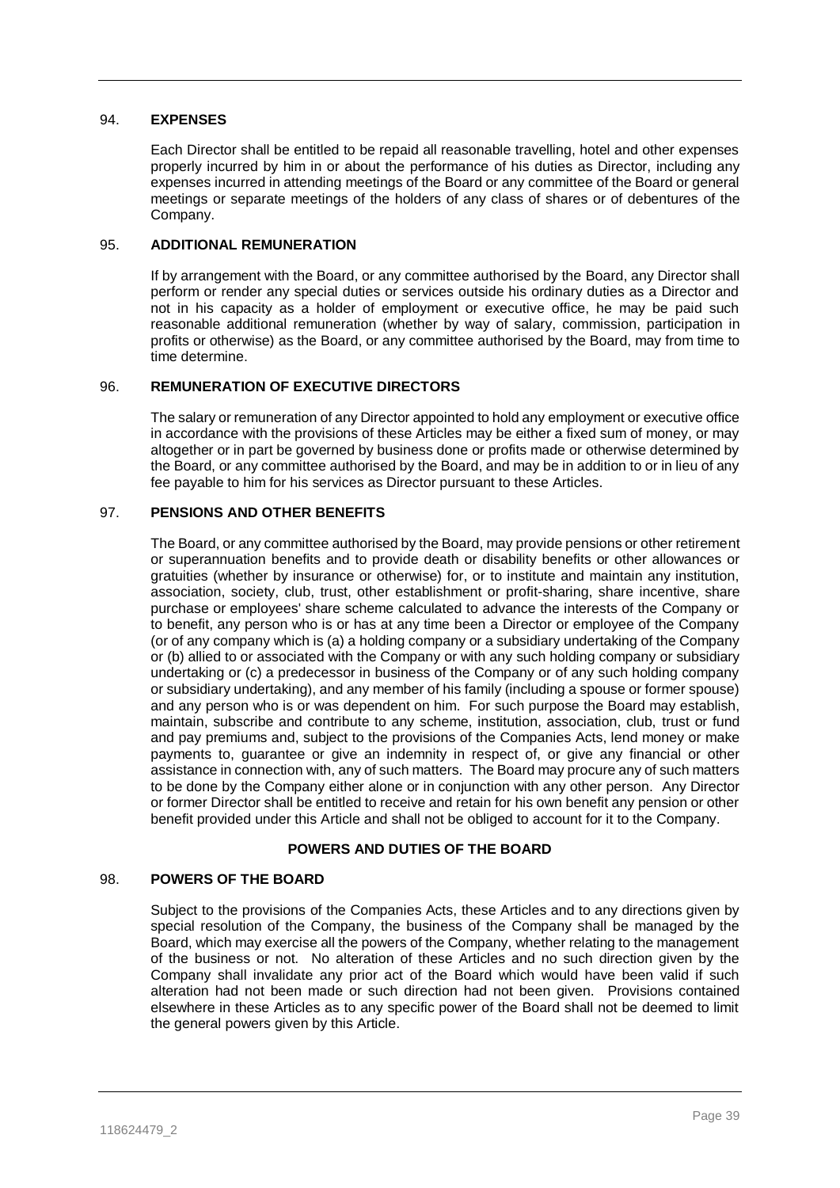## 94. EXPENSES

Each Director shall be entitled to be repaid all reasonable travelling, hotel and other expenses properly incurred by him in or about the performance of his duties as Director, including any expenses incurred in attending meetings of the Board or any committee of the Board or general meetings or separate meetings of the holders of any class of shares or of debentures of the Company.

## 95. ADDITIONAL REMUNERATION

If by arrangement with the Board, or any committee authorised by the Board, any Director shall perform or render any special duties or services outside his ordinary duties as a Director and not in his capacity as a holder of employment or executive office, he may be paid such reasonable additional remuneration (whether by way of salary, commission, participation in profits or otherwise) as the Board, or any committee authorised by the Board, may from time to time determine.

## 96. REMUNERATION OF EXECUTIVE DIRECTORS

The salary or remuneration of any Director appointed to hold any employment or executive office in accordance with the provisions of these Articles may be either a fixed sum of money, or may altogether or in part be governed by business done or profits made or otherwise determined by the Board, or any committee authorised by the Board, and may be in addition to or in lieu of any fee payable to him for his services as Director pursuant to these Articles.

## 97. PENSIONS AND OTHER BENEFITS

The Board, or any committee authorised by the Board, may provide pensions or other retirement or superannuation benefits and to provide death or disability benefits or other allowances or gratuities (whether by insurance or otherwise) for, or to institute and maintain any institution, association, society, club, trust, other establishment or profit-sharing, share incentive, share purchase or employees' share scheme calculated to advance the interests of the Company or to benefit, any person who is or has at any time been a Director or employee of the Company (or of any company which is (a) a holding company or a subsidiary undertaking of the Company or (b) allied to or associated with the Company or with any such holding company or subsidiary undertaking or (c) a predecessor in business of the Company or of any such holding company or subsidiary undertaking), and any member of his family (including a spouse or former spouse) and any person who is or was dependent on him. For such purpose the Board may establish, maintain, subscribe and contribute to any scheme, institution, association, club, trust or fund and pay premiums and, subject to the provisions of the Companies Acts, lend money or make payments to, guarantee or give an indemnity in respect of, or give any financial or other assistance in connection with, any of such matters. The Board may procure any of such matters to be done by the Company either alone or in conjunction with any other person. Any Director or former Director shall be entitled to receive and retain for his own benefit any pension or other benefit provided under this Article and shall not be obliged to account for it to the Company.

# POWERS AND DUTIES OF THE BOARD

## 98. POWERS OF THE BOARD

Subject to the provisions of the Companies Acts, these Articles and to any directions given by special resolution of the Company, the business of the Company shall be managed by the Board, which may exercise all the powers of the Company, whether relating to the management of the business or not. No alteration of these Articles and no such direction given by the Company shall invalidate any prior act of the Board which would have been valid if such alteration had not been made or such direction had not been given. Provisions contained elsewhere in these Articles as to any specific power of the Board shall not be deemed to limit the general powers given by this Article.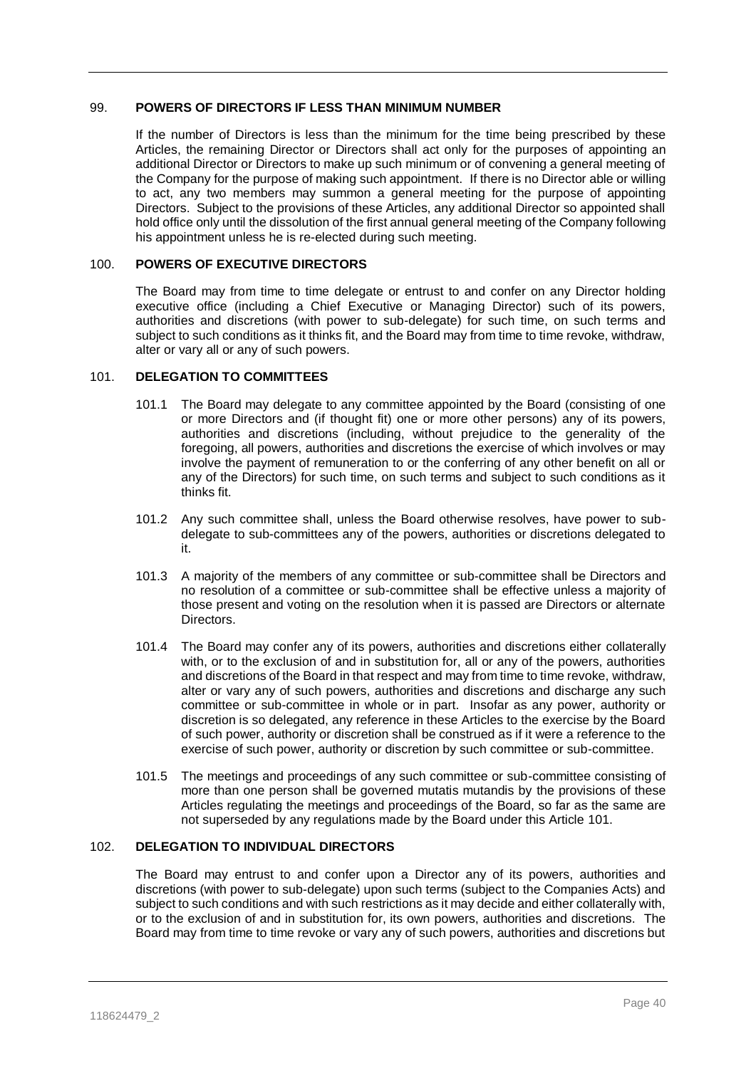## 99. POWERS OF DIRECTORS IF LESS THAN MINIMUM NUMBER

If the number of Directors is less than the minimum for the time being prescribed by these Articles, the remaining Director or Directors shall act only for the purposes of appointing an additional Director or Directors to make up such minimum or of convening a general meeting of the Company for the purpose of making such appointment. If there is no Director able or willing to act, any two members may summon a general meeting for the purpose of appointing Directors. Subject to the provisions of these Articles, any additional Director so appointed shall hold office only until the dissolution of the first annual general meeting of the Company following his appointment unless he is re-elected during such meeting.

## 100. POWERS OF EXECUTIVE DIRECTORS

The Board may from time to time delegate or entrust to and confer on any Director holding executive office (including a Chief Executive or Managing Director) such of its powers, authorities and discretions (with power to sub-delegate) for such time, on such terms and subject to such conditions as it thinks fit, and the Board may from time to time revoke, withdraw, alter or vary all or any of such powers.

## 101. DELEGATION TO COMMITTEES

101.1 The Board may delegate to any committee appointed by the Board (consisting of one or more Directors and (if thought fit) one or more other persons) any of its powers, authorities and discretions (including, without prejudice to the generality of the foregoing, all powers, authorities and discretions the exercise of which involves or may involve the payment of remuneration to or the conferring of any other benefit on all or any of the Directors) for such time, on such terms and subject to such conditions as it thinks fit.

101.2 Any such committee shall, unless the Board otherwise resolves, have power to sub-delegate to sub-committees any of the powers, authorities or discretions delegated to it.

101.3 A majority of the members of any committee or sub-committee shall be Directors and no resolution of a committee or sub-committee shall be effective unless a majority of those present and voting on the resolution when it is passed are Directors or alternate Directors.

101.4 The Board may confer any of its powers, authorities and discretions either collaterally with, or to the exclusion of and in substitution for, all or any of the powers, authorities and discretions of the Board in that respect and may from time to time revoke, withdraw, alter or vary any of such powers, authorities and discretions and discharge any such committee or sub-committee in whole or in part. Insofar as any power, authority or discretion is so delegated, any reference in these Articles to the exercise by the Board of such power, authority or discretion shall be construed as if it were a reference to the exercise of such power, authority or discretion by such committee or sub-committee.

101.5 The meetings and proceedings of any such committee or sub-committee consisting of more than one person shall be governed mutatis mutandis by the provisions of these Articles regulating the meetings and proceedings of the Board, so far as the same are not superseded by any regulations made by the Board under this Article 101.

## 102. DELEGATION TO INDIVIDUAL DIRECTORS

The Board may entrust to and confer upon a Director any of its powers, authorities and discretions (with power to sub-delegate) upon such terms (subject to the Companies Acts) and subject to such conditions and with such restrictions as it may decide and either collaterally with, or to the exclusion of and in substitution for, its own powers, authorities and discretions. The Board may from time to time revoke or vary any of such powers, authorities and discretions but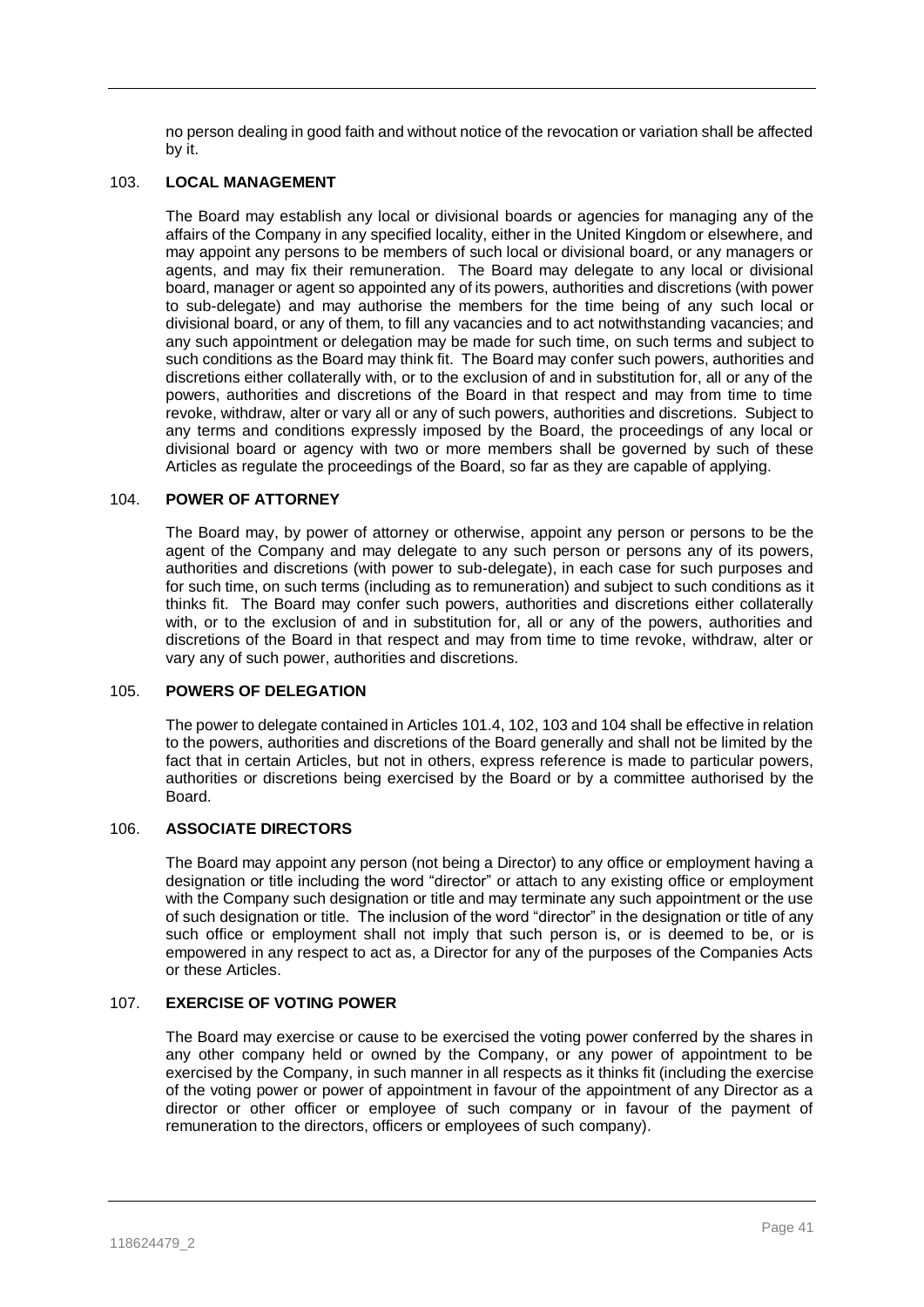no person dealing in good faith and without notice of the revocation or variation shall be affected by it.

## 103. LOCAL MANAGEMENT

The Board may establish any local or divisional boards or agencies for managing any of the affairs of the Company in any specified locality, either in the United Kingdom or elsewhere, and may appoint any persons to be members of such local or divisional board, or any managers or agents, and may fix their remuneration. The Board may delegate to any local or divisional board, manager or agent so appointed any of its powers, authorities and discretions (with power to sub-delegate) and may authorise the members for the time being of any such local or divisional board, or any of them, to fill any vacancies and to act notwithstanding vacancies; and any such appointment or delegation may be made for such time, on such terms and subject to such conditions as the Board may think fit. The Board may confer such powers, authorities and discretions either collaterally with, or to the exclusion of and in substitution for, all or any of the powers, authorities and discretions of the Board in that respect and may from time to time revoke, withdraw, alter or vary all or any of such powers, authorities and discretions. Subject to any terms and conditions expressly imposed by the Board, the proceedings of any local or divisional board or agency with two or more members shall be governed by such of these Articles as regulate the proceedings of the Board, so far as they are capable of applying.

## 104. POWER OF ATTORNEY

The Board may, by power of attorney or otherwise, appoint any person or persons to be the agent of the Company and may delegate to any such person or persons any of its powers, authorities and discretions (with power to sub-delegate), in each case for such purposes and for such time, on such terms (including as to remuneration) and subject to such conditions as it thinks fit. The Board may confer such powers, authorities and discretions either collaterally with, or to the exclusion of and in substitution for, all or any of the powers, authorities and discretions of the Board in that respect and may from time to time revoke, withdraw, alter or vary any of such power, authorities and discretions.

## 105. POWERS OF DELEGATION

The power to delegate contained in Articles 101.4, 102, 103 and 104 shall be effective in relation to the powers, authorities and discretions of the Board generally and shall not be limited by the fact that in certain Articles, but not in others, express reference is made to particular powers, authorities or discretions being exercised by the Board or by a committee authorised by the Board.

## 106. ASSOCIATE DIRECTORS

The Board may appoint any person (not being a Director) to any office or employment having a designation or title including the word "director" or attach to any existing office or employment with the Company such designation or title and may terminate any such appointment or the use of such designation or title. The inclusion of the word "director" in the designation or title of any such office or employment shall not imply that such person is, or is deemed to be, or is empowered in any respect to act as, a Director for any of the purposes of the Companies Acts or these Articles.

## 107. EXERCISE OF VOTING POWER

The Board may exercise or cause to be exercised the voting power conferred by the shares in any other company held or owned by the Company, or any power of appointment to be exercised by the Company, in such manner in all respects as it thinks fit (including the exercise of the voting power or power of appointment in favour of the appointment of any Director as a director or other officer or employee of such company or in favour of the payment of remuneration to the directors, officers or employees of such company).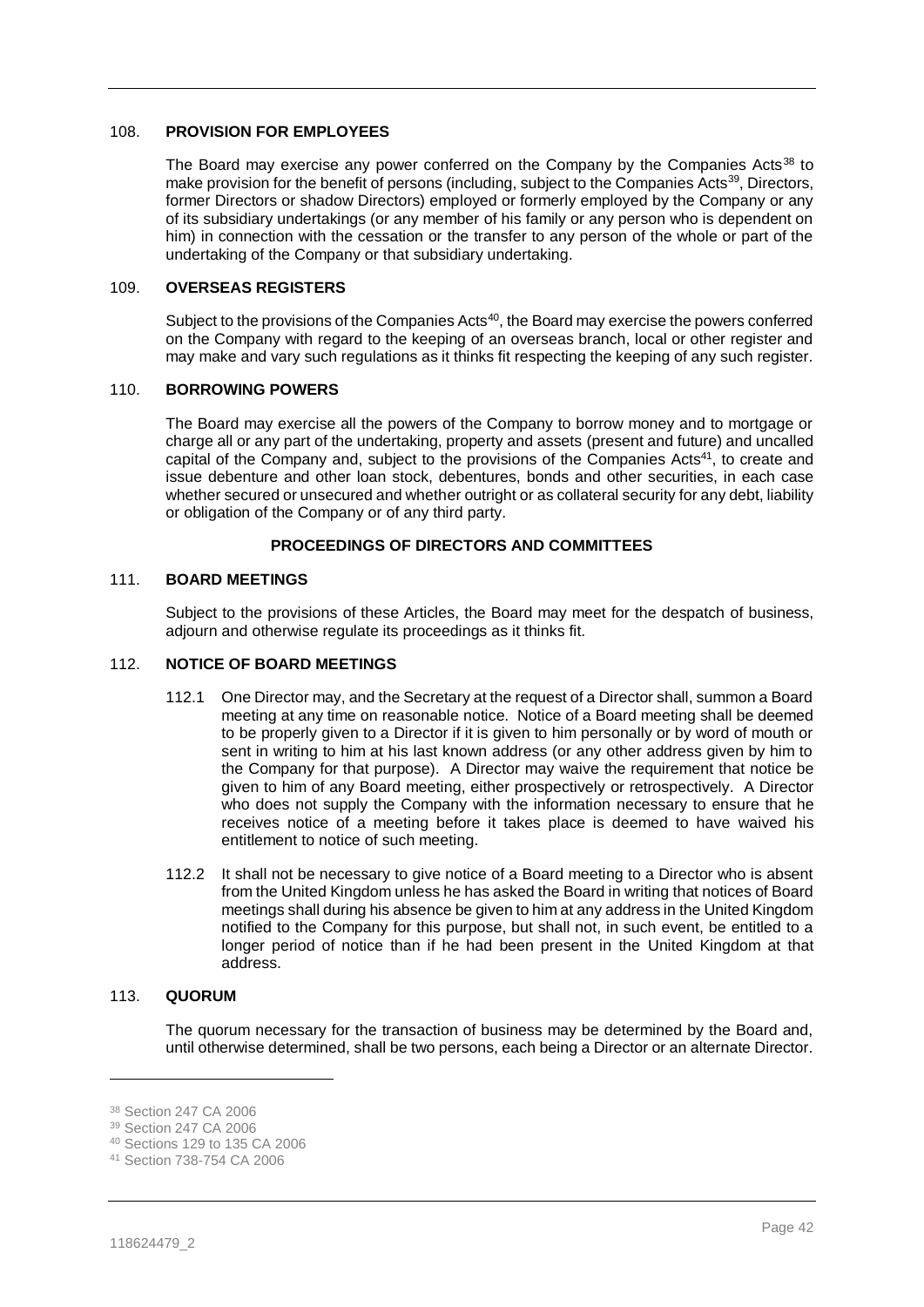## 108. PROVISION FOR EMPLOYEES

The Board may exercise any power conferred on the Company by the Companies Acts[38] to make provision for the benefit of persons (including, subject to the Companies Acts[39], Directors, former Directors or shadow Directors) employed or formerly employed by the Company or any of its subsidiary undertakings (or any member of his family or any person who is dependent on him) in connection with the cessation or the transfer to any person of the whole or part of the undertaking of the Company or that subsidiary undertaking.

## 109. OVERSEAS REGISTERS

Subject to the provisions of the Companies Acts[40], the Board may exercise the powers conferred on the Company with regard to the keeping of an overseas branch, local or other register and may make and vary such regulations as it thinks fit respecting the keeping of any such register.

## 110. BORROWING POWERS

The Board may exercise all the powers of the Company to borrow money and to mortgage or charge all or any part of the undertaking, property and assets (present and future) and uncalled capital of the Company and, subject to the provisions of the Companies Acts[41], to create and issue debenture and other loan stock, debentures, bonds and other securities, in each case whether secured or unsecured and whether outright or as collateral security for any debt, liability or obligation of the Company or of any third party.

## PROCEEDINGS OF DIRECTORS AND COMMITTEES

## 111. BOARD MEETINGS

Subject to the provisions of these Articles, the Board may meet for the despatch of business, adjourn and otherwise regulate its proceedings as it thinks fit.

## 112. NOTICE OF BOARD MEETINGS

112.1 One Director may, and the Secretary at the request of a Director shall, summon a Board meeting at any time on reasonable notice. Notice of a Board meeting shall be deemed to be properly given to a Director if it is given to him personally or by word of mouth or sent in writing to him at his last known address (or any other address given by him to the Company for that purpose). A Director may waive the requirement that notice be given to him of any Board meeting, either prospectively or retrospectively. A Director who does not supply the Company with the information necessary to ensure that he receives notice of a meeting before it takes place is deemed to have waived his entitlement to notice of such meeting.

112.2 It shall not be necessary to give notice of a Board meeting to a Director who is absent from the United Kingdom unless he has asked the Board in writing that notices of Board meetings shall during his absence be given to him at any address in the United Kingdom notified to the Company for this purpose, but shall not, in such event, be entitled to a longer period of notice than if he had been present in the United Kingdom at that address.

## 113. QUORUM

The quorum necessary for the transaction of business may be determined by the Board and, until otherwise determined, shall be two persons, each being a Director or an alternate Director.

---

[38] Section 247 CA 2006

[39] Section 247 CA 2006

[40] Sections 129 to 135 CA 2006

[41] Section 738-754 CA 2006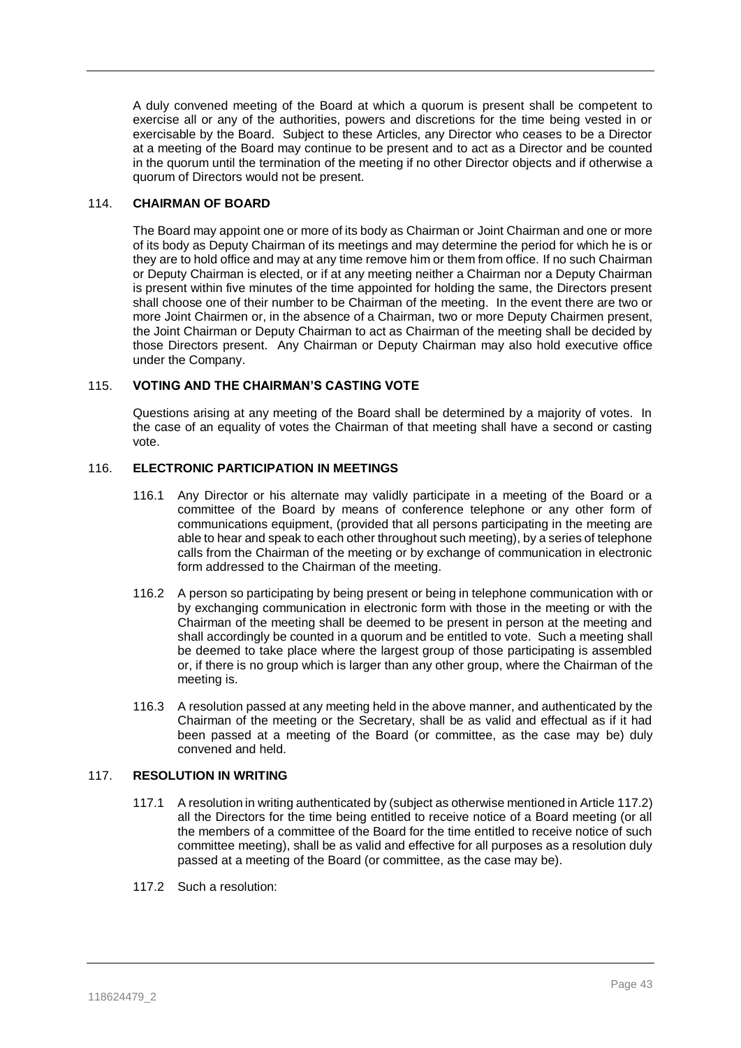A duly convened meeting of the Board at which a quorum is present shall be competent to exercise all or any of the authorities, powers and discretions for the time being vested in or exercisable by the Board. Subject to these Articles, any Director who ceases to be a Director at a meeting of the Board may continue to be present and to act as a Director and be counted in the quorum until the termination of the meeting if no other Director objects and if otherwise a quorum of Directors would not be present.

### 114. CHAIRMAN OF BOARD

The Board may appoint one or more of its body as Chairman or Joint Chairman and one or more of its body as Deputy Chairman of its meetings and may determine the period for which he is or they are to hold office and may at any time remove him or them from office. If no such Chairman or Deputy Chairman is elected, or if at any meeting neither a Chairman nor a Deputy Chairman is present within five minutes of the time appointed for holding the same, the Directors present shall choose one of their number to be Chairman of the meeting. In the event there are two or more Joint Chairmen or, in the absence of a Chairman, two or more Deputy Chairmen present, the Joint Chairman or Deputy Chairman to act as Chairman of the meeting shall be decided by those Directors present. Any Chairman or Deputy Chairman may also hold executive office under the Company.

### 115. VOTING AND THE CHAIRMAN'S CASTING VOTE

Questions arising at any meeting of the Board shall be determined by a majority of votes. In the case of an equality of votes the Chairman of that meeting shall have a second or casting vote.

### 116. ELECTRONIC PARTICIPATION IN MEETINGS

116.1 Any Director or his alternate may validly participate in a meeting of the Board or a committee of the Board by means of conference telephone or any other form of communications equipment, (provided that all persons participating in the meeting are able to hear and speak to each other throughout such meeting), by a series of telephone calls from the Chairman of the meeting or by exchange of communication in electronic form addressed to the Chairman of the meeting.

116.2 A person so participating by being present or being in telephone communication with or by exchanging communication in electronic form with those in the meeting or with the Chairman of the meeting shall be deemed to be present in person at the meeting and shall accordingly be counted in a quorum and be entitled to vote. Such a meeting shall be deemed to take place where the largest group of those participating is assembled or, if there is no group which is larger than any other group, where the Chairman of the meeting is.

116.3 A resolution passed at any meeting held in the above manner, and authenticated by the Chairman of the meeting or the Secretary, shall be as valid and effectual as if it had been passed at a meeting of the Board (or committee, as the case may be) duly convened and held.

### 117. RESOLUTION IN WRITING

117.1 A resolution in writing authenticated by (subject as otherwise mentioned in Article 117.2) all the Directors for the time being entitled to receive notice of a Board meeting (or all the members of a committee of the Board for the time entitled to receive notice of such committee meeting), shall be as valid and effective for all purposes as a resolution duly passed at a meeting of the Board (or committee, as the case may be).

117.2 Such a resolution: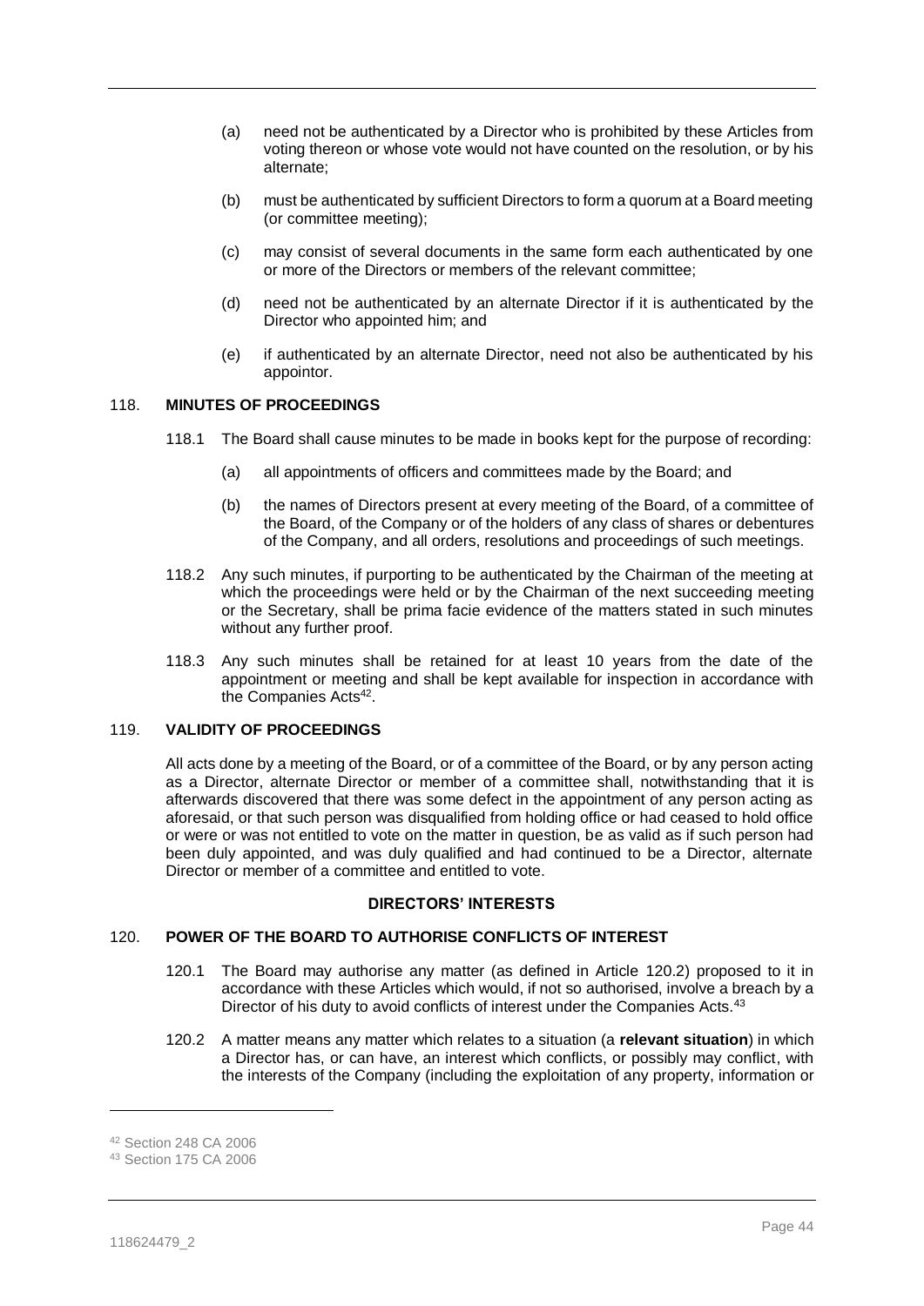(a) need not be authenticated by a Director who is prohibited by these Articles from voting thereon or whose vote would not have counted on the resolution, or by his alternate;

(b) must be authenticated by sufficient Directors to form a quorum at a Board meeting (or committee meeting);

(c) may consist of several documents in the same form each authenticated by one or more of the Directors or members of the relevant committee;

(d) need not be authenticated by an alternate Director if it is authenticated by the Director who appointed him; and

(e) if authenticated by an alternate Director, need not also be authenticated by his appointor.

## 118. MINUTES OF PROCEEDINGS

118.1 The Board shall cause minutes to be made in books kept for the purpose of recording:

(a) all appointments of officers and committees made by the Board; and

(b) the names of Directors present at every meeting of the Board, of a committee of the Board, of the Company or of the holders of any class of shares or debentures of the Company, and all orders, resolutions and proceedings of such meetings.

118.2 Any such minutes, if purporting to be authenticated by the Chairman of the meeting at which the proceedings were held or by the Chairman of the next succeeding meeting or the Secretary, shall be prima facie evidence of the matters stated in such minutes without any further proof.

118.3 Any such minutes shall be retained for at least 10 years from the date of the appointment or meeting and shall be kept available for inspection in accordance with the Companies Acts[42].

## 119. VALIDITY OF PROCEEDINGS

All acts done by a meeting of the Board, or of a committee of the Board, or by any person acting as a Director, alternate Director or member of a committee shall, notwithstanding that it is afterwards discovered that there was some defect in the appointment of any person acting as aforesaid, or that such person was disqualified from holding office or had ceased to hold office or were or was not entitled to vote on the matter in question, be as valid as if such person had been duly appointed, and was duly qualified and had continued to be a Director, alternate Director or member of a committee and entitled to vote.

## DIRECTORS' INTERESTS

## 120. POWER OF THE BOARD TO AUTHORISE CONFLICTS OF INTEREST

120.1 The Board may authorise any matter (as defined in Article 120.2) proposed to it in accordance with these Articles which would, if not so authorised, involve a breach by a Director of his duty to avoid conflicts of interest under the Companies Acts.[43]

120.2 A matter means any matter which relates to a situation (a **relevant situation**) in which a Director has, or can have, an interest which conflicts, or possibly may conflict, with the interests of the Company (including the exploitation of any property, information or

[42] Section 248 CA 2006

[43] Section 175 CA 2006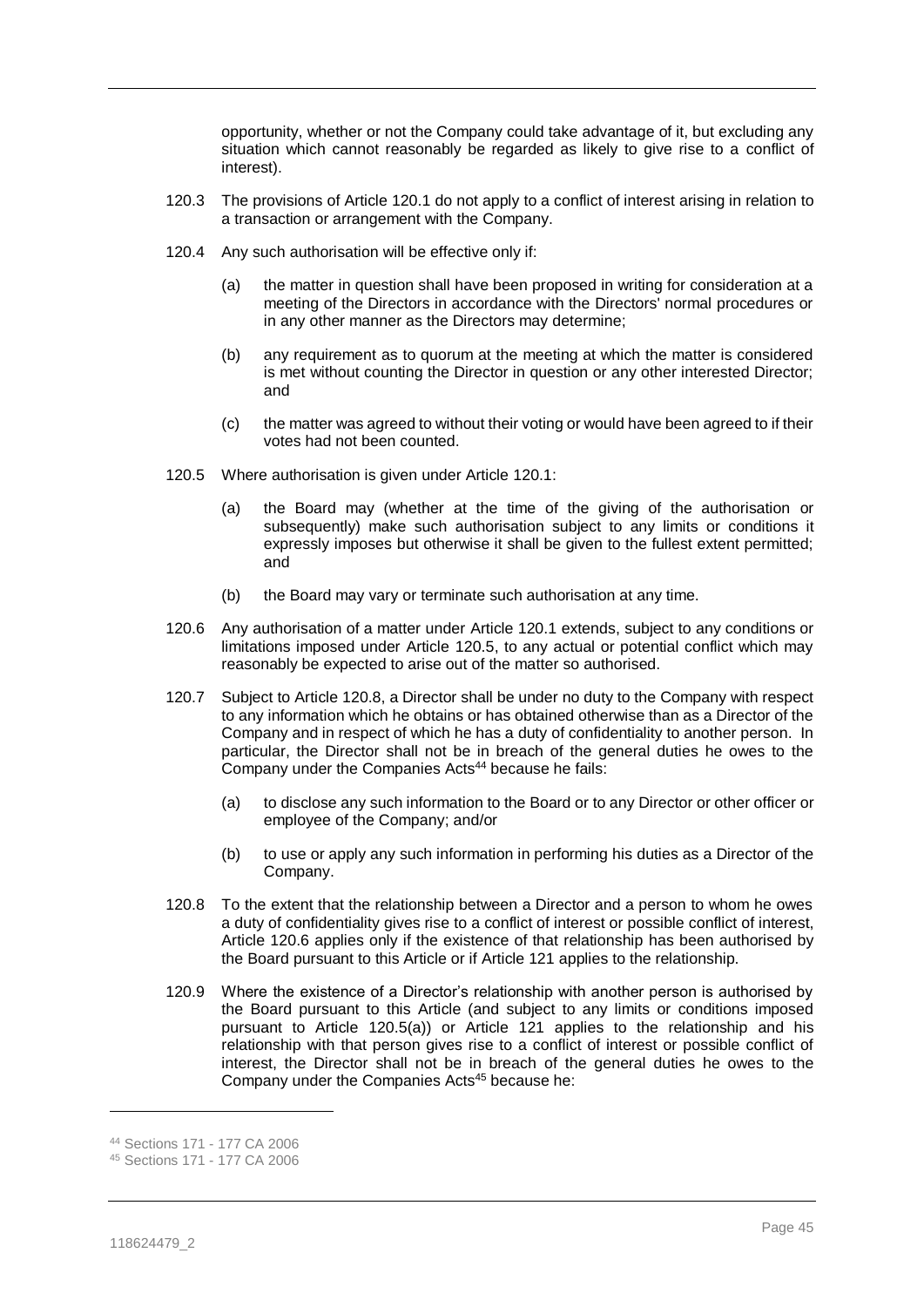opportunity, whether or not the Company could take advantage of it, but excluding any situation which cannot reasonably be regarded as likely to give rise to a conflict of interest).

120.3 The provisions of Article 120.1 do not apply to a conflict of interest arising in relation to a transaction or arrangement with the Company.

120.4 Any such authorisation will be effective only if:

(a) the matter in question shall have been proposed in writing for consideration at a meeting of the Directors in accordance with the Directors' normal procedures or in any other manner as the Directors may determine;

(b) any requirement as to quorum at the meeting at which the matter is considered is met without counting the Director in question or any other interested Director; and

(c) the matter was agreed to without their voting or would have been agreed to if their votes had not been counted.

120.5 Where authorisation is given under Article 120.1:

(a) the Board may (whether at the time of the giving of the authorisation or subsequently) make such authorisation subject to any limits or conditions it expressly imposes but otherwise it shall be given to the fullest extent permitted; and

(b) the Board may vary or terminate such authorisation at any time.

120.6 Any authorisation of a matter under Article 120.1 extends, subject to any conditions or limitations imposed under Article 120.5, to any actual or potential conflict which may reasonably be expected to arise out of the matter so authorised.

120.7 Subject to Article 120.8, a Director shall be under no duty to the Company with respect to any information which he obtains or has obtained otherwise than as a Director of the Company and in respect of which he has a duty of confidentiality to another person. In particular, the Director shall not be in breach of the general duties he owes to the Company under the Companies Acts[44] because he fails:

(a) to disclose any such information to the Board or to any Director or other officer or employee of the Company; and/or

(b) to use or apply any such information in performing his duties as a Director of the Company.

120.8 To the extent that the relationship between a Director and a person to whom he owes a duty of confidentiality gives rise to a conflict of interest or possible conflict of interest, Article 120.6 applies only if the existence of that relationship has been authorised by the Board pursuant to this Article or if Article 121 applies to the relationship.

120.9 Where the existence of a Director's relationship with another person is authorised by the Board pursuant to this Article (and subject to any limits or conditions imposed pursuant to Article 120.5(a)) or Article 121 applies to the relationship and his relationship with that person gives rise to a conflict of interest or possible conflict of interest, the Director shall not be in breach of the general duties he owes to the Company under the Companies Acts[45] because he:

---

[44] Sections 171 - 177 CA 2006

[45] Sections 171 - 177 CA 2006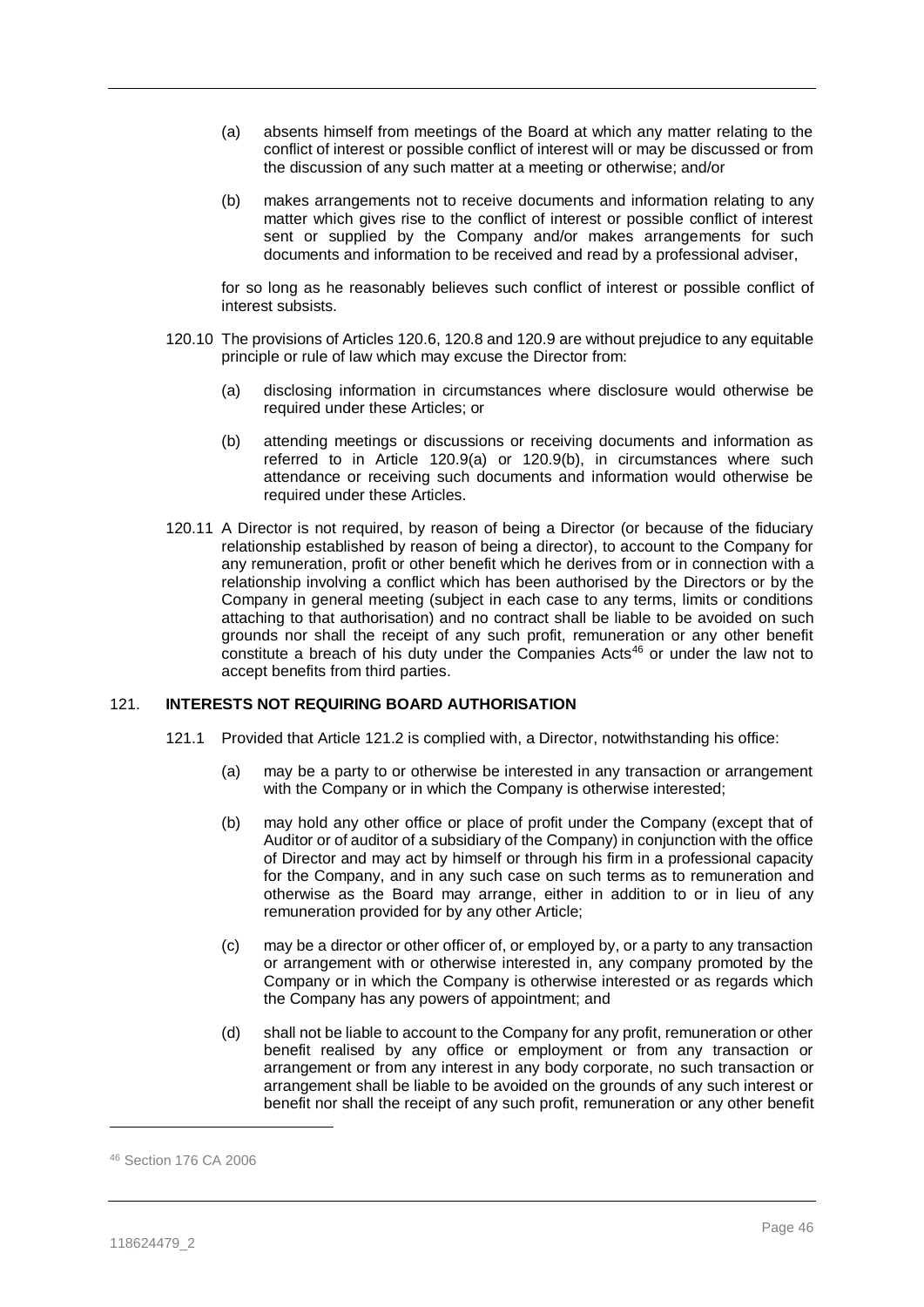(a) absents himself from meetings of the Board at which any matter relating to the conflict of interest or possible conflict of interest will or may be discussed or from the discussion of any such matter at a meeting or otherwise; and/or

(b) makes arrangements not to receive documents and information relating to any matter which gives rise to the conflict of interest or possible conflict of interest sent or supplied by the Company and/or makes arrangements for such documents and information to be received and read by a professional adviser,

for so long as he reasonably believes such conflict of interest or possible conflict of interest subsists.

120.10 The provisions of Articles 120.6, 120.8 and 120.9 are without prejudice to any equitable principle or rule of law which may excuse the Director from:

(a) disclosing information in circumstances where disclosure would otherwise be required under these Articles; or

(b) attending meetings or discussions or receiving documents and information as referred to in Article 120.9(a) or 120.9(b), in circumstances where such attendance or receiving such documents and information would otherwise be required under these Articles.

120.11 A Director is not required, by reason of being a Director (or because of the fiduciary relationship established by reason of being a director), to account to the Company for any remuneration, profit or other benefit which he derives from or in connection with a relationship involving a conflict which has been authorised by the Directors or by the Company in general meeting (subject in each case to any terms, limits or conditions attaching to that authorisation) and no contract shall be liable to be avoided on such grounds nor shall the receipt of any such profit, remuneration or any other benefit constitute a breach of his duty under the Companies Acts[46] or under the law not to accept benefits from third parties.

## 121. INTERESTS NOT REQUIRING BOARD AUTHORISATION

121.1 Provided that Article 121.2 is complied with, a Director, notwithstanding his office:

(a) may be a party to or otherwise be interested in any transaction or arrangement with the Company or in which the Company is otherwise interested;

(b) may hold any other office or place of profit under the Company (except that of Auditor or of auditor of a subsidiary of the Company) in conjunction with the office of Director and may act by himself or through his firm in a professional capacity for the Company, and in any such case on such terms as to remuneration and otherwise as the Board may arrange, either in addition to or in lieu of any remuneration provided for by any other Article;

(c) may be a director or other officer of, or employed by, or a party to any transaction or arrangement with or otherwise interested in, any company promoted by the Company or in which the Company is otherwise interested or as regards which the Company has any powers of appointment; and

(d) shall not be liable to account to the Company for any profit, remuneration or other benefit realised by any office or employment or from any transaction or arrangement or from any interest in any body corporate, no such transaction or arrangement shall be liable to be avoided on the grounds of any such interest or benefit nor shall the receipt of any such profit, remuneration or any other benefit

[46] Section 176 CA 2006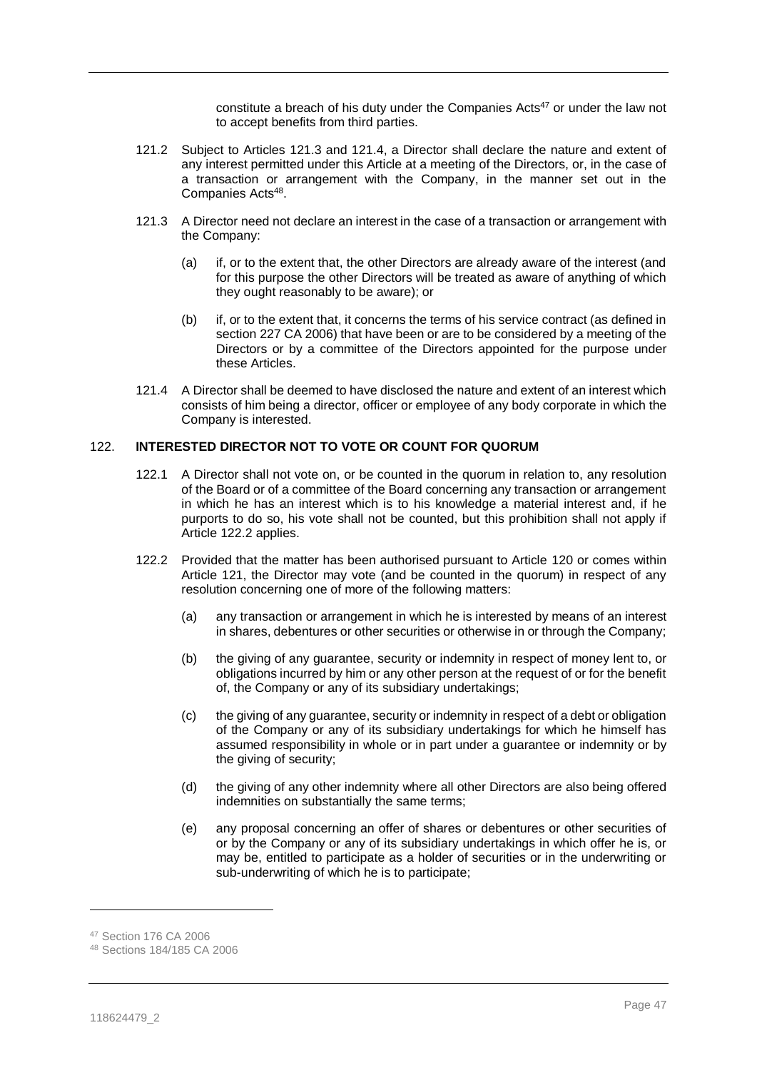constitute a breach of his duty under the Companies Acts[47] or under the law not to accept benefits from third parties.

121.2 Subject to Articles 121.3 and 121.4, a Director shall declare the nature and extent of any interest permitted under this Article at a meeting of the Directors, or, in the case of a transaction or arrangement with the Company, in the manner set out in the Companies Acts[48].

121.3 A Director need not declare an interest in the case of a transaction or arrangement with the Company:

(a) if, or to the extent that, the other Directors are already aware of the interest (and for this purpose the other Directors will be treated as aware of anything of which they ought reasonably to be aware); or

(b) if, or to the extent that, it concerns the terms of his service contract (as defined in section 227 CA 2006) that have been or are to be considered by a meeting of the Directors or by a committee of the Directors appointed for the purpose under these Articles.

121.4 A Director shall be deemed to have disclosed the nature and extent of an interest which consists of him being a director, officer or employee of any body corporate in which the Company is interested.

## 122. INTERESTED DIRECTOR NOT TO VOTE OR COUNT FOR QUORUM

122.1 A Director shall not vote on, or be counted in the quorum in relation to, any resolution of the Board or of a committee of the Board concerning any transaction or arrangement in which he has an interest which is to his knowledge a material interest and, if he purports to do so, his vote shall not be counted, but this prohibition shall not apply if Article 122.2 applies.

122.2 Provided that the matter has been authorised pursuant to Article 120 or comes within Article 121, the Director may vote (and be counted in the quorum) in respect of any resolution concerning one of more of the following matters:

(a) any transaction or arrangement in which he is interested by means of an interest in shares, debentures or other securities or otherwise in or through the Company;

(b) the giving of any guarantee, security or indemnity in respect of money lent to, or obligations incurred by him or any other person at the request of or for the benefit of, the Company or any of its subsidiary undertakings;

(c) the giving of any guarantee, security or indemnity in respect of a debt or obligation of the Company or any of its subsidiary undertakings for which he himself has assumed responsibility in whole or in part under a guarantee or indemnity or by the giving of security;

(d) the giving of any other indemnity where all other Directors are also being offered indemnities on substantially the same terms;

(e) any proposal concerning an offer of shares or debentures or other securities of or by the Company or any of its subsidiary undertakings in which offer he is, or may be, entitled to participate as a holder of securities or in the underwriting or sub-underwriting of which he is to participate;

---

[47] Section 176 CA 2006

[48] Sections 184/185 CA 2006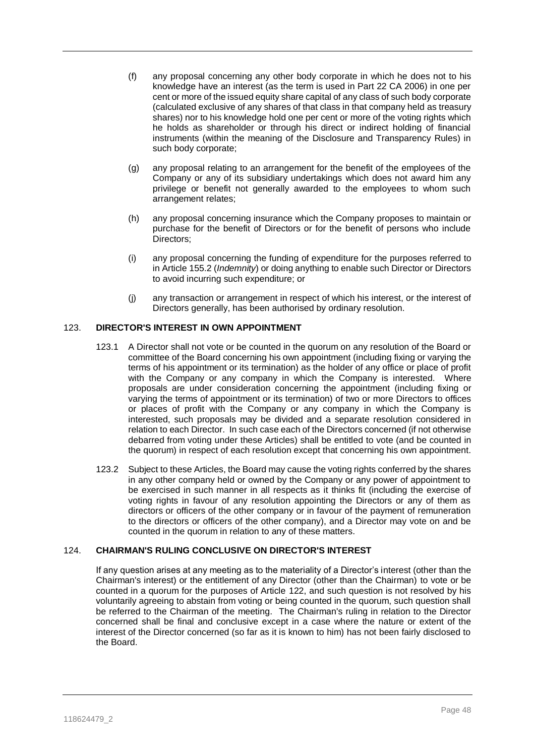(f) any proposal concerning any other body corporate in which he does not to his knowledge have an interest (as the term is used in Part 22 CA 2006) in one per cent or more of the issued equity share capital of any class of such body corporate (calculated exclusive of any shares of that class in that company held as treasury shares) nor to his knowledge hold one per cent or more of the voting rights which he holds as shareholder or through his direct or indirect holding of financial instruments (within the meaning of the Disclosure and Transparency Rules) in such body corporate;

(g) any proposal relating to an arrangement for the benefit of the employees of the Company or any of its subsidiary undertakings which does not award him any privilege or benefit not generally awarded to the employees to whom such arrangement relates;

(h) any proposal concerning insurance which the Company proposes to maintain or purchase for the benefit of Directors or for the benefit of persons who include Directors;

(i) any proposal concerning the funding of expenditure for the purposes referred to in Article 155.2 (*Indemnity*) or doing anything to enable such Director or Directors to avoid incurring such expenditure; or

(j) any transaction or arrangement in respect of which his interest, or the interest of Directors generally, has been authorised by ordinary resolution.

## 123. DIRECTOR'S INTEREST IN OWN APPOINTMENT

123.1 A Director shall not vote or be counted in the quorum on any resolution of the Board or committee of the Board concerning his own appointment (including fixing or varying the terms of his appointment or its termination) as the holder of any office or place of profit with the Company or any company in which the Company is interested. Where proposals are under consideration concerning the appointment (including fixing or varying the terms of appointment or its termination) of two or more Directors to offices or places of profit with the Company or any company in which the Company is interested, such proposals may be divided and a separate resolution considered in relation to each Director. In such case each of the Directors concerned (if not otherwise debarred from voting under these Articles) shall be entitled to vote (and be counted in the quorum) in respect of each resolution except that concerning his own appointment.

123.2 Subject to these Articles, the Board may cause the voting rights conferred by the shares in any other company held or owned by the Company or any power of appointment to be exercised in such manner in all respects as it thinks fit (including the exercise of voting rights in favour of any resolution appointing the Directors or any of them as directors or officers of the other company or in favour of the payment of remuneration to the directors or officers of the other company), and a Director may vote on and be counted in the quorum in relation to any of these matters.

## 124. CHAIRMAN'S RULING CONCLUSIVE ON DIRECTOR'S INTEREST

If any question arises at any meeting as to the materiality of a Director's interest (other than the Chairman's interest) or the entitlement of any Director (other than the Chairman) to vote or be counted in a quorum for the purposes of Article 122, and such question is not resolved by his voluntarily agreeing to abstain from voting or being counted in the quorum, such question shall be referred to the Chairman of the meeting. The Chairman's ruling in relation to the Director concerned shall be final and conclusive except in a case where the nature or extent of the interest of the Director concerned (so far as it is known to him) has not been fairly disclosed to the Board.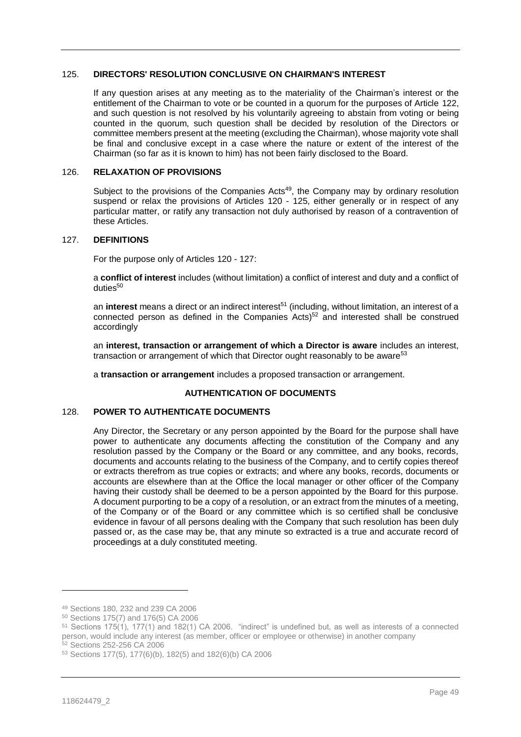### 125. DIRECTORS' RESOLUTION CONCLUSIVE ON CHAIRMAN'S INTEREST

If any question arises at any meeting as to the materiality of the Chairman's interest or the entitlement of the Chairman to vote or be counted in a quorum for the purposes of Article 122, and such question is not resolved by his voluntarily agreeing to abstain from voting or being counted in the quorum, such question shall be decided by resolution of the Directors or committee members present at the meeting (excluding the Chairman), whose majority vote shall be final and conclusive except in a case where the nature or extent of the interest of the Chairman (so far as it is known to him) has not been fairly disclosed to the Board.

### 126. RELAXATION OF PROVISIONS

Subject to the provisions of the Companies Acts[49], the Company may by ordinary resolution suspend or relax the provisions of Articles 120 - 125, either generally or in respect of any particular matter, or ratify any transaction not duly authorised by reason of a contravention of these Articles.

### 127. DEFINITIONS

For the purpose only of Articles 120 - 127:

a **conflict of interest** includes (without limitation) a conflict of interest and duty and a conflict of duties[50]

an **interest** means a direct or an indirect interest[51] (including, without limitation, an interest of a connected person as defined in the Companies Acts)[52] and interested shall be construed accordingly

an **interest, transaction or arrangement of which a Director is aware** includes an interest, transaction or arrangement of which that Director ought reasonably to be aware[53]

a **transaction or arrangement** includes a proposed transaction or arrangement.

## AUTHENTICATION OF DOCUMENTS

### 128. POWER TO AUTHENTICATE DOCUMENTS

Any Director, the Secretary or any person appointed by the Board for the purpose shall have power to authenticate any documents affecting the constitution of the Company and any resolution passed by the Company or the Board or any committee, and any books, records, documents and accounts relating to the business of the Company, and to certify copies thereof or extracts therefrom as true copies or extracts; and where any books, records, documents or accounts are elsewhere than at the Office the local manager or other officer of the Company having their custody shall be deemed to be a person appointed by the Board for this purpose. A document purporting to be a copy of a resolution, or an extract from the minutes of a meeting, of the Company or of the Board or any committee which is so certified shall be conclusive evidence in favour of all persons dealing with the Company that such resolution has been duly passed or, as the case may be, that any minute so extracted is a true and accurate record of proceedings at a duly constituted meeting.

---

[49] Sections 180, 232 and 239 CA 2006

[50] Sections 175(7) and 176(5) CA 2006

[51] Sections 175(1), 177(1) and 182(1) CA 2006. "indirect" is undefined but, as well as interests of a connected person, would include any interest (as member, officer or employee or otherwise) in another company

[52] Sections 252-256 CA 2006

[53] Sections 177(5), 177(6)(b), 182(5) and 182(6)(b) CA 2006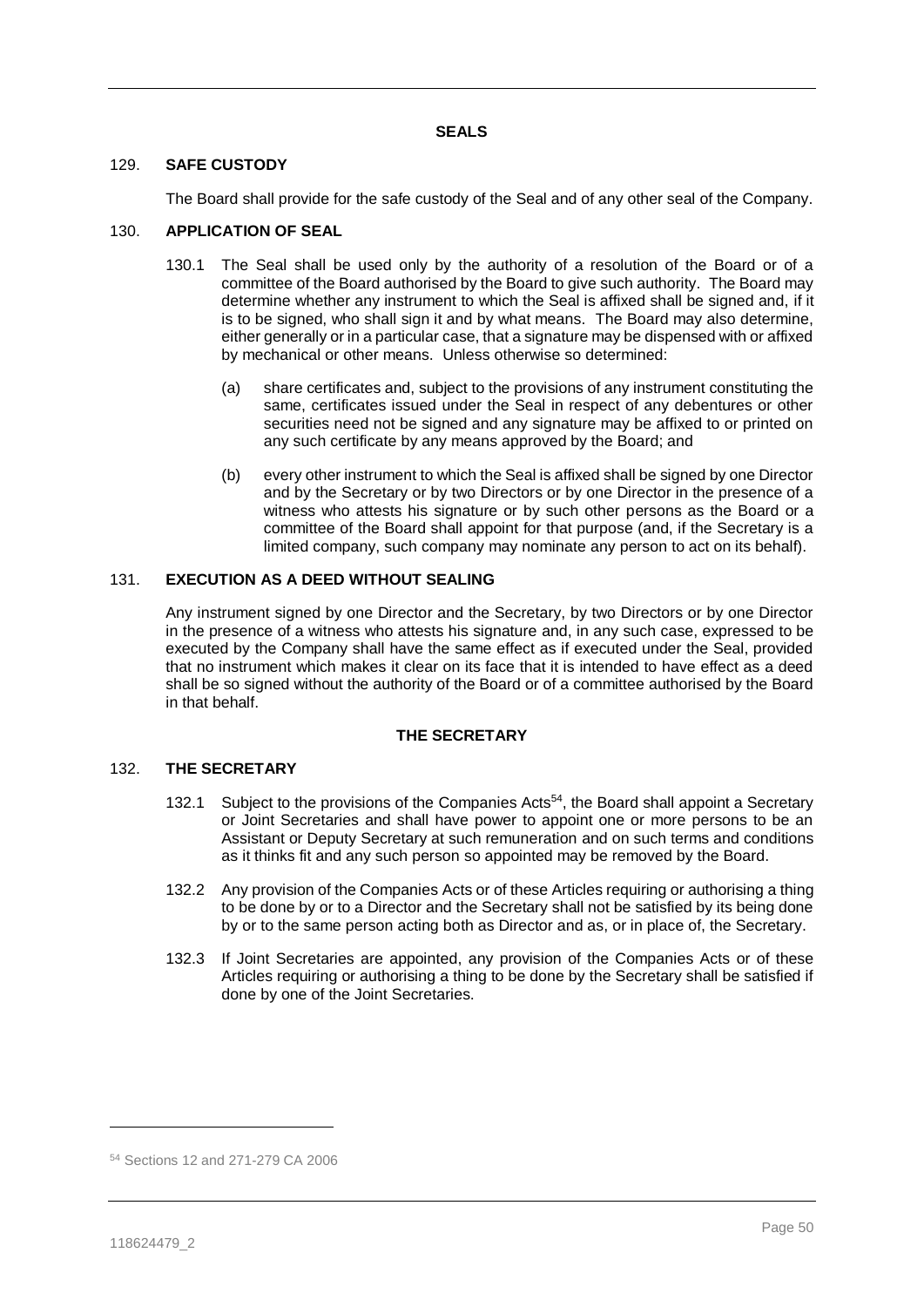## SEALS

### 129. SAFE CUSTODY

The Board shall provide for the safe custody of the Seal and of any other seal of the Company.

### 130. APPLICATION OF SEAL

130.1 The Seal shall be used only by the authority of a resolution of the Board or of a committee of the Board authorised by the Board to give such authority. The Board may determine whether any instrument to which the Seal is affixed shall be signed and, if it is to be signed, who shall sign it and by what means. The Board may also determine, either generally or in a particular case, that a signature may be dispensed with or affixed by mechanical or other means. Unless otherwise so determined:

(a) share certificates and, subject to the provisions of any instrument constituting the same, certificates issued under the Seal in respect of any debentures or other securities need not be signed and any signature may be affixed to or printed on any such certificate by any means approved by the Board; and

(b) every other instrument to which the Seal is affixed shall be signed by one Director and by the Secretary or by two Directors or by one Director in the presence of a witness who attests his signature or by such other persons as the Board or a committee of the Board shall appoint for that purpose (and, if the Secretary is a limited company, such company may nominate any person to act on its behalf).

### 131. EXECUTION AS A DEED WITHOUT SEALING

Any instrument signed by one Director and the Secretary, by two Directors or by one Director in the presence of a witness who attests his signature and, in any such case, expressed to be executed by the Company shall have the same effect as if executed under the Seal, provided that no instrument which makes it clear on its face that it is intended to have effect as a deed shall be so signed without the authority of the Board or of a committee authorised by the Board in that behalf.

## THE SECRETARY

### 132. THE SECRETARY

132.1 Subject to the provisions of the Companies Acts[54], the Board shall appoint a Secretary or Joint Secretaries and shall have power to appoint one or more persons to be an Assistant or Deputy Secretary at such remuneration and on such terms and conditions as it thinks fit and any such person so appointed may be removed by the Board.

132.2 Any provision of the Companies Acts or of these Articles requiring or authorising a thing to be done by or to a Director and the Secretary shall not be satisfied by its being done by or to the same person acting both as Director and as, or in place of, the Secretary.

132.3 If Joint Secretaries are appointed, any provision of the Companies Acts or of these Articles requiring or authorising a thing to be done by the Secretary shall be satisfied if done by one of the Joint Secretaries.

---

[54] Sections 12 and 271-279 CA 2006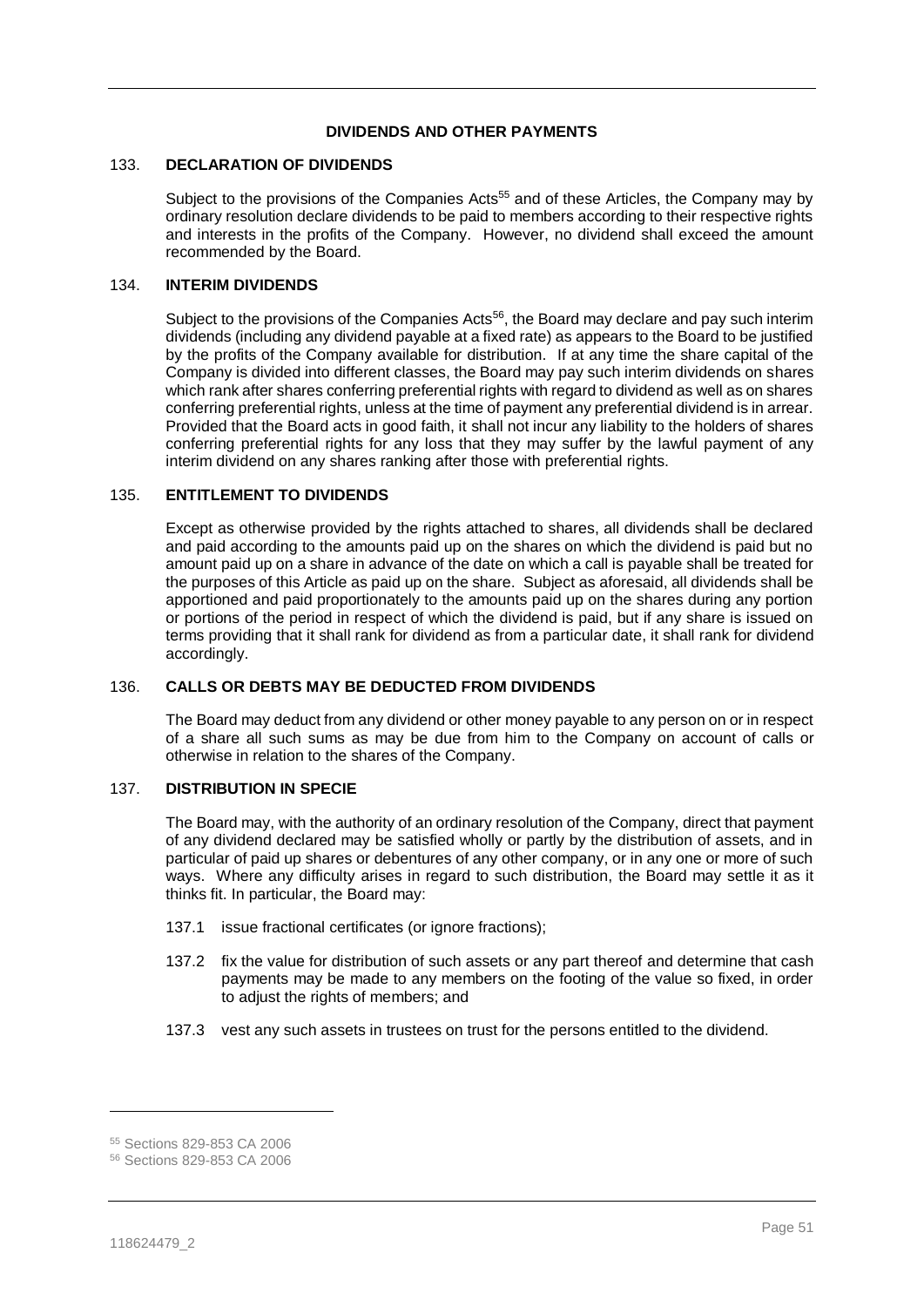## DIVIDENDS AND OTHER PAYMENTS

### 133. DECLARATION OF DIVIDENDS

Subject to the provisions of the Companies Acts[55] and of these Articles, the Company may by ordinary resolution declare dividends to be paid to members according to their respective rights and interests in the profits of the Company. However, no dividend shall exceed the amount recommended by the Board.

### 134. INTERIM DIVIDENDS

Subject to the provisions of the Companies Acts[56], the Board may declare and pay such interim dividends (including any dividend payable at a fixed rate) as appears to the Board to be justified by the profits of the Company available for distribution. If at any time the share capital of the Company is divided into different classes, the Board may pay such interim dividends on shares which rank after shares conferring preferential rights with regard to dividend as well as on shares conferring preferential rights, unless at the time of payment any preferential dividend is in arrear. Provided that the Board acts in good faith, it shall not incur any liability to the holders of shares conferring preferential rights for any loss that they may suffer by the lawful payment of any interim dividend on any shares ranking after those with preferential rights.

### 135. ENTITLEMENT TO DIVIDENDS

Except as otherwise provided by the rights attached to shares, all dividends shall be declared and paid according to the amounts paid up on the shares on which the dividend is paid but no amount paid up on a share in advance of the date on which a call is payable shall be treated for the purposes of this Article as paid up on the share. Subject as aforesaid, all dividends shall be apportioned and paid proportionately to the amounts paid up on the shares during any portion or portions of the period in respect of which the dividend is paid, but if any share is issued on terms providing that it shall rank for dividend as from a particular date, it shall rank for dividend accordingly.

### 136. CALLS OR DEBTS MAY BE DEDUCTED FROM DIVIDENDS

The Board may deduct from any dividend or other money payable to any person on or in respect of a share all such sums as may be due from him to the Company on account of calls or otherwise in relation to the shares of the Company.

### 137. DISTRIBUTION IN SPECIE

The Board may, with the authority of an ordinary resolution of the Company, direct that payment of any dividend declared may be satisfied wholly or partly by the distribution of assets, and in particular of paid up shares or debentures of any other company, or in any one or more of such ways. Where any difficulty arises in regard to such distribution, the Board may settle it as it thinks fit. In particular, the Board may:

137.1 issue fractional certificates (or ignore fractions);

137.2 fix the value for distribution of such assets or any part thereof and determine that cash payments may be made to any members on the footing of the value so fixed, in order to adjust the rights of members; and

137.3 vest any such assets in trustees on trust for the persons entitled to the dividend.

---

[55] Sections 829-853 CA 2006

[56] Sections 829-853 CA 2006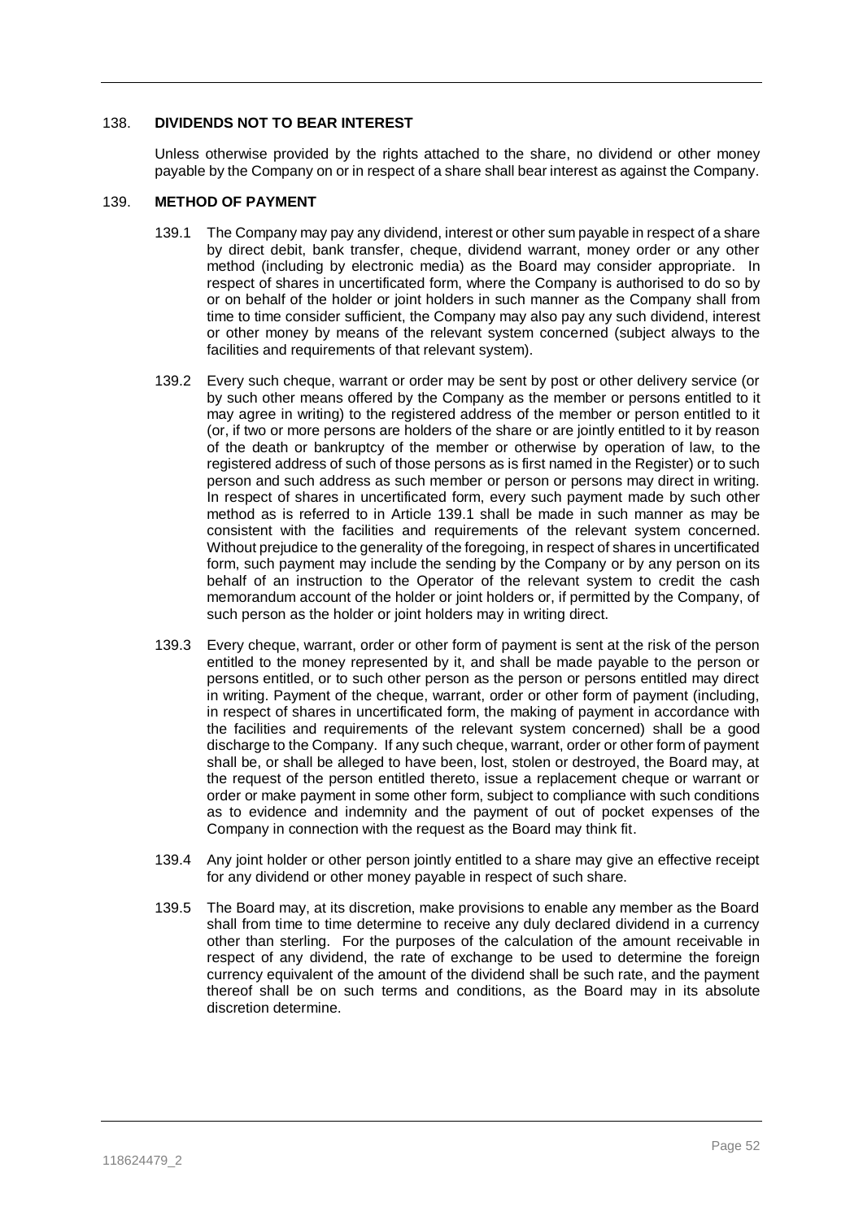## 138. DIVIDENDS NOT TO BEAR INTEREST

Unless otherwise provided by the rights attached to the share, no dividend or other money payable by the Company on or in respect of a share shall bear interest as against the Company.

## 139. METHOD OF PAYMENT

139.1 The Company may pay any dividend, interest or other sum payable in respect of a share by direct debit, bank transfer, cheque, dividend warrant, money order or any other method (including by electronic media) as the Board may consider appropriate. In respect of shares in uncertificated form, where the Company is authorised to do so by or on behalf of the holder or joint holders in such manner as the Company shall from time to time consider sufficient, the Company may also pay any such dividend, interest or other money by means of the relevant system concerned (subject always to the facilities and requirements of that relevant system).

139.2 Every such cheque, warrant or order may be sent by post or other delivery service (or by such other means offered by the Company as the member or persons entitled to it may agree in writing) to the registered address of the member or person entitled to it (or, if two or more persons are holders of the share or are jointly entitled to it by reason of the death or bankruptcy of the member or otherwise by operation of law, to the registered address of such of those persons as is first named in the Register) or to such person and such address as such member or person or persons may direct in writing. In respect of shares in uncertificated form, every such payment made by such other method as is referred to in Article 139.1 shall be made in such manner as may be consistent with the facilities and requirements of the relevant system concerned. Without prejudice to the generality of the foregoing, in respect of shares in uncertificated form, such payment may include the sending by the Company or by any person on its behalf of an instruction to the Operator of the relevant system to credit the cash memorandum account of the holder or joint holders or, if permitted by the Company, of such person as the holder or joint holders may in writing direct.

139.3 Every cheque, warrant, order or other form of payment is sent at the risk of the person entitled to the money represented by it, and shall be made payable to the person or persons entitled, or to such other person as the person or persons entitled may direct in writing. Payment of the cheque, warrant, order or other form of payment (including, in respect of shares in uncertificated form, the making of payment in accordance with the facilities and requirements of the relevant system concerned) shall be a good discharge to the Company. If any such cheque, warrant, order or other form of payment shall be, or shall be alleged to have been, lost, stolen or destroyed, the Board may, at the request of the person entitled thereto, issue a replacement cheque or warrant or order or make payment in some other form, subject to compliance with such conditions as to evidence and indemnity and the payment of out of pocket expenses of the Company in connection with the request as the Board may think fit.

139.4 Any joint holder or other person jointly entitled to a share may give an effective receipt for any dividend or other money payable in respect of such share.

139.5 The Board may, at its discretion, make provisions to enable any member as the Board shall from time to time determine to receive any duly declared dividend in a currency other than sterling. For the purposes of the calculation of the amount receivable in respect of any dividend, the rate of exchange to be used to determine the foreign currency equivalent of the amount of the dividend shall be such rate, and the payment thereof shall be on such terms and conditions, as the Board may in its absolute discretion determine.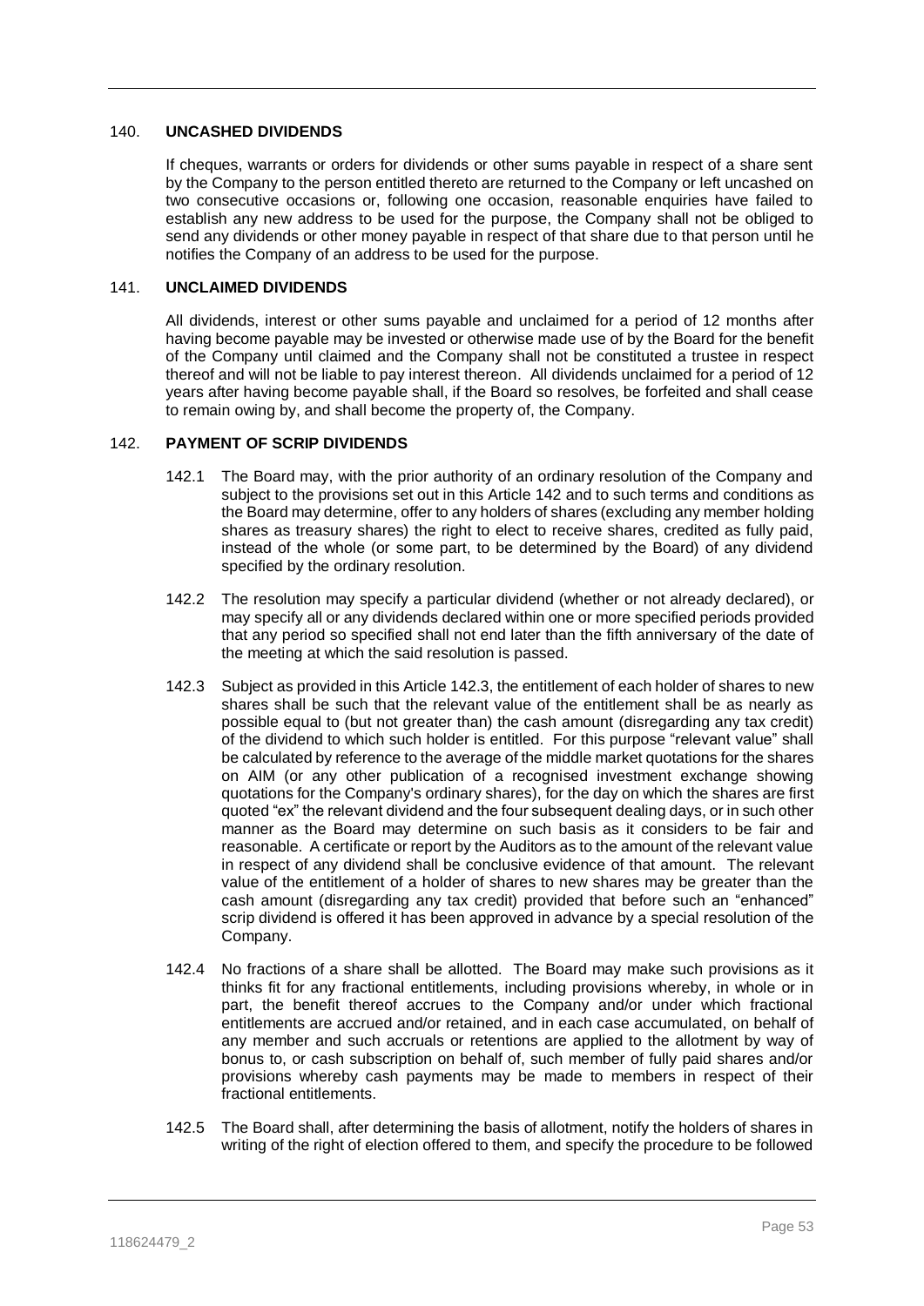## 140. UNCASHED DIVIDENDS

If cheques, warrants or orders for dividends or other sums payable in respect of a share sent by the Company to the person entitled thereto are returned to the Company or left uncashed on two consecutive occasions or, following one occasion, reasonable enquiries have failed to establish any new address to be used for the purpose, the Company shall not be obliged to send any dividends or other money payable in respect of that share due to that person until he notifies the Company of an address to be used for the purpose.

## 141. UNCLAIMED DIVIDENDS

All dividends, interest or other sums payable and unclaimed for a period of 12 months after having become payable may be invested or otherwise made use of by the Board for the benefit of the Company until claimed and the Company shall not be constituted a trustee in respect thereof and will not be liable to pay interest thereon. All dividends unclaimed for a period of 12 years after having become payable shall, if the Board so resolves, be forfeited and shall cease to remain owing by, and shall become the property of, the Company.

## 142. PAYMENT OF SCRIP DIVIDENDS

142.1 The Board may, with the prior authority of an ordinary resolution of the Company and subject to the provisions set out in this Article 142 and to such terms and conditions as the Board may determine, offer to any holders of shares (excluding any member holding shares as treasury shares) the right to elect to receive shares, credited as fully paid, instead of the whole (or some part, to be determined by the Board) of any dividend specified by the ordinary resolution.

142.2 The resolution may specify a particular dividend (whether or not already declared), or may specify all or any dividends declared within one or more specified periods provided that any period so specified shall not end later than the fifth anniversary of the date of the meeting at which the said resolution is passed.

142.3 Subject as provided in this Article 142.3, the entitlement of each holder of shares to new shares shall be such that the relevant value of the entitlement shall be as nearly as possible equal to (but not greater than) the cash amount (disregarding any tax credit) of the dividend to which such holder is entitled. For this purpose "relevant value" shall be calculated by reference to the average of the middle market quotations for the shares on AIM (or any other publication of a recognised investment exchange showing quotations for the Company's ordinary shares), for the day on which the shares are first quoted "ex" the relevant dividend and the four subsequent dealing days, or in such other manner as the Board may determine on such basis as it considers to be fair and reasonable. A certificate or report by the Auditors as to the amount of the relevant value in respect of any dividend shall be conclusive evidence of that amount. The relevant value of the entitlement of a holder of shares to new shares may be greater than the cash amount (disregarding any tax credit) provided that before such an "enhanced" scrip dividend is offered it has been approved in advance by a special resolution of the Company.

142.4 No fractions of a share shall be allotted. The Board may make such provisions as it thinks fit for any fractional entitlements, including provisions whereby, in whole or in part, the benefit thereof accrues to the Company and/or under which fractional entitlements are accrued and/or retained, and in each case accumulated, on behalf of any member and such accruals or retentions are applied to the allotment by way of bonus to, or cash subscription on behalf of, such member of fully paid shares and/or provisions whereby cash payments may be made to members in respect of their fractional entitlements.

142.5 The Board shall, after determining the basis of allotment, notify the holders of shares in writing of the right of election offered to them, and specify the procedure to be followed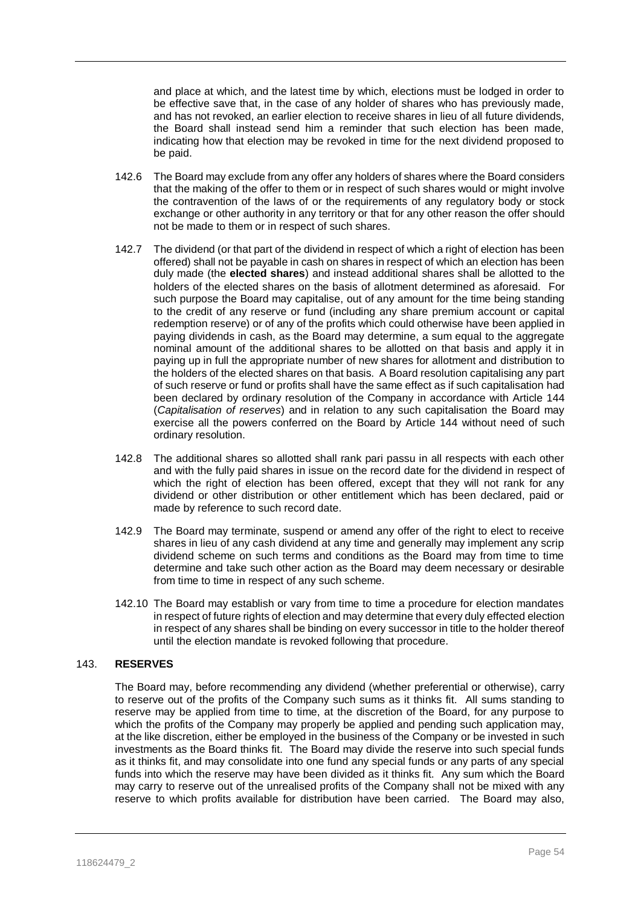and place at which, and the latest time by which, elections must be lodged in order to be effective save that, in the case of any holder of shares who has previously made, and has not revoked, an earlier election to receive shares in lieu of all future dividends, the Board shall instead send him a reminder that such election has been made, indicating how that election may be revoked in time for the next dividend proposed to be paid.

142.6 The Board may exclude from any offer any holders of shares where the Board considers that the making of the offer to them or in respect of such shares would or might involve the contravention of the laws of or the requirements of any regulatory body or stock exchange or other authority in any territory or that for any other reason the offer should not be made to them or in respect of such shares.

142.7 The dividend (or that part of the dividend in respect of which a right of election has been offered) shall not be payable in cash on shares in respect of which an election has been duly made (the **elected shares**) and instead additional shares shall be allotted to the holders of the elected shares on the basis of allotment determined as aforesaid. For such purpose the Board may capitalise, out of any amount for the time being standing to the credit of any reserve or fund (including any share premium account or capital redemption reserve) or of any of the profits which could otherwise have been applied in paying dividends in cash, as the Board may determine, a sum equal to the aggregate nominal amount of the additional shares to be allotted on that basis and apply it in paying up in full the appropriate number of new shares for allotment and distribution to the holders of the elected shares on that basis. A Board resolution capitalising any part of such reserve or fund or profits shall have the same effect as if such capitalisation had been declared by ordinary resolution of the Company in accordance with Article 144 (*Capitalisation of reserves*) and in relation to any such capitalisation the Board may exercise all the powers conferred on the Board by Article 144 without need of such ordinary resolution.

142.8 The additional shares so allotted shall rank pari passu in all respects with each other and with the fully paid shares in issue on the record date for the dividend in respect of which the right of election has been offered, except that they will not rank for any dividend or other distribution or other entitlement which has been declared, paid or made by reference to such record date.

142.9 The Board may terminate, suspend or amend any offer of the right to elect to receive shares in lieu of any cash dividend at any time and generally may implement any scrip dividend scheme on such terms and conditions as the Board may from time to time determine and take such other action as the Board may deem necessary or desirable from time to time in respect of any such scheme.

142.10 The Board may establish or vary from time to time a procedure for election mandates in respect of future rights of election and may determine that every duly effected election in respect of any shares shall be binding on every successor in title to the holder thereof until the election mandate is revoked following that procedure.

## 143. RESERVES

The Board may, before recommending any dividend (whether preferential or otherwise), carry to reserve out of the profits of the Company such sums as it thinks fit. All sums standing to reserve may be applied from time to time, at the discretion of the Board, for any purpose to which the profits of the Company may properly be applied and pending such application may, at the like discretion, either be employed in the business of the Company or be invested in such investments as the Board thinks fit. The Board may divide the reserve into such special funds as it thinks fit, and may consolidate into one fund any special funds or any parts of any special funds into which the reserve may have been divided as it thinks fit. Any sum which the Board may carry to reserve out of the unrealised profits of the Company shall not be mixed with any reserve to which profits available for distribution have been carried. The Board may also,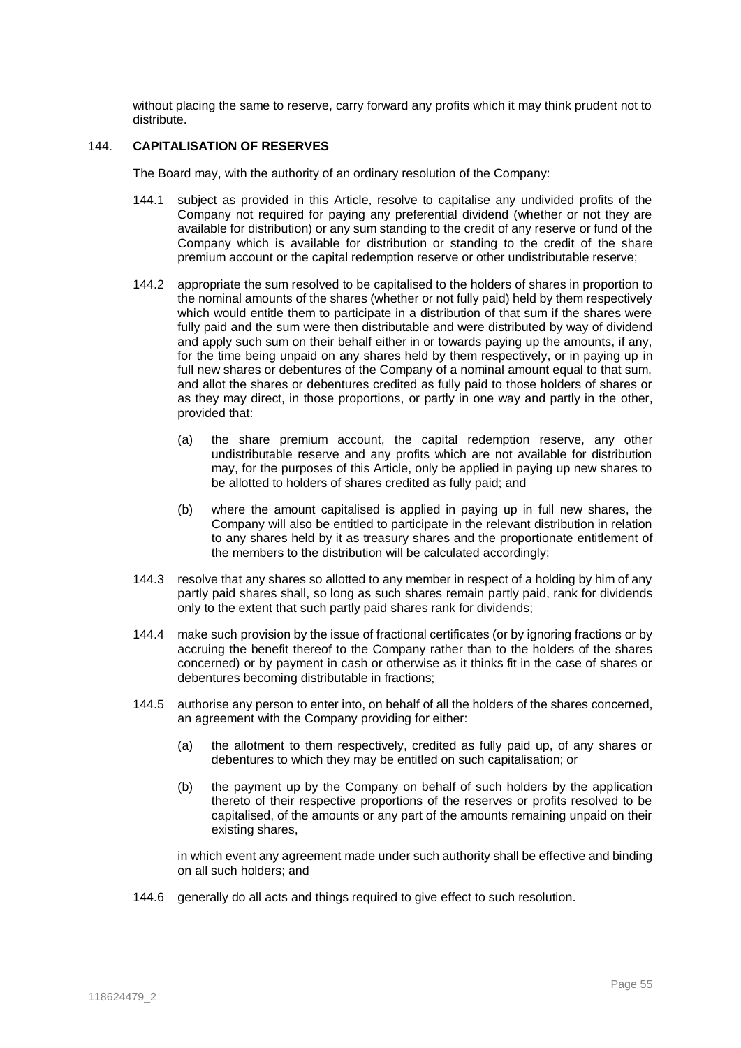without placing the same to reserve, carry forward any profits which it may think prudent not to distribute.

## 144. CAPITALISATION OF RESERVES

The Board may, with the authority of an ordinary resolution of the Company:

144.1 subject as provided in this Article, resolve to capitalise any undivided profits of the Company not required for paying any preferential dividend (whether or not they are available for distribution) or any sum standing to the credit of any reserve or fund of the Company which is available for distribution or standing to the credit of the share premium account or the capital redemption reserve or other undistributable reserve;

144.2 appropriate the sum resolved to be capitalised to the holders of shares in proportion to the nominal amounts of the shares (whether or not fully paid) held by them respectively which would entitle them to participate in a distribution of that sum if the shares were fully paid and the sum were then distributable and were distributed by way of dividend and apply such sum on their behalf either in or towards paying up the amounts, if any, for the time being unpaid on any shares held by them respectively, or in paying up in full new shares or debentures of the Company of a nominal amount equal to that sum, and allot the shares or debentures credited as fully paid to those holders of shares or as they may direct, in those proportions, or partly in one way and partly in the other, provided that:

(a) the share premium account, the capital redemption reserve, any other undistributable reserve and any profits which are not available for distribution may, for the purposes of this Article, only be applied in paying up new shares to be allotted to holders of shares credited as fully paid; and

(b) where the amount capitalised is applied in paying up in full new shares, the Company will also be entitled to participate in the relevant distribution in relation to any shares held by it as treasury shares and the proportionate entitlement of the members to the distribution will be calculated accordingly;

144.3 resolve that any shares so allotted to any member in respect of a holding by him of any partly paid shares shall, so long as such shares remain partly paid, rank for dividends only to the extent that such partly paid shares rank for dividends;

144.4 make such provision by the issue of fractional certificates (or by ignoring fractions or by accruing the benefit thereof to the Company rather than to the holders of the shares concerned) or by payment in cash or otherwise as it thinks fit in the case of shares or debentures becoming distributable in fractions;

144.5 authorise any person to enter into, on behalf of all the holders of the shares concerned, an agreement with the Company providing for either:

(a) the allotment to them respectively, credited as fully paid up, of any shares or debentures to which they may be entitled on such capitalisation; or

(b) the payment up by the Company on behalf of such holders by the application thereto of their respective proportions of the reserves or profits resolved to be capitalised, of the amounts or any part of the amounts remaining unpaid on their existing shares,

in which event any agreement made under such authority shall be effective and binding on all such holders; and

144.6 generally do all acts and things required to give effect to such resolution.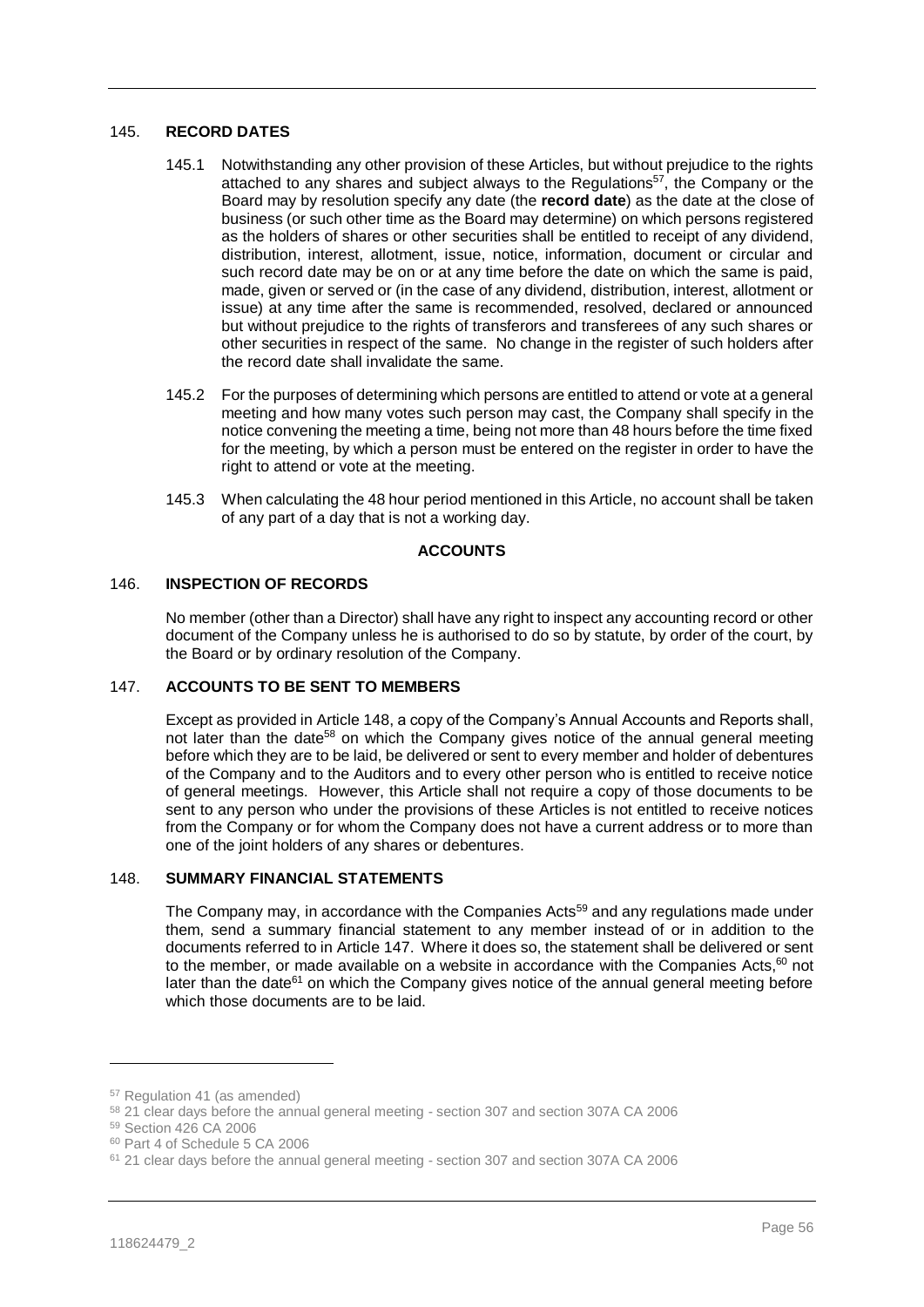## 145. RECORD DATES

145.1 Notwithstanding any other provision of these Articles, but without prejudice to the rights attached to any shares and subject always to the Regulations[57], the Company or the Board may by resolution specify any date (the **record date**) as the date at the close of business (or such other time as the Board may determine) on which persons registered as the holders of shares or other securities shall be entitled to receipt of any dividend, distribution, interest, allotment, issue, notice, information, document or circular and such record date may be on or at any time before the date on which the same is paid, made, given or served or (in the case of any dividend, distribution, interest, allotment or issue) at any time after the same is recommended, resolved, declared or announced but without prejudice to the rights of transferors and transferees of any such shares or other securities in respect of the same. No change in the register of such holders after the record date shall invalidate the same.

145.2 For the purposes of determining which persons are entitled to attend or vote at a general meeting and how many votes such person may cast, the Company shall specify in the notice convening the meeting a time, being not more than 48 hours before the time fixed for the meeting, by which a person must be entered on the register in order to have the right to attend or vote at the meeting.

145.3 When calculating the 48 hour period mentioned in this Article, no account shall be taken of any part of a day that is not a working day.

**ACCOUNTS**

## 146. INSPECTION OF RECORDS

No member (other than a Director) shall have any right to inspect any accounting record or other document of the Company unless he is authorised to do so by statute, by order of the court, by the Board or by ordinary resolution of the Company.

## 147. ACCOUNTS TO BE SENT TO MEMBERS

Except as provided in Article 148, a copy of the Company's Annual Accounts and Reports shall, not later than the date[58] on which the Company gives notice of the annual general meeting before which they are to be laid, be delivered or sent to every member and holder of debentures of the Company and to the Auditors and to every other person who is entitled to receive notice of general meetings. However, this Article shall not require a copy of those documents to be sent to any person who under the provisions of these Articles is not entitled to receive notices from the Company or for whom the Company does not have a current address or to more than one of the joint holders of any shares or debentures.

## 148. SUMMARY FINANCIAL STATEMENTS

The Company may, in accordance with the Companies Acts[59] and any regulations made under them, send a summary financial statement to any member instead of or in addition to the documents referred to in Article 147. Where it does so, the statement shall be delivered or sent to the member, or made available on a website in accordance with the Companies Acts,[60] not later than the date[61] on which the Company gives notice of the annual general meeting before which those documents are to be laid.

---

[57] Regulation 41 (as amended)

[58] 21 clear days before the annual general meeting - section 307 and section 307A CA 2006

[59] Section 426 CA 2006

[60] Part 4 of Schedule 5 CA 2006

[61] 21 clear days before the annual general meeting - section 307 and section 307A CA 2006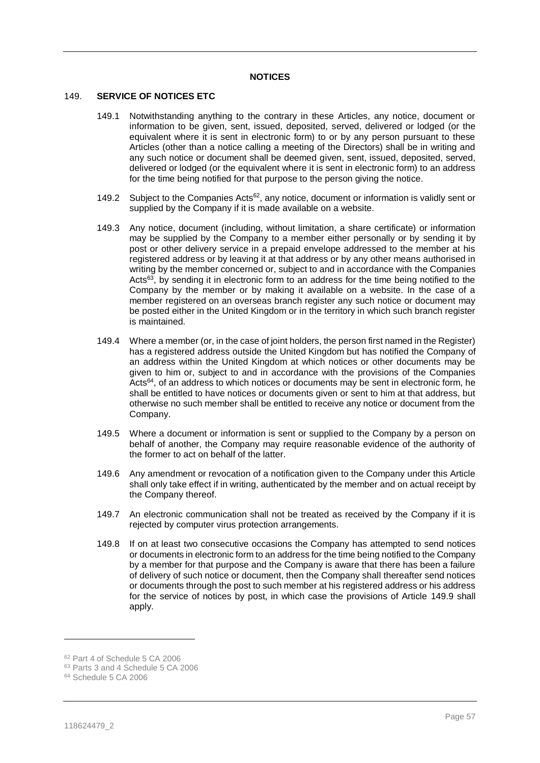**NOTICES**

## 149. SERVICE OF NOTICES ETC

149.1 Notwithstanding anything to the contrary in these Articles, any notice, document or information to be given, sent, issued, deposited, served, delivered or lodged (or the equivalent where it is sent in electronic form) to or by any person pursuant to these Articles (other than a notice calling a meeting of the Directors) shall be in writing and any such notice or document shall be deemed given, sent, issued, deposited, served, delivered or lodged (or the equivalent where it is sent in electronic form) to an address for the time being notified for that purpose to the person giving the notice.

149.2 Subject to the Companies Acts[62], any notice, document or information is validly sent or supplied by the Company if it is made available on a website.

149.3 Any notice, document (including, without limitation, a share certificate) or information may be supplied by the Company to a member either personally or by sending it by post or other delivery service in a prepaid envelope addressed to the member at his registered address or by leaving it at that address or by any other means authorised in writing by the member concerned or, subject to and in accordance with the Companies Acts[63], by sending it in electronic form to an address for the time being notified to the Company by the member or by making it available on a website. In the case of a member registered on an overseas branch register any such notice or document may be posted either in the United Kingdom or in the territory in which such branch register is maintained.

149.4 Where a member (or, in the case of joint holders, the person first named in the Register) has a registered address outside the United Kingdom but has notified the Company of an address within the United Kingdom at which notices or other documents may be given to him or, subject to and in accordance with the provisions of the Companies Acts[64], of an address to which notices or documents may be sent in electronic form, he shall be entitled to have notices or documents given or sent to him at that address, but otherwise no such member shall be entitled to receive any notice or document from the Company.

149.5 Where a document or information is sent or supplied to the Company by a person on behalf of another, the Company may require reasonable evidence of the authority of the former to act on behalf of the latter.

149.6 Any amendment or revocation of a notification given to the Company under this Article shall only take effect if in writing, authenticated by the member and on actual receipt by the Company thereof.

149.7 An electronic communication shall not be treated as received by the Company if it is rejected by computer virus protection arrangements.

149.8 If on at least two consecutive occasions the Company has attempted to send notices or documents in electronic form to an address for the time being notified to the Company by a member for that purpose and the Company is aware that there has been a failure of delivery of such notice or document, then the Company shall thereafter send notices or documents through the post to such member at his registered address or his address for the service of notices by post, in which case the provisions of Article 149.9 shall apply.

---

[62] Part 4 of Schedule 5 CA 2006

[63] Parts 3 and 4 Schedule 5 CA 2006

[64] Schedule 5 CA 2006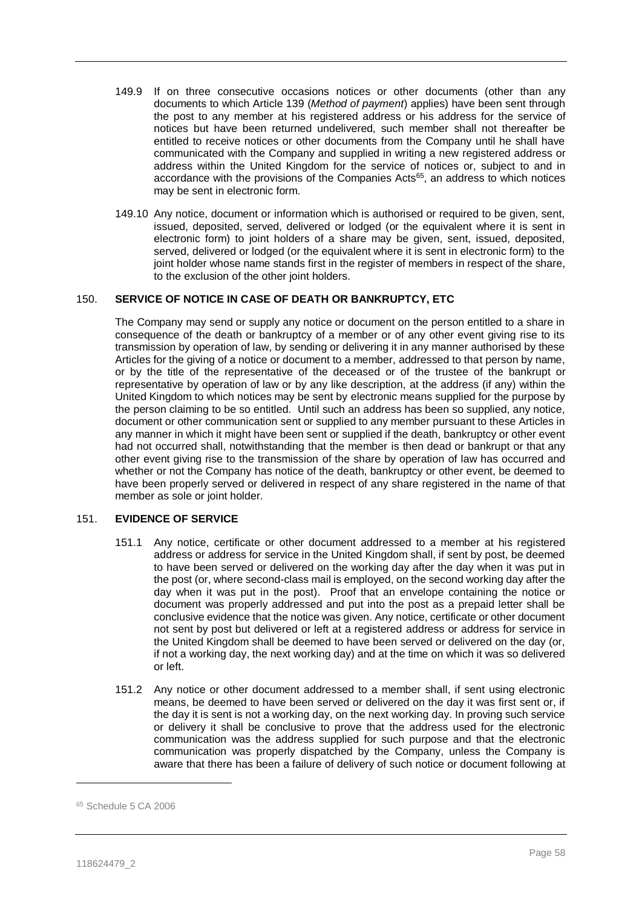149.9 If on three consecutive occasions notices or other documents (other than any documents to which Article 139 (*Method of payment*) applies) have been sent through the post to any member at his registered address or his address for the service of notices but have been returned undelivered, such member shall not thereafter be entitled to receive notices or other documents from the Company until he shall have communicated with the Company and supplied in writing a new registered address or address within the United Kingdom for the service of notices or, subject to and in accordance with the provisions of the Companies Acts[65], an address to which notices may be sent in electronic form.

149.10 Any notice, document or information which is authorised or required to be given, sent, issued, deposited, served, delivered or lodged (or the equivalent where it is sent in electronic form) to joint holders of a share may be given, sent, issued, deposited, served, delivered or lodged (or the equivalent where it is sent in electronic form) to the joint holder whose name stands first in the register of members in respect of the share, to the exclusion of the other joint holders.

## 150. SERVICE OF NOTICE IN CASE OF DEATH OR BANKRUPTCY, ETC

The Company may send or supply any notice or document on the person entitled to a share in consequence of the death or bankruptcy of a member or of any other event giving rise to its transmission by operation of law, by sending or delivering it in any manner authorised by these Articles for the giving of a notice or document to a member, addressed to that person by name, or by the title of the representative of the deceased or of the trustee of the bankrupt or representative by operation of law or by any like description, at the address (if any) within the United Kingdom to which notices may be sent by electronic means supplied for the purpose by the person claiming to be so entitled. Until such an address has been so supplied, any notice, document or other communication sent or supplied to any member pursuant to these Articles in any manner in which it might have been sent or supplied if the death, bankruptcy or other event had not occurred shall, notwithstanding that the member is then dead or bankrupt or that any other event giving rise to the transmission of the share by operation of law has occurred and whether or not the Company has notice of the death, bankruptcy or other event, be deemed to have been properly served or delivered in respect of any share registered in the name of that member as sole or joint holder.

## 151. EVIDENCE OF SERVICE

151.1 Any notice, certificate or other document addressed to a member at his registered address or address for service in the United Kingdom shall, if sent by post, be deemed to have been served or delivered on the working day after the day when it was put in the post (or, where second-class mail is employed, on the second working day after the day when it was put in the post). Proof that an envelope containing the notice or document was properly addressed and put into the post as a prepaid letter shall be conclusive evidence that the notice was given. Any notice, certificate or other document not sent by post but delivered or left at a registered address or address for service in the United Kingdom shall be deemed to have been served or delivered on the day (or, if not a working day, the next working day) and at the time on which it was so delivered or left.

151.2 Any notice or other document addressed to a member shall, if sent using electronic means, be deemed to have been served or delivered on the day it was first sent or, if the day it is sent is not a working day, on the next working day. In proving such service or delivery it shall be conclusive to prove that the address used for the electronic communication was the address supplied for such purpose and that the electronic communication was properly dispatched by the Company, unless the Company is aware that there has been a failure of delivery of such notice or document following at

[65] Schedule 5 CA 2006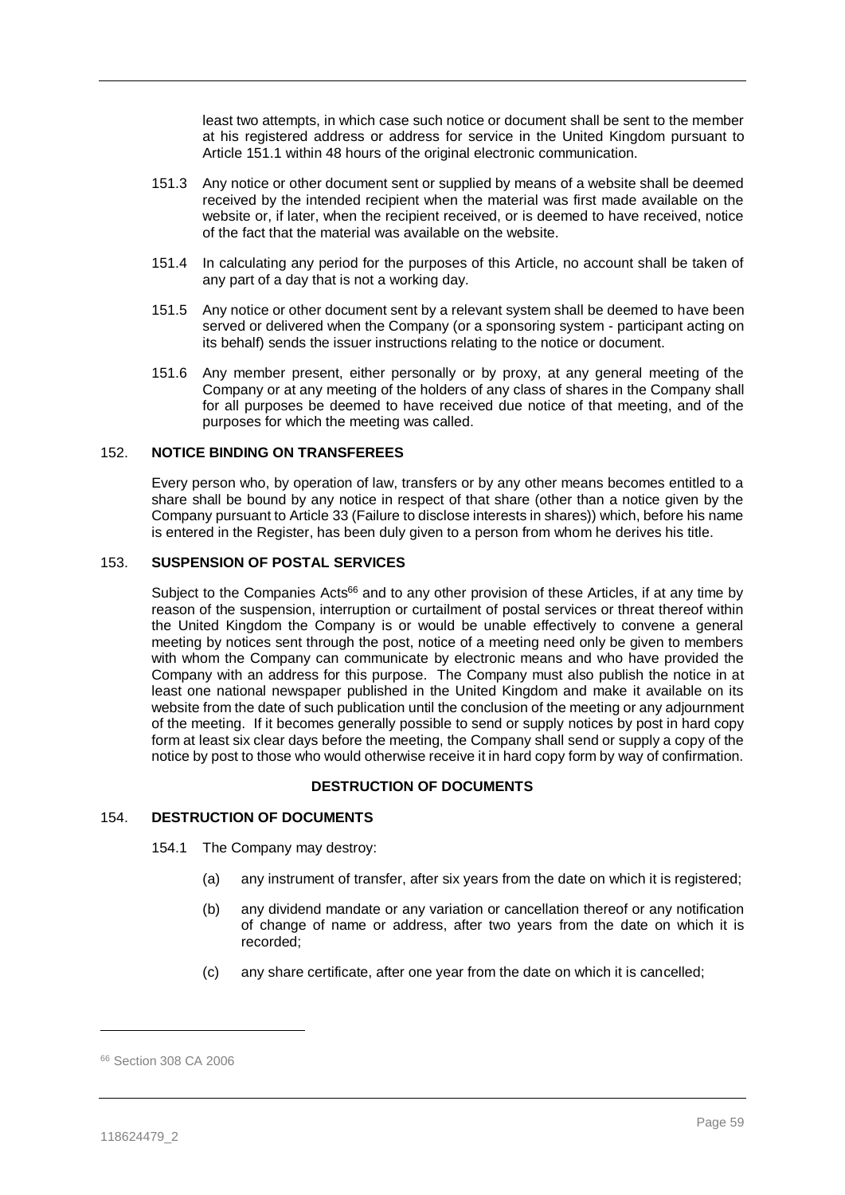least two attempts, in which case such notice or document shall be sent to the member at his registered address or address for service in the United Kingdom pursuant to Article 151.1 within 48 hours of the original electronic communication.

151.3 Any notice or other document sent or supplied by means of a website shall be deemed received by the intended recipient when the material was first made available on the website or, if later, when the recipient received, or is deemed to have received, notice of the fact that the material was available on the website.

151.4 In calculating any period for the purposes of this Article, no account shall be taken of any part of a day that is not a working day.

151.5 Any notice or other document sent by a relevant system shall be deemed to have been served or delivered when the Company (or a sponsoring system - participant acting on its behalf) sends the issuer instructions relating to the notice or document.

151.6 Any member present, either personally or by proxy, at any general meeting of the Company or at any meeting of the holders of any class of shares in the Company shall for all purposes be deemed to have received due notice of that meeting, and of the purposes for which the meeting was called.

### 152. NOTICE BINDING ON TRANSFEREES

Every person who, by operation of law, transfers or by any other means becomes entitled to a share shall be bound by any notice in respect of that share (other than a notice given by the Company pursuant to Article 33 (Failure to disclose interests in shares)) which, before his name is entered in the Register, has been duly given to a person from whom he derives his title.

### 153. SUSPENSION OF POSTAL SERVICES

Subject to the Companies Acts[66] and to any other provision of these Articles, if at any time by reason of the suspension, interruption or curtailment of postal services or threat thereof within the United Kingdom the Company is or would be unable effectively to convene a general meeting by notices sent through the post, notice of a meeting need only be given to members with whom the Company can communicate by electronic means and who have provided the Company with an address for this purpose. The Company must also publish the notice in at least one national newspaper published in the United Kingdom and make it available on its website from the date of such publication until the conclusion of the meeting or any adjournment of the meeting. If it becomes generally possible to send or supply notices by post in hard copy form at least six clear days before the meeting, the Company shall send or supply a copy of the notice by post to those who would otherwise receive it in hard copy form by way of confirmation.

## DESTRUCTION OF DOCUMENTS

### 154. DESTRUCTION OF DOCUMENTS

154.1 The Company may destroy:

(a) any instrument of transfer, after six years from the date on which it is registered;

(b) any dividend mandate or any variation or cancellation thereof or any notification of change of name or address, after two years from the date on which it is recorded;

(c) any share certificate, after one year from the date on which it is cancelled;

[66] Section 308 CA 2006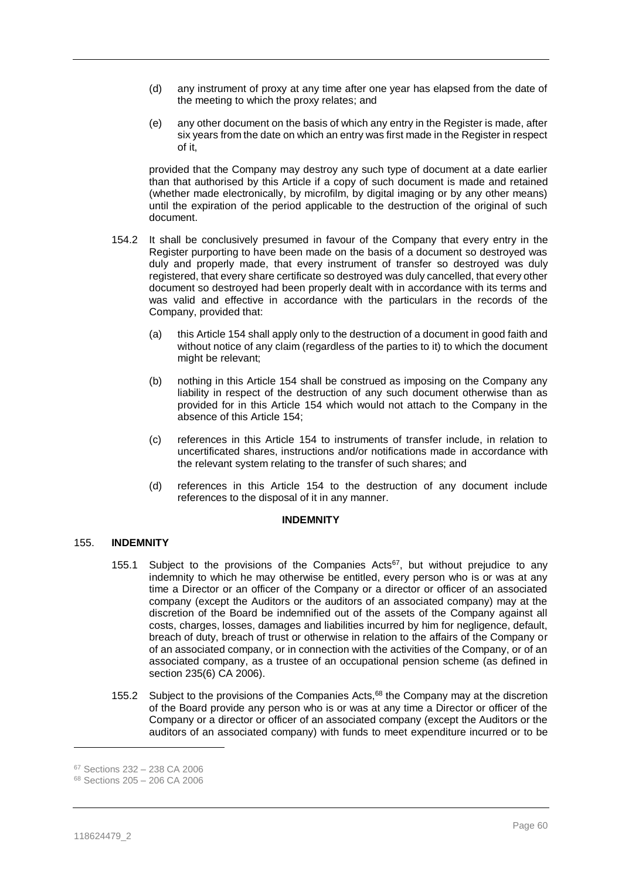(d) any instrument of proxy at any time after one year has elapsed from the date of the meeting to which the proxy relates; and

(e) any other document on the basis of which any entry in the Register is made, after six years from the date on which an entry was first made in the Register in respect of it,

provided that the Company may destroy any such type of document at a date earlier than that authorised by this Article if a copy of such document is made and retained (whether made electronically, by microfilm, by digital imaging or by any other means) until the expiration of the period applicable to the destruction of the original of such document.

154.2 It shall be conclusively presumed in favour of the Company that every entry in the Register purporting to have been made on the basis of a document so destroyed was duly and properly made, that every instrument of transfer so destroyed was duly registered, that every share certificate so destroyed was duly cancelled, that every other document so destroyed had been properly dealt with in accordance with its terms and was valid and effective in accordance with the particulars in the records of the Company, provided that:

(a) this Article 154 shall apply only to the destruction of a document in good faith and without notice of any claim (regardless of the parties to it) to which the document might be relevant;

(b) nothing in this Article 154 shall be construed as imposing on the Company any liability in respect of the destruction of any such document otherwise than as provided for in this Article 154 which would not attach to the Company in the absence of this Article 154;

(c) references in this Article 154 to instruments of transfer include, in relation to uncertificated shares, instructions and/or notifications made in accordance with the relevant system relating to the transfer of such shares; and

(d) references in this Article 154 to the destruction of any document include references to the disposal of it in any manner.

## INDEMNITY

### 155. INDEMNITY

155.1 Subject to the provisions of the Companies Acts[67], but without prejudice to any indemnity to which he may otherwise be entitled, every person who is or was at any time a Director or an officer of the Company or a director or officer of an associated company (except the Auditors or the auditors of an associated company) may at the discretion of the Board be indemnified out of the assets of the Company against all costs, charges, losses, damages and liabilities incurred by him for negligence, default, breach of duty, breach of trust or otherwise in relation to the affairs of the Company or of an associated company, or in connection with the activities of the Company, or of an associated company, as a trustee of an occupational pension scheme (as defined in section 235(6) CA 2006).

155.2 Subject to the provisions of the Companies Acts,[68] the Company may at the discretion of the Board provide any person who is or was at any time a Director or officer of the Company or a director or officer of an associated company (except the Auditors or the auditors of an associated company) with funds to meet expenditure incurred or to be

[67] Sections 232 – 238 CA 2006

[68] Sections 205 – 206 CA 2006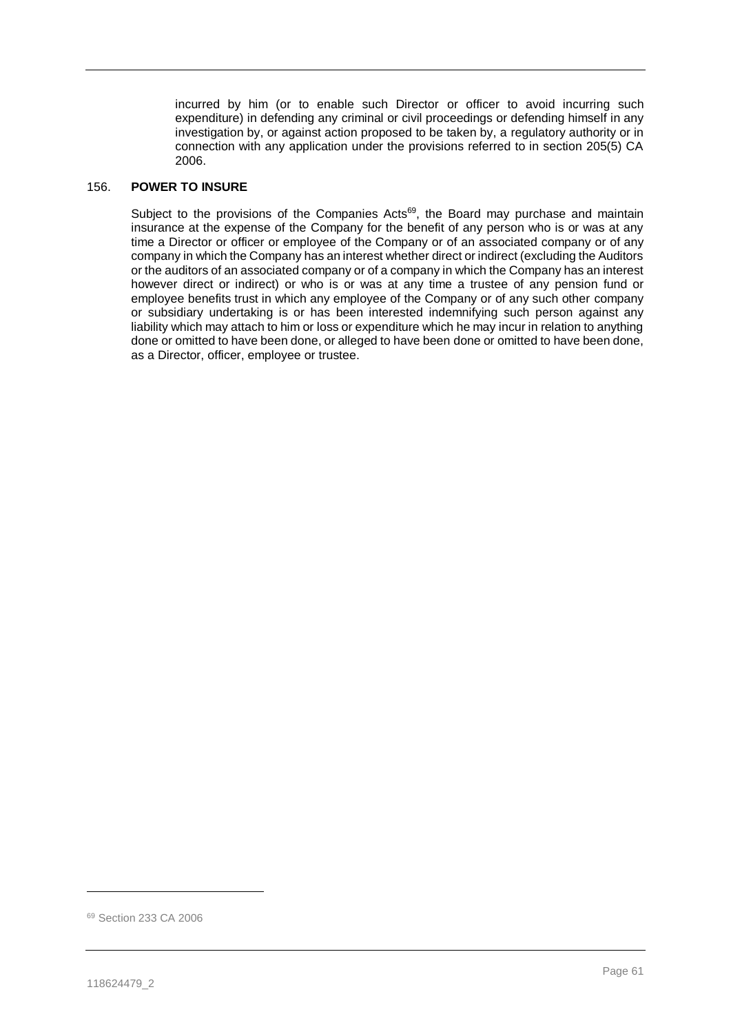incurred by him (or to enable such Director or officer to avoid incurring such expenditure) in defending any criminal or civil proceedings or defending himself in any investigation by, or against action proposed to be taken by, a regulatory authority or in connection with any application under the provisions referred to in section 205(5) CA 2006.

## 156. POWER TO INSURE

Subject to the provisions of the Companies Acts[69], the Board may purchase and maintain insurance at the expense of the Company for the benefit of any person who is or was at any time a Director or officer or employee of the Company or of an associated company or of any company in which the Company has an interest whether direct or indirect (excluding the Auditors or the auditors of an associated company or of a company in which the Company has an interest however direct or indirect) or who is or was at any time a trustee of any pension fund or employee benefits trust in which any employee of the Company or of any such other company or subsidiary undertaking is or has been interested indemnifying such person against any liability which may attach to him or loss or expenditure which he may incur in relation to anything done or omitted to have been done, or alleged to have been done or omitted to have been done, as a Director, officer, employee or trustee.

[69] Section 233 CA 2006